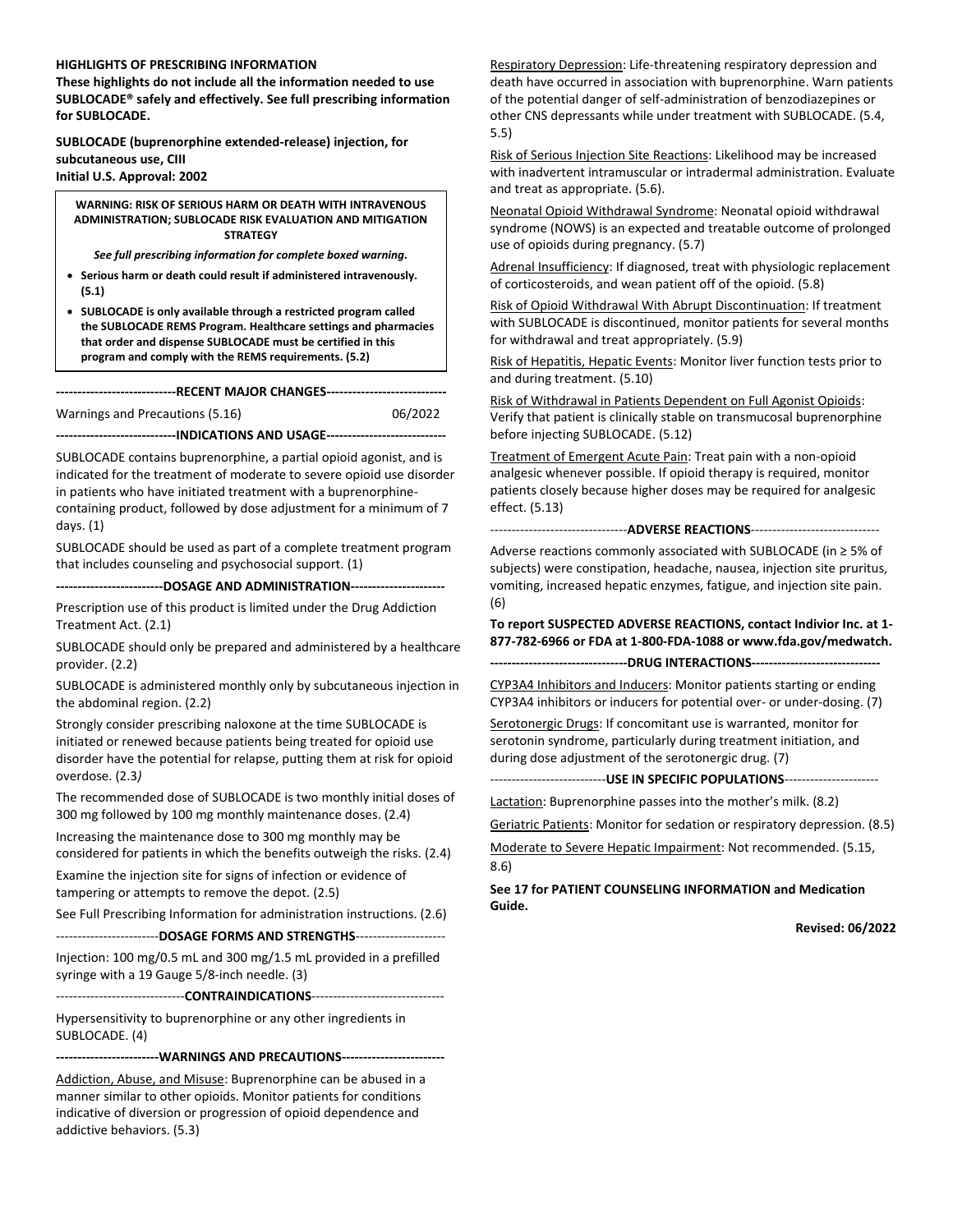**HIGHLIGHTS OF PRESCRIBING INFORMATION**

**These highlights do not include all the information needed to use SUBLOCADE® safely and effectively. See full prescribing information for SUBLOCADE.**

**SUBLOCADE (buprenorphine extended-release) injection, for subcutaneous use, CIII**
**Initial U.S. Approval: 2002**

> **WARNING: RISK OF SERIOUS HARM OR DEATH WITH INTRAVENOUS ADMINISTRATION; SUBLOCADE RISK EVALUATION AND MITIGATION STRATEGY**
>
> ***See full prescribing information for complete boxed warning.***
>
> - **Serious harm or death could result if administered intravenously. (5.1)**
> - **SUBLOCADE is only available through a restricted program called the SUBLOCADE REMS Program. Healthcare settings and pharmacies that order and dispense SUBLOCADE must be certified in this program and comply with the REMS requirements. (5.2)**

**----------------------------RECENT MAJOR CHANGES----------------------------**

| | |
|---|---|
| Warnings and Precautions (5.16) | 06/2022 |

**----------------------------INDICATIONS AND USAGE----------------------------**

SUBLOCADE contains buprenorphine, a partial opioid agonist, and is indicated for the treatment of moderate to severe opioid use disorder in patients who have initiated treatment with a buprenorphine-containing product, followed by dose adjustment for a minimum of 7 days. (1)

SUBLOCADE should be used as part of a complete treatment program that includes counseling and psychosocial support. (1)

**-------------------------DOSAGE AND ADMINISTRATION----------------------**

Prescription use of this product is limited under the Drug Addiction Treatment Act. (2.1)

SUBLOCADE should only be prepared and administered by a healthcare provider. (2.2)

SUBLOCADE is administered monthly only by subcutaneous injection in the abdominal region. (2.2)

Strongly consider prescribing naloxone at the time SUBLOCADE is initiated or renewed because patients being treated for opioid use disorder have the potential for relapse, putting them at risk for opioid overdose. (2.3*)*

The recommended dose of SUBLOCADE is two monthly initial doses of 300 mg followed by 100 mg monthly maintenance doses. (2.4)

Increasing the maintenance dose to 300 mg monthly may be considered for patients in which the benefits outweigh the risks. (2.4)

Examine the injection site for signs of infection or evidence of tampering or attempts to remove the depot. (2.5)

See Full Prescribing Information for administration instructions. (2.6)

------------------------**DOSAGE FORMS AND STRENGTHS**---------------------

Injection: 100 mg/0.5 mL and 300 mg/1.5 mL provided in a prefilled syringe with a 19 Gauge 5/8-inch needle. (3)

------------------------------**CONTRAINDICATIONS**-------------------------------

Hypersensitivity to buprenorphine or any other ingredients in SUBLOCADE. (4)

**------------------------WARNINGS AND PRECAUTIONS------------------------**

Addiction, Abuse, and Misuse: Buprenorphine can be abused in a manner similar to other opioids. Monitor patients for conditions indicative of diversion or progression of opioid dependence and addictive behaviors. (5.3)

Respiratory Depression: Life-threatening respiratory depression and death have occurred in association with buprenorphine. Warn patients of the potential danger of self-administration of benzodiazepines or other CNS depressants while under treatment with SUBLOCADE. (5.4, 5.5)

Risk of Serious Injection Site Reactions: Likelihood may be increased with inadvertent intramuscular or intradermal administration. Evaluate and treat as appropriate. (5.6).

Neonatal Opioid Withdrawal Syndrome: Neonatal opioid withdrawal syndrome (NOWS) is an expected and treatable outcome of prolonged use of opioids during pregnancy. (5.7)

Adrenal Insufficiency: If diagnosed, treat with physiologic replacement of corticosteroids, and wean patient off of the opioid. (5.8)

Risk of Opioid Withdrawal With Abrupt Discontinuation: If treatment with SUBLOCADE is discontinued, monitor patients for several months for withdrawal and treat appropriately. (5.9)

Risk of Hepatitis, Hepatic Events: Monitor liver function tests prior to and during treatment. (5.10)

Risk of Withdrawal in Patients Dependent on Full Agonist Opioids: Verify that patient is clinically stable on transmucosal buprenorphine before injecting SUBLOCADE. (5.12)

Treatment of Emergent Acute Pain: Treat pain with a non-opioid analgesic whenever possible. If opioid therapy is required, monitor patients closely because higher doses may be required for analgesic effect. (5.13)

--------------------------------**ADVERSE REACTIONS**------------------------------

Adverse reactions commonly associated with SUBLOCADE (in ≥ 5% of subjects) were constipation, headache, nausea, injection site pruritus, vomiting, increased hepatic enzymes, fatigue, and injection site pain. (6)

**To report SUSPECTED ADVERSE REACTIONS, contact Indivior Inc. at 1-877-782-6966 or FDA at 1-800-FDA-1088 or www.fda.gov/medwatch.**

**--------------------------------DRUG INTERACTIONS------------------------------**

CYP3A4 Inhibitors and Inducers: Monitor patients starting or ending CYP3A4 inhibitors or inducers for potential over- or under-dosing. (7)

Serotonergic Drugs: If concomitant use is warranted, monitor for serotonin syndrome, particularly during treatment initiation, and during dose adjustment of the serotonergic drug. (7)

---------------------------**USE IN SPECIFIC POPULATIONS**----------------------

Lactation: Buprenorphine passes into the mother's milk. (8.2)

Geriatric Patients: Monitor for sedation or respiratory depression. (8.5)

Moderate to Severe Hepatic Impairment: Not recommended. (5.15, 8.6)

**See 17 for PATIENT COUNSELING INFORMATION and Medication Guide.**

**Revised: 06/2022**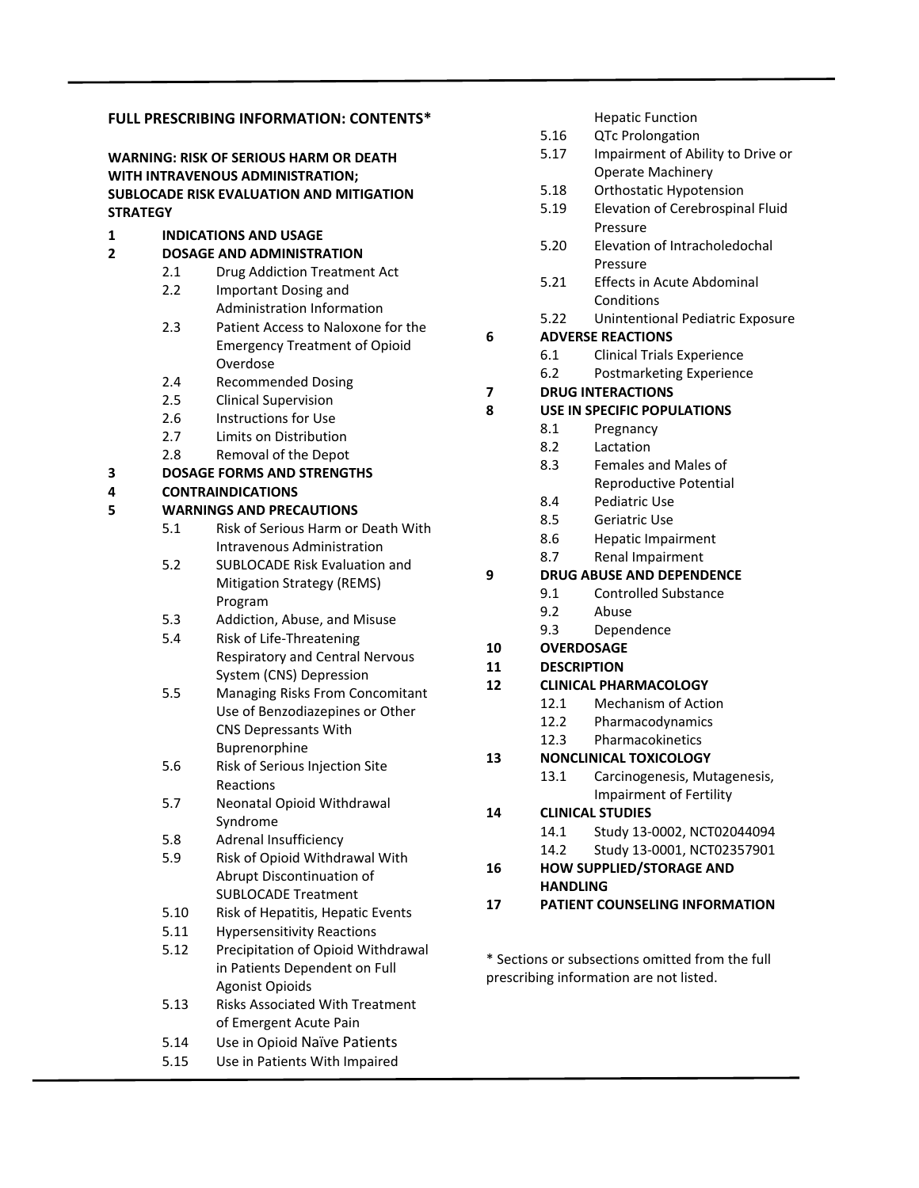**FULL PRESCRIBING INFORMATION: CONTENTS***

**WARNING: RISK OF SERIOUS HARM OR DEATH WITH INTRAVENOUS ADMINISTRATION; SUBLOCADE RISK EVALUATION AND MITIGATION STRATEGY**

**1 INDICATIONS AND USAGE**

**2 DOSAGE AND ADMINISTRATION**

- 2.1 Drug Addiction Treatment Act
- 2.2 Important Dosing and Administration Information
- 2.3 Patient Access to Naloxone for the Emergency Treatment of Opioid Overdose
- 2.4 Recommended Dosing
- 2.5 Clinical Supervision
- 2.6 Instructions for Use
- 2.7 Limits on Distribution
- 2.8 Removal of the Depot

**3 DOSAGE FORMS AND STRENGTHS**

**4 CONTRAINDICATIONS**

**5 WARNINGS AND PRECAUTIONS**

- 5.1 Risk of Serious Harm or Death With Intravenous Administration
- 5.2 SUBLOCADE Risk Evaluation and Mitigation Strategy (REMS) Program
- 5.3 Addiction, Abuse, and Misuse
- 5.4 Risk of Life-Threatening Respiratory and Central Nervous System (CNS) Depression
- 5.5 Managing Risks From Concomitant Use of Benzodiazepines or Other CNS Depressants With Buprenorphine
- 5.6 Risk of Serious Injection Site Reactions
- 5.7 Neonatal Opioid Withdrawal Syndrome
- 5.8 Adrenal Insufficiency
- 5.9 Risk of Opioid Withdrawal With Abrupt Discontinuation of SUBLOCADE Treatment
- 5.10 Risk of Hepatitis, Hepatic Events
- 5.11 Hypersensitivity Reactions
- 5.12 Precipitation of Opioid Withdrawal in Patients Dependent on Full Agonist Opioids
- 5.13 Risks Associated With Treatment of Emergent Acute Pain
- 5.14 Use in Opioid Naïve Patients
- 5.15 Use in Patients With Impaired Hepatic Function
- 5.16 QTc Prolongation
- 5.17 Impairment of Ability to Drive or Operate Machinery
- 5.18 Orthostatic Hypotension
- 5.19 Elevation of Cerebrospinal Fluid Pressure
- 5.20 Elevation of Intracholedochal Pressure
- 5.21 Effects in Acute Abdominal Conditions
- 5.22 Unintentional Pediatric Exposure

**6 ADVERSE REACTIONS**

- 6.1 Clinical Trials Experience
- 6.2 Postmarketing Experience

**7 DRUG INTERACTIONS**

**8 USE IN SPECIFIC POPULATIONS**

- 8.1 Pregnancy
- 8.2 Lactation
- 8.3 Females and Males of Reproductive Potential
- 8.4 Pediatric Use
- 8.5 Geriatric Use
- 8.6 Hepatic Impairment
- 8.7 Renal Impairment

**9 DRUG ABUSE AND DEPENDENCE**

- 9.1 Controlled Substance
- 9.2 Abuse
- 9.3 Dependence

**10 OVERDOSAGE**

**11 DESCRIPTION**

**12 CLINICAL PHARMACOLOGY**

- 12.1 Mechanism of Action
- 12.2 Pharmacodynamics
- 12.3 Pharmacokinetics

**13 NONCLINICAL TOXICOLOGY**

- 13.1 Carcinogenesis, Mutagenesis, Impairment of Fertility

**14 CLINICAL STUDIES**

- 14.1 Study 13-0002, NCT02044094
- 14.2 Study 13-0001, NCT02357901

**16 HOW SUPPLIED/STORAGE AND HANDLING**

**17 PATIENT COUNSELING INFORMATION**

* Sections or subsections omitted from the full prescribing information are not listed.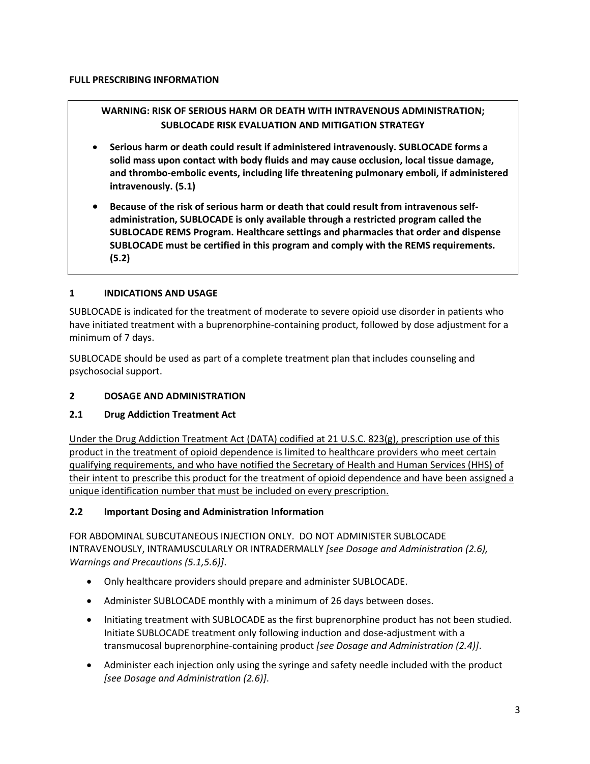**FULL PRESCRIBING INFORMATION**

**WARNING: RISK OF SERIOUS HARM OR DEATH WITH INTRAVENOUS ADMINISTRATION; SUBLOCADE RISK EVALUATION AND MITIGATION STRATEGY**

- **Serious harm or death could result if administered intravenously. SUBLOCADE forms a solid mass upon contact with body fluids and may cause occlusion, local tissue damage, and thrombo-embolic events, including life threatening pulmonary emboli, if administered intravenously. (5.1)**
- **Because of the risk of serious harm or death that could result from intravenous self-administration, SUBLOCADE is only available through a restricted program called the SUBLOCADE REMS Program. Healthcare settings and pharmacies that order and dispense SUBLOCADE must be certified in this program and comply with the REMS requirements. (5.2)**

## 1 INDICATIONS AND USAGE

SUBLOCADE is indicated for the treatment of moderate to severe opioid use disorder in patients who have initiated treatment with a buprenorphine-containing product, followed by dose adjustment for a minimum of 7 days.

SUBLOCADE should be used as part of a complete treatment plan that includes counseling and psychosocial support.

## 2 DOSAGE AND ADMINISTRATION

### 2.1 Drug Addiction Treatment Act

<u>Under the Drug Addiction Treatment Act (DATA) codified at 21 U.S.C. 823(g), prescription use of this product in the treatment of opioid dependence is limited to healthcare providers who meet certain qualifying requirements, and who have notified the Secretary of Health and Human Services (HHS) of their intent to prescribe this product for the treatment of opioid dependence and have been assigned a unique identification number that must be included on every prescription.</u>

### 2.2 Important Dosing and Administration Information

FOR ABDOMINAL SUBCUTANEOUS INJECTION ONLY. DO NOT ADMINISTER SUBLOCADE INTRAVENOUSLY, INTRAMUSCULARLY OR INTRADERMALLY *[see Dosage and Administration (2.6), Warnings and Precautions (5.1,5.6)]*.

- Only healthcare providers should prepare and administer SUBLOCADE.
- Administer SUBLOCADE monthly with a minimum of 26 days between doses.
- Initiating treatment with SUBLOCADE as the first buprenorphine product has not been studied. Initiate SUBLOCADE treatment only following induction and dose-adjustment with a transmucosal buprenorphine-containing product *[see Dosage and Administration (2.4)]*.
- Administer each injection only using the syringe and safety needle included with the product *[see Dosage and Administration (2.6)]*.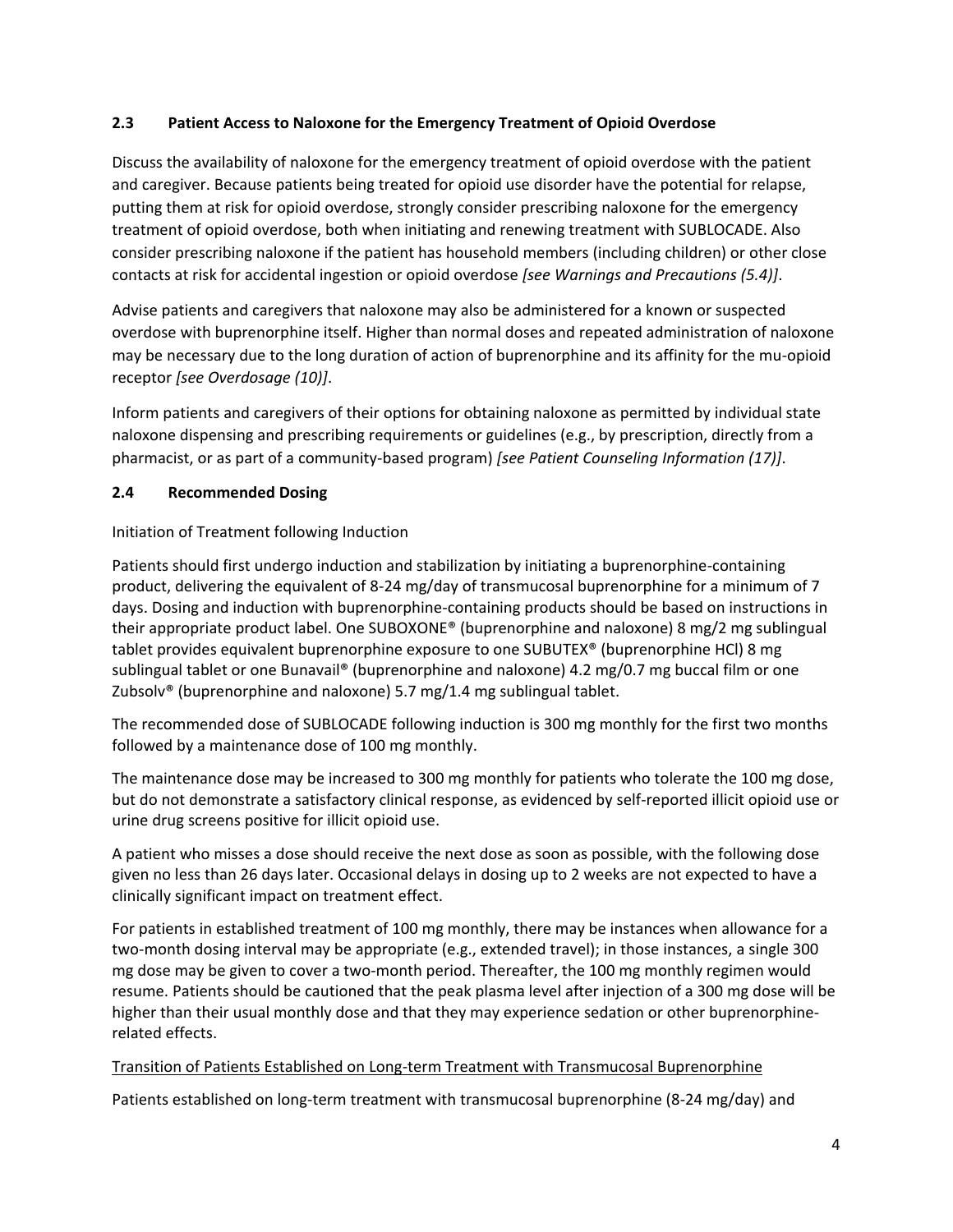### 2.3 Patient Access to Naloxone for the Emergency Treatment of Opioid Overdose

Discuss the availability of naloxone for the emergency treatment of opioid overdose with the patient and caregiver. Because patients being treated for opioid use disorder have the potential for relapse, putting them at risk for opioid overdose, strongly consider prescribing naloxone for the emergency treatment of opioid overdose, both when initiating and renewing treatment with SUBLOCADE. Also consider prescribing naloxone if the patient has household members (including children) or other close contacts at risk for accidental ingestion or opioid overdose *[see Warnings and Precautions (5.4)]*.

Advise patients and caregivers that naloxone may also be administered for a known or suspected overdose with buprenorphine itself. Higher than normal doses and repeated administration of naloxone may be necessary due to the long duration of action of buprenorphine and its affinity for the mu-opioid receptor *[see Overdosage (10)]*.

Inform patients and caregivers of their options for obtaining naloxone as permitted by individual state naloxone dispensing and prescribing requirements or guidelines (e.g., by prescription, directly from a pharmacist, or as part of a community-based program) *[see Patient Counseling Information (17)]*.

### 2.4 Recommended Dosing

Initiation of Treatment following Induction

Patients should first undergo induction and stabilization by initiating a buprenorphine-containing product, delivering the equivalent of 8-24 mg/day of transmucosal buprenorphine for a minimum of 7 days. Dosing and induction with buprenorphine-containing products should be based on instructions in their appropriate product label. One SUBOXONE® (buprenorphine and naloxone) 8 mg/2 mg sublingual tablet provides equivalent buprenorphine exposure to one SUBUTEX® (buprenorphine HCl) 8 mg sublingual tablet or one Bunavail® (buprenorphine and naloxone) 4.2 mg/0.7 mg buccal film or one Zubsolv® (buprenorphine and naloxone) 5.7 mg/1.4 mg sublingual tablet.

The recommended dose of SUBLOCADE following induction is 300 mg monthly for the first two months followed by a maintenance dose of 100 mg monthly.

The maintenance dose may be increased to 300 mg monthly for patients who tolerate the 100 mg dose, but do not demonstrate a satisfactory clinical response, as evidenced by self-reported illicit opioid use or urine drug screens positive for illicit opioid use.

A patient who misses a dose should receive the next dose as soon as possible, with the following dose given no less than 26 days later. Occasional delays in dosing up to 2 weeks are not expected to have a clinically significant impact on treatment effect.

For patients in established treatment of 100 mg monthly, there may be instances when allowance for a two-month dosing interval may be appropriate (e.g., extended travel); in those instances, a single 300 mg dose may be given to cover a two-month period. Thereafter, the 100 mg monthly regimen would resume. Patients should be cautioned that the peak plasma level after injection of a 300 mg dose will be higher than their usual monthly dose and that they may experience sedation or other buprenorphine-related effects.

<u>Transition of Patients Established on Long-term Treatment with Transmucosal Buprenorphine</u>

Patients established on long-term treatment with transmucosal buprenorphine (8-24 mg/day) and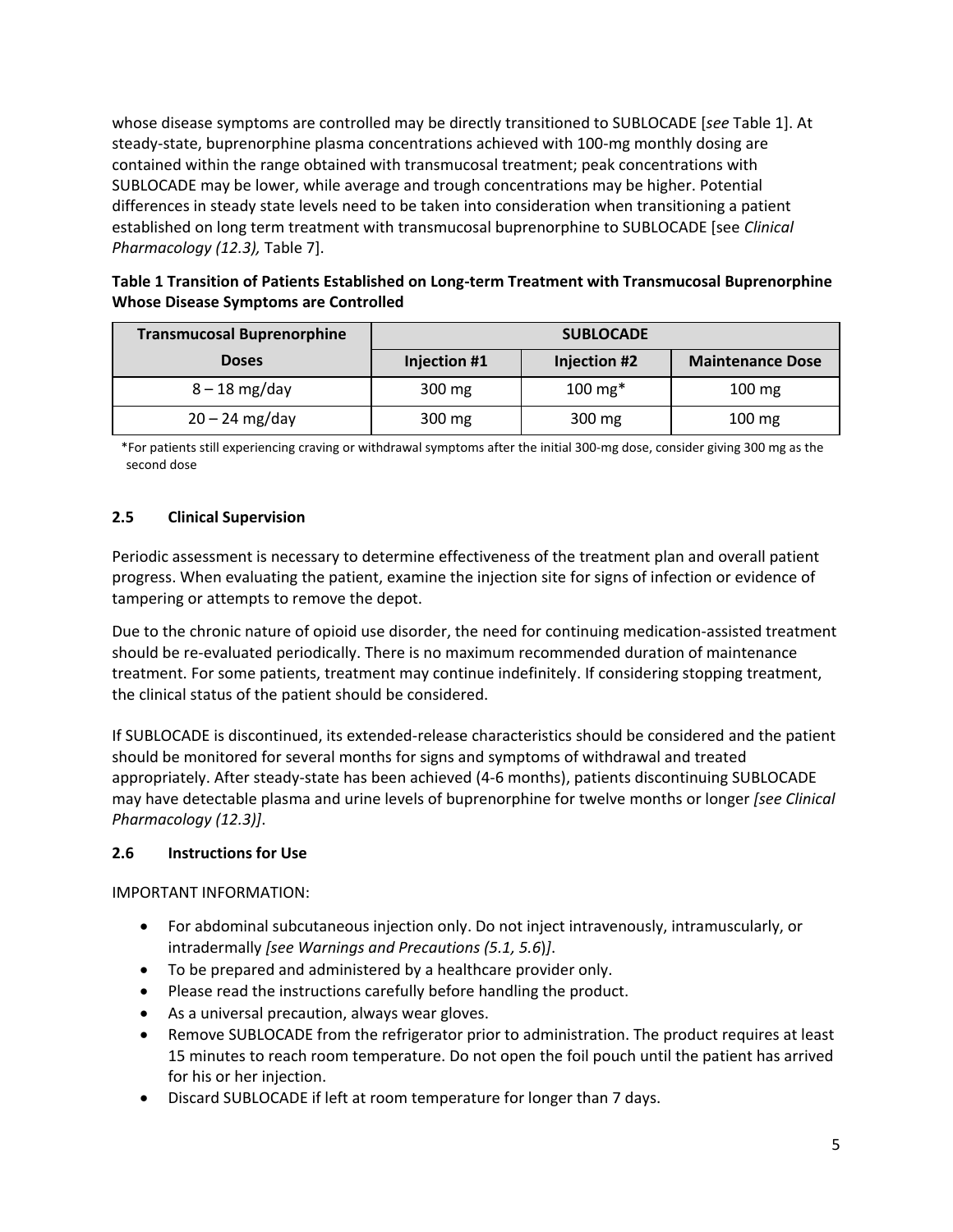whose disease symptoms are controlled may be directly transitioned to SUBLOCADE [*see* Table 1]. At steady-state, buprenorphine plasma concentrations achieved with 100-mg monthly dosing are contained within the range obtained with transmucosal treatment; peak concentrations with SUBLOCADE may be lower, while average and trough concentrations may be higher. Potential differences in steady state levels need to be taken into consideration when transitioning a patient established on long term treatment with transmucosal buprenorphine to SUBLOCADE [see *Clinical Pharmacology (12.3),* Table 7].

**Table 1 Transition of Patients Established on Long-term Treatment with Transmucosal Buprenorphine Whose Disease Symptoms are Controlled**

| Transmucosal Buprenorphine Doses | SUBLOCADE | | |
|---|---|---|---|
| | Injection #1 | Injection #2 | Maintenance Dose |
| 8 – 18 mg/day | 300 mg | 100 mg* | 100 mg |
| 20 – 24 mg/day | 300 mg | 300 mg | 100 mg |

*For patients still experiencing craving or withdrawal symptoms after the initial 300-mg dose, consider giving 300 mg as the second dose

### 2.5 Clinical Supervision

Periodic assessment is necessary to determine effectiveness of the treatment plan and overall patient progress. When evaluating the patient, examine the injection site for signs of infection or evidence of tampering or attempts to remove the depot.

Due to the chronic nature of opioid use disorder, the need for continuing medication-assisted treatment should be re-evaluated periodically. There is no maximum recommended duration of maintenance treatment. For some patients, treatment may continue indefinitely. If considering stopping treatment, the clinical status of the patient should be considered.

If SUBLOCADE is discontinued, its extended-release characteristics should be considered and the patient should be monitored for several months for signs and symptoms of withdrawal and treated appropriately. After steady-state has been achieved (4-6 months), patients discontinuing SUBLOCADE may have detectable plasma and urine levels of buprenorphine for twelve months or longer *[see Clinical Pharmacology (12.3)]*.

### 2.6 Instructions for Use

IMPORTANT INFORMATION:

- For abdominal subcutaneous injection only. Do not inject intravenously, intramuscularly, or intradermally *[see Warnings and Precautions (5.1, 5.6)]*.
- To be prepared and administered by a healthcare provider only.
- Please read the instructions carefully before handling the product.
- As a universal precaution, always wear gloves.
- Remove SUBLOCADE from the refrigerator prior to administration. The product requires at least 15 minutes to reach room temperature. Do not open the foil pouch until the patient has arrived for his or her injection.
- Discard SUBLOCADE if left at room temperature for longer than 7 days.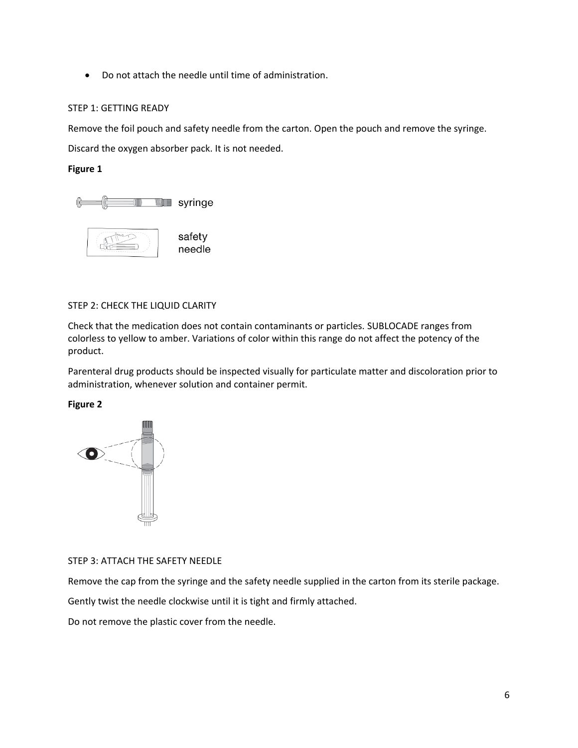- Do not attach the needle until time of administration.

STEP 1: GETTING READY

Remove the foil pouch and safety needle from the carton. Open the pouch and remove the syringe.

Discard the oxygen absorber pack. It is not needed.

**Figure 1**

syringe

safety needle

STEP 2: CHECK THE LIQUID CLARITY

Check that the medication does not contain contaminants or particles. SUBLOCADE ranges from colorless to yellow to amber. Variations of color within this range do not affect the potency of the product.

Parenteral drug products should be inspected visually for particulate matter and discoloration prior to administration, whenever solution and container permit.

**Figure 2**

STEP 3: ATTACH THE SAFETY NEEDLE

Remove the cap from the syringe and the safety needle supplied in the carton from its sterile package.

Gently twist the needle clockwise until it is tight and firmly attached.

Do not remove the plastic cover from the needle.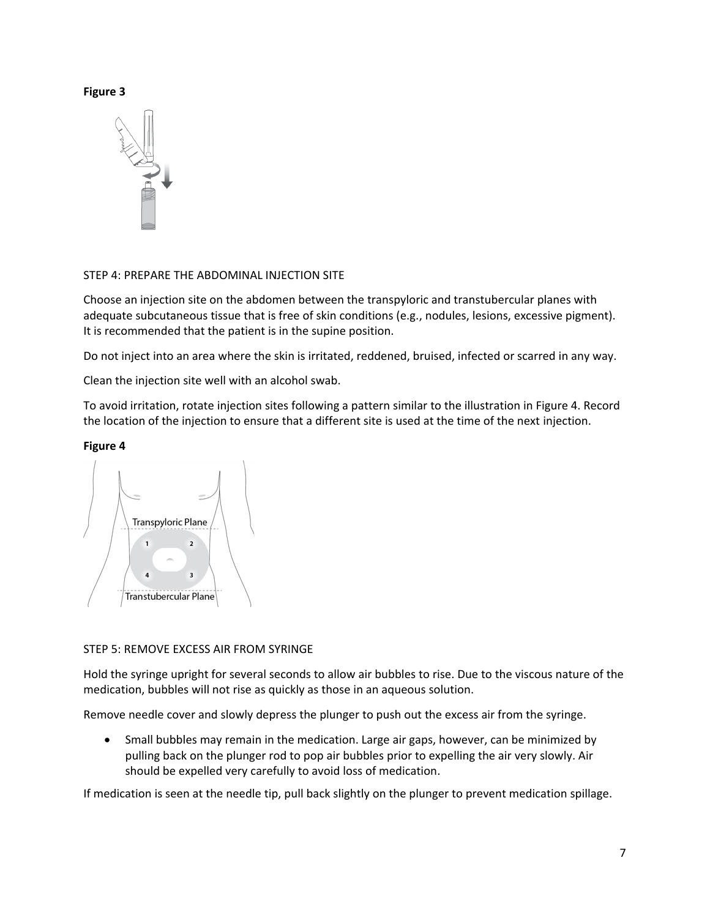**Figure 3**

STEP 4: PREPARE THE ABDOMINAL INJECTION SITE

Choose an injection site on the abdomen between the transpyloric and transtubercular planes with adequate subcutaneous tissue that is free of skin conditions (e.g., nodules, lesions, excessive pigment). It is recommended that the patient is in the supine position.

Do not inject into an area where the skin is irritated, reddened, bruised, infected or scarred in any way.

Clean the injection site well with an alcohol swab.

To avoid irritation, rotate injection sites following a pattern similar to the illustration in Figure 4. Record the location of the injection to ensure that a different site is used at the time of the next injection.

**Figure 4**

STEP 5: REMOVE EXCESS AIR FROM SYRINGE

Hold the syringe upright for several seconds to allow air bubbles to rise. Due to the viscous nature of the medication, bubbles will not rise as quickly as those in an aqueous solution.

Remove needle cover and slowly depress the plunger to push out the excess air from the syringe.

- Small bubbles may remain in the medication. Large air gaps, however, can be minimized by pulling back on the plunger rod to pop air bubbles prior to expelling the air very slowly. Air should be expelled very carefully to avoid loss of medication.

If medication is seen at the needle tip, pull back slightly on the plunger to prevent medication spillage.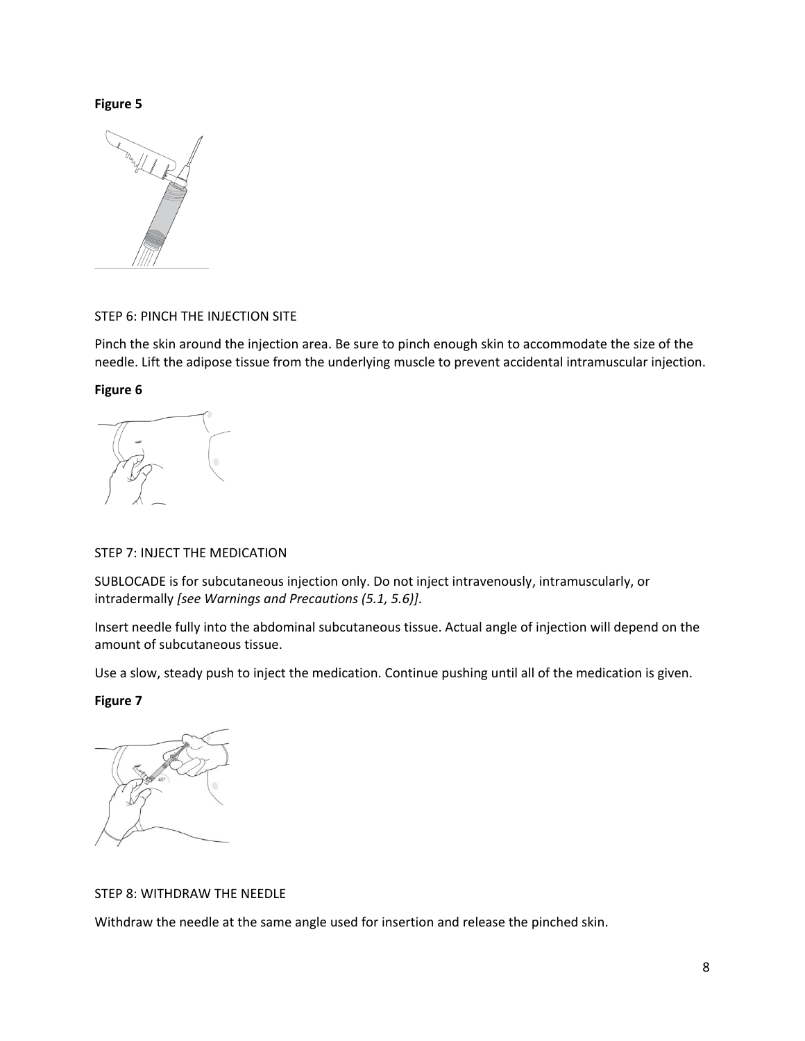**Figure 5**

STEP 6: PINCH THE INJECTION SITE

Pinch the skin around the injection area. Be sure to pinch enough skin to accommodate the size of the needle. Lift the adipose tissue from the underlying muscle to prevent accidental intramuscular injection.

**Figure 6**

STEP 7: INJECT THE MEDICATION

SUBLOCADE is for subcutaneous injection only. Do not inject intravenously, intramuscularly, or intradermally *[see Warnings and Precautions (5.1, 5.6)]*.

Insert needle fully into the abdominal subcutaneous tissue. Actual angle of injection will depend on the amount of subcutaneous tissue.

Use a slow, steady push to inject the medication. Continue pushing until all of the medication is given.

**Figure 7**

STEP 8: WITHDRAW THE NEEDLE

Withdraw the needle at the same angle used for insertion and release the pinched skin.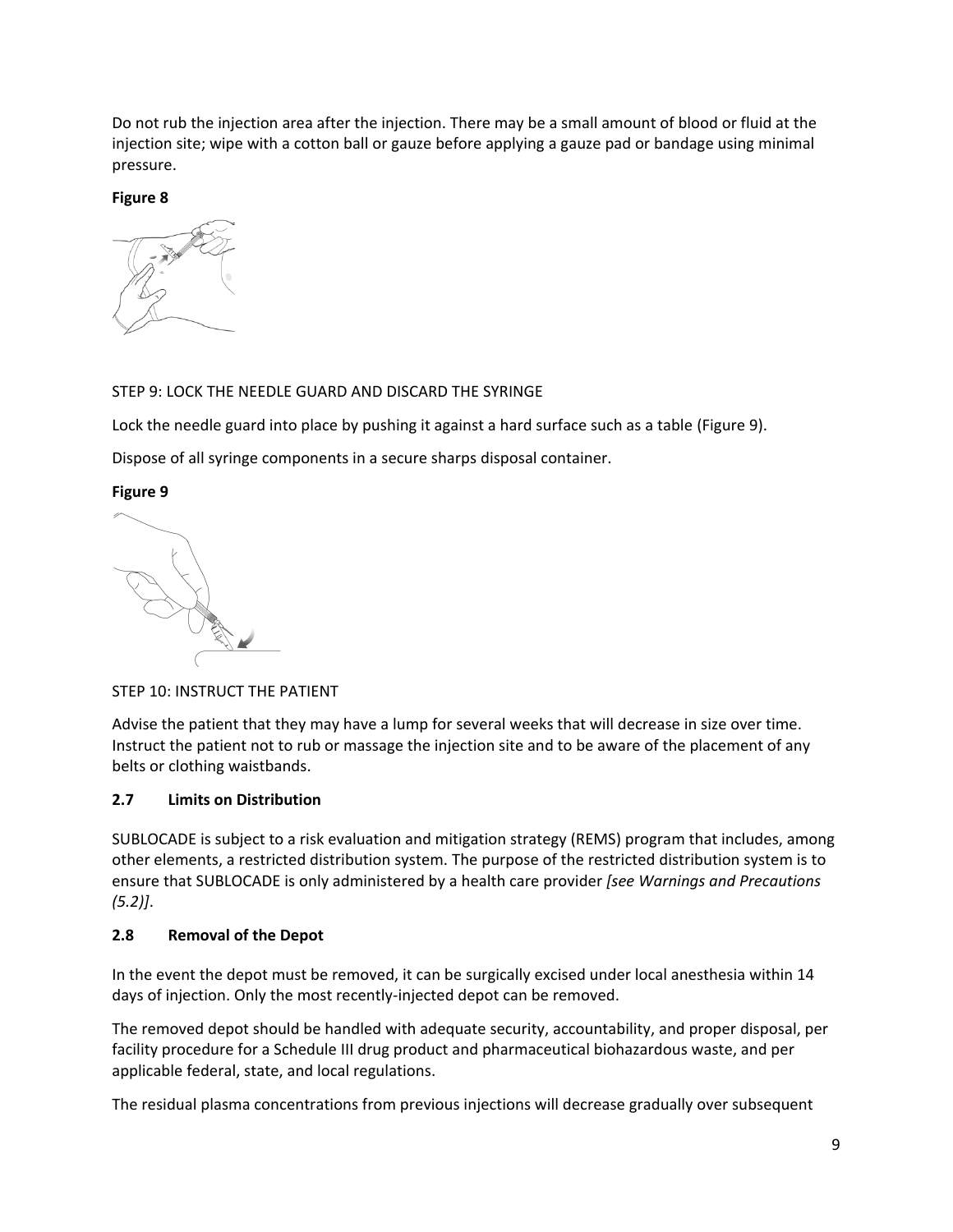Do not rub the injection area after the injection. There may be a small amount of blood or fluid at the injection site; wipe with a cotton ball or gauze before applying a gauze pad or bandage using minimal pressure.

**Figure 8**

STEP 9: LOCK THE NEEDLE GUARD AND DISCARD THE SYRINGE

Lock the needle guard into place by pushing it against a hard surface such as a table (Figure 9).

Dispose of all syringe components in a secure sharps disposal container.

**Figure 9**

STEP 10: INSTRUCT THE PATIENT

Advise the patient that they may have a lump for several weeks that will decrease in size over time. Instruct the patient not to rub or massage the injection site and to be aware of the placement of any belts or clothing waistbands.

### 2.7 Limits on Distribution

SUBLOCADE is subject to a risk evaluation and mitigation strategy (REMS) program that includes, among other elements, a restricted distribution system. The purpose of the restricted distribution system is to ensure that SUBLOCADE is only administered by a health care provider *[see Warnings and Precautions (5.2)]*.

### 2.8 Removal of the Depot

In the event the depot must be removed, it can be surgically excised under local anesthesia within 14 days of injection. Only the most recently-injected depot can be removed.

The removed depot should be handled with adequate security, accountability, and proper disposal, per facility procedure for a Schedule III drug product and pharmaceutical biohazardous waste, and per applicable federal, state, and local regulations.

The residual plasma concentrations from previous injections will decrease gradually over subsequent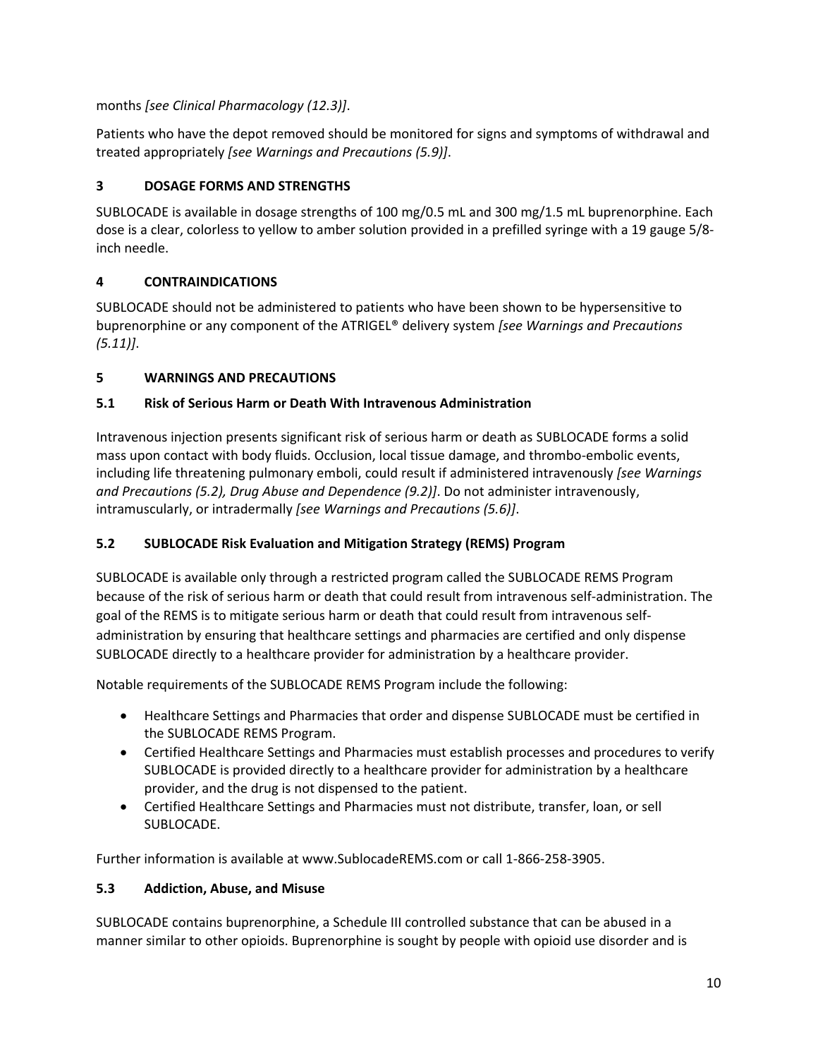months *[see Clinical Pharmacology (12.3)]*.

Patients who have the depot removed should be monitored for signs and symptoms of withdrawal and treated appropriately *[see Warnings and Precautions (5.9)]*.

## 3 DOSAGE FORMS AND STRENGTHS

SUBLOCADE is available in dosage strengths of 100 mg/0.5 mL and 300 mg/1.5 mL buprenorphine. Each dose is a clear, colorless to yellow to amber solution provided in a prefilled syringe with a 19 gauge 5/8-inch needle.

## 4 CONTRAINDICATIONS

SUBLOCADE should not be administered to patients who have been shown to be hypersensitive to buprenorphine or any component of the ATRIGEL® delivery system *[see Warnings and Precautions (5.11)]*.

## 5 WARNINGS AND PRECAUTIONS

### 5.1 Risk of Serious Harm or Death With Intravenous Administration

Intravenous injection presents significant risk of serious harm or death as SUBLOCADE forms a solid mass upon contact with body fluids. Occlusion, local tissue damage, and thrombo-embolic events, including life threatening pulmonary emboli, could result if administered intravenously *[see Warnings and Precautions (5.2), Drug Abuse and Dependence (9.2)]*. Do not administer intravenously, intramuscularly, or intradermally *[see Warnings and Precautions (5.6)]*.

### 5.2 SUBLOCADE Risk Evaluation and Mitigation Strategy (REMS) Program

SUBLOCADE is available only through a restricted program called the SUBLOCADE REMS Program because of the risk of serious harm or death that could result from intravenous self-administration. The goal of the REMS is to mitigate serious harm or death that could result from intravenous self-administration by ensuring that healthcare settings and pharmacies are certified and only dispense SUBLOCADE directly to a healthcare provider for administration by a healthcare provider.

Notable requirements of the SUBLOCADE REMS Program include the following:

- Healthcare Settings and Pharmacies that order and dispense SUBLOCADE must be certified in the SUBLOCADE REMS Program.
- Certified Healthcare Settings and Pharmacies must establish processes and procedures to verify SUBLOCADE is provided directly to a healthcare provider for administration by a healthcare provider, and the drug is not dispensed to the patient.
- Certified Healthcare Settings and Pharmacies must not distribute, transfer, loan, or sell SUBLOCADE.

Further information is available at www.SublocadeREMS.com or call 1-866-258-3905.

### 5.3 Addiction, Abuse, and Misuse

SUBLOCADE contains buprenorphine, a Schedule III controlled substance that can be abused in a manner similar to other opioids. Buprenorphine is sought by people with opioid use disorder and is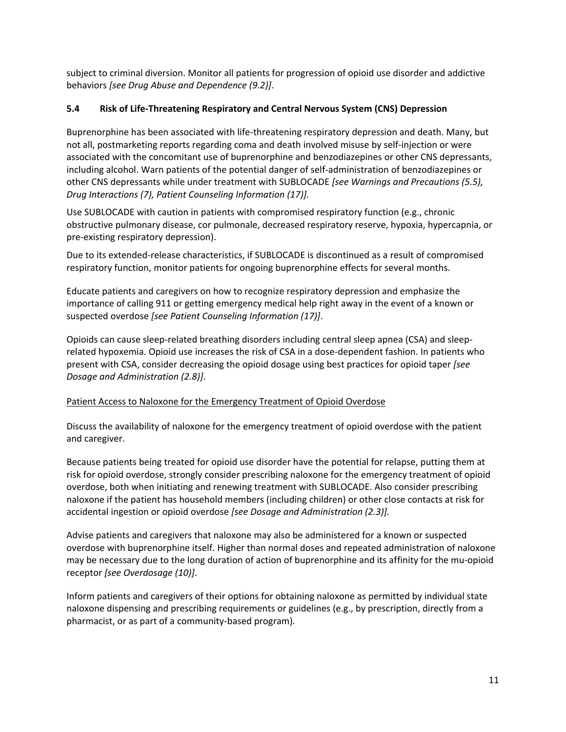subject to criminal diversion. Monitor all patients for progression of opioid use disorder and addictive behaviors *[see Drug Abuse and Dependence (9.2)]*.

### 5.4 Risk of Life-Threatening Respiratory and Central Nervous System (CNS) Depression

Buprenorphine has been associated with life-threatening respiratory depression and death. Many, but not all, postmarketing reports regarding coma and death involved misuse by self-injection or were associated with the concomitant use of buprenorphine and benzodiazepines or other CNS depressants, including alcohol. Warn patients of the potential danger of self-administration of benzodiazepines or other CNS depressants while under treatment with SUBLOCADE *[see Warnings and Precautions (5.5), Drug Interactions (7), Patient Counseling Information (17)].*

Use SUBLOCADE with caution in patients with compromised respiratory function (e.g., chronic obstructive pulmonary disease, cor pulmonale, decreased respiratory reserve, hypoxia, hypercapnia, or pre-existing respiratory depression).

Due to its extended-release characteristics, if SUBLOCADE is discontinued as a result of compromised respiratory function, monitor patients for ongoing buprenorphine effects for several months.

Educate patients and caregivers on how to recognize respiratory depression and emphasize the importance of calling 911 or getting emergency medical help right away in the event of a known or suspected overdose *[see Patient Counseling Information (17)]*.

Opioids can cause sleep-related breathing disorders including central sleep apnea (CSA) and sleep-related hypoxemia. Opioid use increases the risk of CSA in a dose-dependent fashion. In patients who present with CSA, consider decreasing the opioid dosage using best practices for opioid taper *[see Dosage and Administration (2.8)]*.

<u>Patient Access to Naloxone for the Emergency Treatment of Opioid Overdose</u>

Discuss the availability of naloxone for the emergency treatment of opioid overdose with the patient and caregiver.

Because patients being treated for opioid use disorder have the potential for relapse, putting them at risk for opioid overdose, strongly consider prescribing naloxone for the emergency treatment of opioid overdose, both when initiating and renewing treatment with SUBLOCADE. Also consider prescribing naloxone if the patient has household members (including children) or other close contacts at risk for accidental ingestion or opioid overdose *[see Dosage and Administration (2.3)].*

Advise patients and caregivers that naloxone may also be administered for a known or suspected overdose with buprenorphine itself. Higher than normal doses and repeated administration of naloxone may be necessary due to the long duration of action of buprenorphine and its affinity for the mu-opioid receptor *[see Overdosage (10)]*.

Inform patients and caregivers of their options for obtaining naloxone as permitted by individual state naloxone dispensing and prescribing requirements or guidelines (e.g., by prescription, directly from a pharmacist, or as part of a community-based program).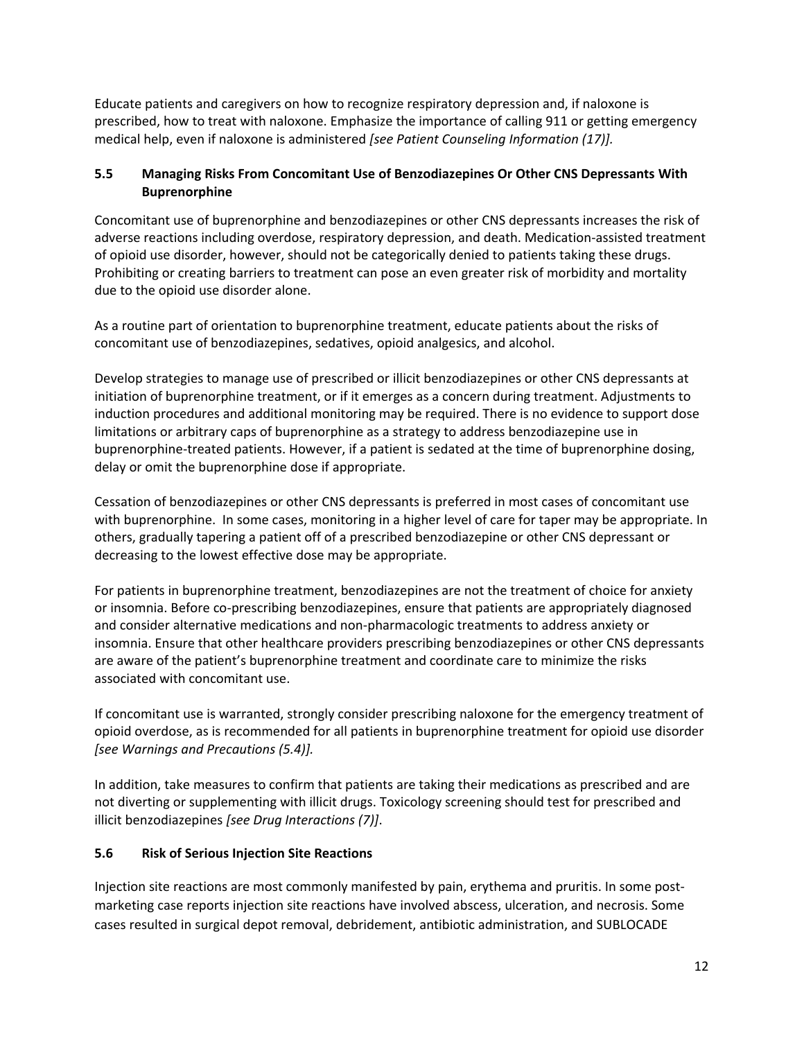Educate patients and caregivers on how to recognize respiratory depression and, if naloxone is prescribed, how to treat with naloxone. Emphasize the importance of calling 911 or getting emergency medical help, even if naloxone is administered *[see Patient Counseling Information (17)]*.

### 5.5 Managing Risks From Concomitant Use of Benzodiazepines Or Other CNS Depressants With Buprenorphine

Concomitant use of buprenorphine and benzodiazepines or other CNS depressants increases the risk of adverse reactions including overdose, respiratory depression, and death. Medication-assisted treatment of opioid use disorder, however, should not be categorically denied to patients taking these drugs. Prohibiting or creating barriers to treatment can pose an even greater risk of morbidity and mortality due to the opioid use disorder alone.

As a routine part of orientation to buprenorphine treatment, educate patients about the risks of concomitant use of benzodiazepines, sedatives, opioid analgesics, and alcohol.

Develop strategies to manage use of prescribed or illicit benzodiazepines or other CNS depressants at initiation of buprenorphine treatment, or if it emerges as a concern during treatment. Adjustments to induction procedures and additional monitoring may be required. There is no evidence to support dose limitations or arbitrary caps of buprenorphine as a strategy to address benzodiazepine use in buprenorphine-treated patients. However, if a patient is sedated at the time of buprenorphine dosing, delay or omit the buprenorphine dose if appropriate.

Cessation of benzodiazepines or other CNS depressants is preferred in most cases of concomitant use with buprenorphine. In some cases, monitoring in a higher level of care for taper may be appropriate. In others, gradually tapering a patient off of a prescribed benzodiazepine or other CNS depressant or decreasing to the lowest effective dose may be appropriate.

For patients in buprenorphine treatment, benzodiazepines are not the treatment of choice for anxiety or insomnia. Before co-prescribing benzodiazepines, ensure that patients are appropriately diagnosed and consider alternative medications and non-pharmacologic treatments to address anxiety or insomnia. Ensure that other healthcare providers prescribing benzodiazepines or other CNS depressants are aware of the patient's buprenorphine treatment and coordinate care to minimize the risks associated with concomitant use.

If concomitant use is warranted, strongly consider prescribing naloxone for the emergency treatment of opioid overdose, as is recommended for all patients in buprenorphine treatment for opioid use disorder *[see Warnings and Precautions (5.4)]*.

In addition, take measures to confirm that patients are taking their medications as prescribed and are not diverting or supplementing with illicit drugs. Toxicology screening should test for prescribed and illicit benzodiazepines *[see Drug Interactions (7)]*.

### 5.6 Risk of Serious Injection Site Reactions

Injection site reactions are most commonly manifested by pain, erythema and pruritis. In some post-marketing case reports injection site reactions have involved abscess, ulceration, and necrosis. Some cases resulted in surgical depot removal, debridement, antibiotic administration, and SUBLOCADE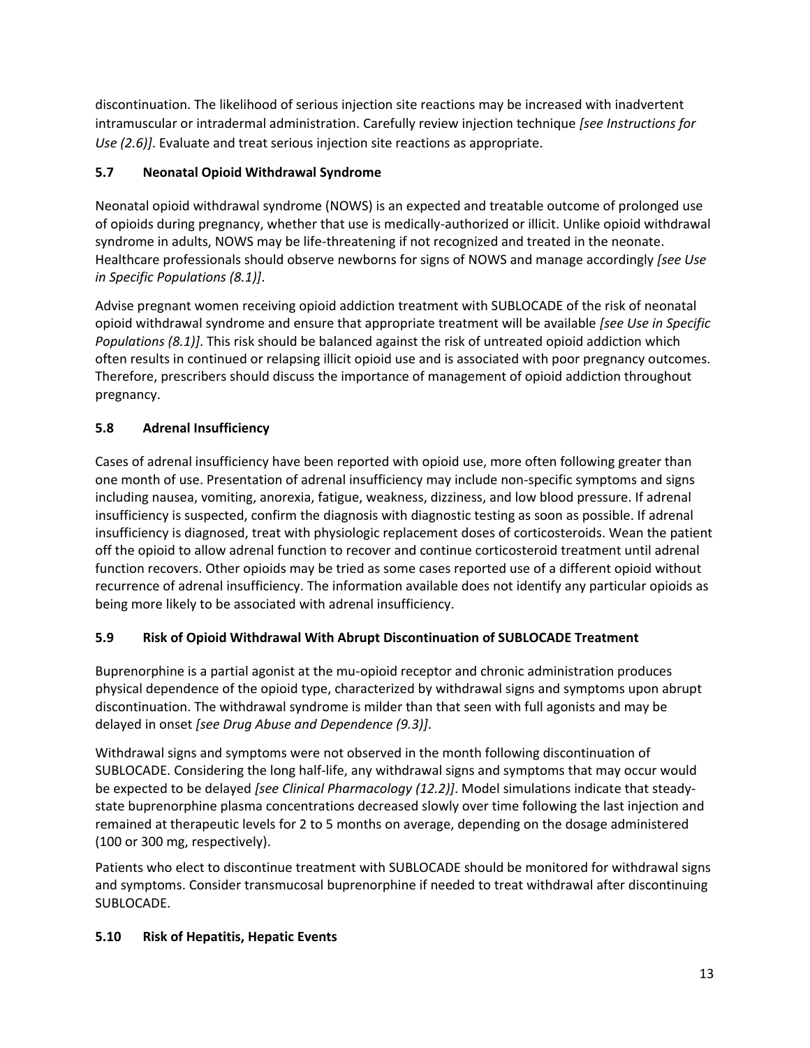discontinuation. The likelihood of serious injection site reactions may be increased with inadvertent intramuscular or intradermal administration. Carefully review injection technique *[see Instructions for Use (2.6)]*. Evaluate and treat serious injection site reactions as appropriate.

### 5.7 Neonatal Opioid Withdrawal Syndrome

Neonatal opioid withdrawal syndrome (NOWS) is an expected and treatable outcome of prolonged use of opioids during pregnancy, whether that use is medically-authorized or illicit. Unlike opioid withdrawal syndrome in adults, NOWS may be life-threatening if not recognized and treated in the neonate. Healthcare professionals should observe newborns for signs of NOWS and manage accordingly *[see Use in Specific Populations (8.1)]*.

Advise pregnant women receiving opioid addiction treatment with SUBLOCADE of the risk of neonatal opioid withdrawal syndrome and ensure that appropriate treatment will be available *[see Use in Specific Populations (8.1)]*. This risk should be balanced against the risk of untreated opioid addiction which often results in continued or relapsing illicit opioid use and is associated with poor pregnancy outcomes. Therefore, prescribers should discuss the importance of management of opioid addiction throughout pregnancy.

### 5.8 Adrenal Insufficiency

Cases of adrenal insufficiency have been reported with opioid use, more often following greater than one month of use. Presentation of adrenal insufficiency may include non-specific symptoms and signs including nausea, vomiting, anorexia, fatigue, weakness, dizziness, and low blood pressure. If adrenal insufficiency is suspected, confirm the diagnosis with diagnostic testing as soon as possible. If adrenal insufficiency is diagnosed, treat with physiologic replacement doses of corticosteroids. Wean the patient off the opioid to allow adrenal function to recover and continue corticosteroid treatment until adrenal function recovers. Other opioids may be tried as some cases reported use of a different opioid without recurrence of adrenal insufficiency. The information available does not identify any particular opioids as being more likely to be associated with adrenal insufficiency.

### 5.9 Risk of Opioid Withdrawal With Abrupt Discontinuation of SUBLOCADE Treatment

Buprenorphine is a partial agonist at the mu-opioid receptor and chronic administration produces physical dependence of the opioid type, characterized by withdrawal signs and symptoms upon abrupt discontinuation. The withdrawal syndrome is milder than that seen with full agonists and may be delayed in onset *[see Drug Abuse and Dependence (9.3)]*.

Withdrawal signs and symptoms were not observed in the month following discontinuation of SUBLOCADE. Considering the long half-life, any withdrawal signs and symptoms that may occur would be expected to be delayed *[see Clinical Pharmacology (12.2)]*. Model simulations indicate that steady-state buprenorphine plasma concentrations decreased slowly over time following the last injection and remained at therapeutic levels for 2 to 5 months on average, depending on the dosage administered (100 or 300 mg, respectively).

Patients who elect to discontinue treatment with SUBLOCADE should be monitored for withdrawal signs and symptoms. Consider transmucosal buprenorphine if needed to treat withdrawal after discontinuing SUBLOCADE.

### 5.10 Risk of Hepatitis, Hepatic Events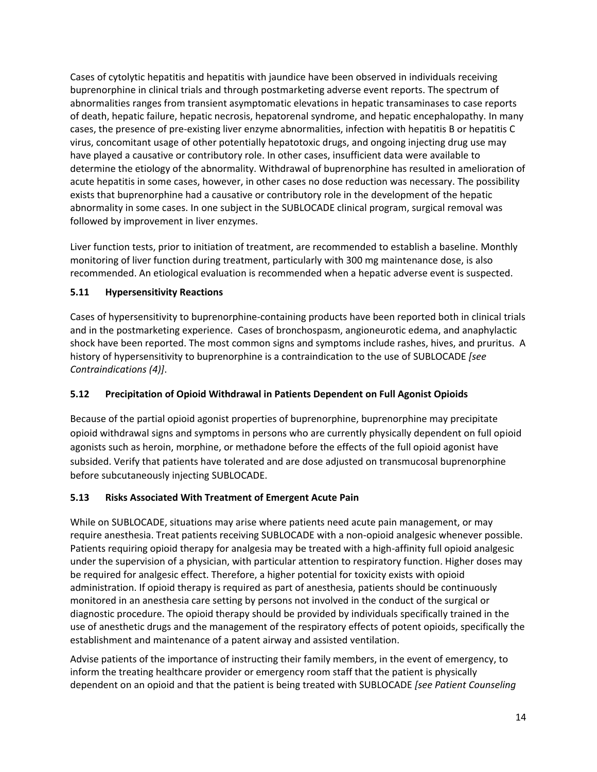Cases of cytolytic hepatitis and hepatitis with jaundice have been observed in individuals receiving buprenorphine in clinical trials and through postmarketing adverse event reports. The spectrum of abnormalities ranges from transient asymptomatic elevations in hepatic transaminases to case reports of death, hepatic failure, hepatic necrosis, hepatorenal syndrome, and hepatic encephalopathy. In many cases, the presence of pre-existing liver enzyme abnormalities, infection with hepatitis B or hepatitis C virus, concomitant usage of other potentially hepatotoxic drugs, and ongoing injecting drug use may have played a causative or contributory role. In other cases, insufficient data were available to determine the etiology of the abnormality. Withdrawal of buprenorphine has resulted in amelioration of acute hepatitis in some cases, however, in other cases no dose reduction was necessary. The possibility exists that buprenorphine had a causative or contributory role in the development of the hepatic abnormality in some cases. In one subject in the SUBLOCADE clinical program, surgical removal was followed by improvement in liver enzymes.

Liver function tests, prior to initiation of treatment, are recommended to establish a baseline. Monthly monitoring of liver function during treatment, particularly with 300 mg maintenance dose, is also recommended. An etiological evaluation is recommended when a hepatic adverse event is suspected.

### 5.11 Hypersensitivity Reactions

Cases of hypersensitivity to buprenorphine-containing products have been reported both in clinical trials and in the postmarketing experience. Cases of bronchospasm, angioneurotic edema, and anaphylactic shock have been reported. The most common signs and symptoms include rashes, hives, and pruritus. A history of hypersensitivity to buprenorphine is a contraindication to the use of SUBLOCADE *[see Contraindications (4)]*.

### 5.12 Precipitation of Opioid Withdrawal in Patients Dependent on Full Agonist Opioids

Because of the partial opioid agonist properties of buprenorphine, buprenorphine may precipitate opioid withdrawal signs and symptoms in persons who are currently physically dependent on full opioid agonists such as heroin, morphine, or methadone before the effects of the full opioid agonist have subsided. Verify that patients have tolerated and are dose adjusted on transmucosal buprenorphine before subcutaneously injecting SUBLOCADE.

### 5.13 Risks Associated With Treatment of Emergent Acute Pain

While on SUBLOCADE, situations may arise where patients need acute pain management, or may require anesthesia. Treat patients receiving SUBLOCADE with a non-opioid analgesic whenever possible. Patients requiring opioid therapy for analgesia may be treated with a high-affinity full opioid analgesic under the supervision of a physician, with particular attention to respiratory function. Higher doses may be required for analgesic effect. Therefore, a higher potential for toxicity exists with opioid administration. If opioid therapy is required as part of anesthesia, patients should be continuously monitored in an anesthesia care setting by persons not involved in the conduct of the surgical or diagnostic procedure. The opioid therapy should be provided by individuals specifically trained in the use of anesthetic drugs and the management of the respiratory effects of potent opioids, specifically the establishment and maintenance of a patent airway and assisted ventilation.

Advise patients of the importance of instructing their family members, in the event of emergency, to inform the treating healthcare provider or emergency room staff that the patient is physically dependent on an opioid and that the patient is being treated with SUBLOCADE *[see Patient Counseling*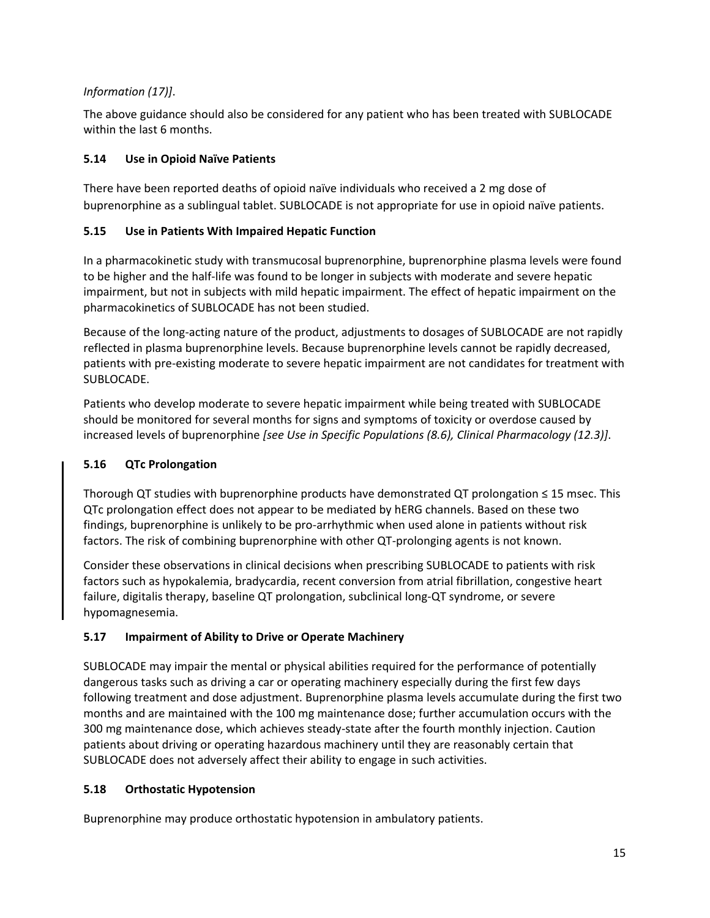*Information (17)]*.

The above guidance should also be considered for any patient who has been treated with SUBLOCADE within the last 6 months.

### 5.14 Use in Opioid Naïve Patients

There have been reported deaths of opioid naïve individuals who received a 2 mg dose of buprenorphine as a sublingual tablet. SUBLOCADE is not appropriate for use in opioid naïve patients.

### 5.15 Use in Patients With Impaired Hepatic Function

In a pharmacokinetic study with transmucosal buprenorphine, buprenorphine plasma levels were found to be higher and the half-life was found to be longer in subjects with moderate and severe hepatic impairment, but not in subjects with mild hepatic impairment. The effect of hepatic impairment on the pharmacokinetics of SUBLOCADE has not been studied.

Because of the long-acting nature of the product, adjustments to dosages of SUBLOCADE are not rapidly reflected in plasma buprenorphine levels. Because buprenorphine levels cannot be rapidly decreased, patients with pre-existing moderate to severe hepatic impairment are not candidates for treatment with SUBLOCADE.

Patients who develop moderate to severe hepatic impairment while being treated with SUBLOCADE should be monitored for several months for signs and symptoms of toxicity or overdose caused by increased levels of buprenorphine *[see Use in Specific Populations (8.6), Clinical Pharmacology (12.3)]*.

### 5.16 QTc Prolongation

Thorough QT studies with buprenorphine products have demonstrated QT prolongation ≤ 15 msec. This QTc prolongation effect does not appear to be mediated by hERG channels. Based on these two findings, buprenorphine is unlikely to be pro-arrhythmic when used alone in patients without risk factors. The risk of combining buprenorphine with other QT-prolonging agents is not known.

Consider these observations in clinical decisions when prescribing SUBLOCADE to patients with risk factors such as hypokalemia, bradycardia, recent conversion from atrial fibrillation, congestive heart failure, digitalis therapy, baseline QT prolongation, subclinical long-QT syndrome, or severe hypomagnesemia.

### 5.17 Impairment of Ability to Drive or Operate Machinery

SUBLOCADE may impair the mental or physical abilities required for the performance of potentially dangerous tasks such as driving a car or operating machinery especially during the first few days following treatment and dose adjustment. Buprenorphine plasma levels accumulate during the first two months and are maintained with the 100 mg maintenance dose; further accumulation occurs with the 300 mg maintenance dose, which achieves steady-state after the fourth monthly injection. Caution patients about driving or operating hazardous machinery until they are reasonably certain that SUBLOCADE does not adversely affect their ability to engage in such activities.

### 5.18 Orthostatic Hypotension

Buprenorphine may produce orthostatic hypotension in ambulatory patients.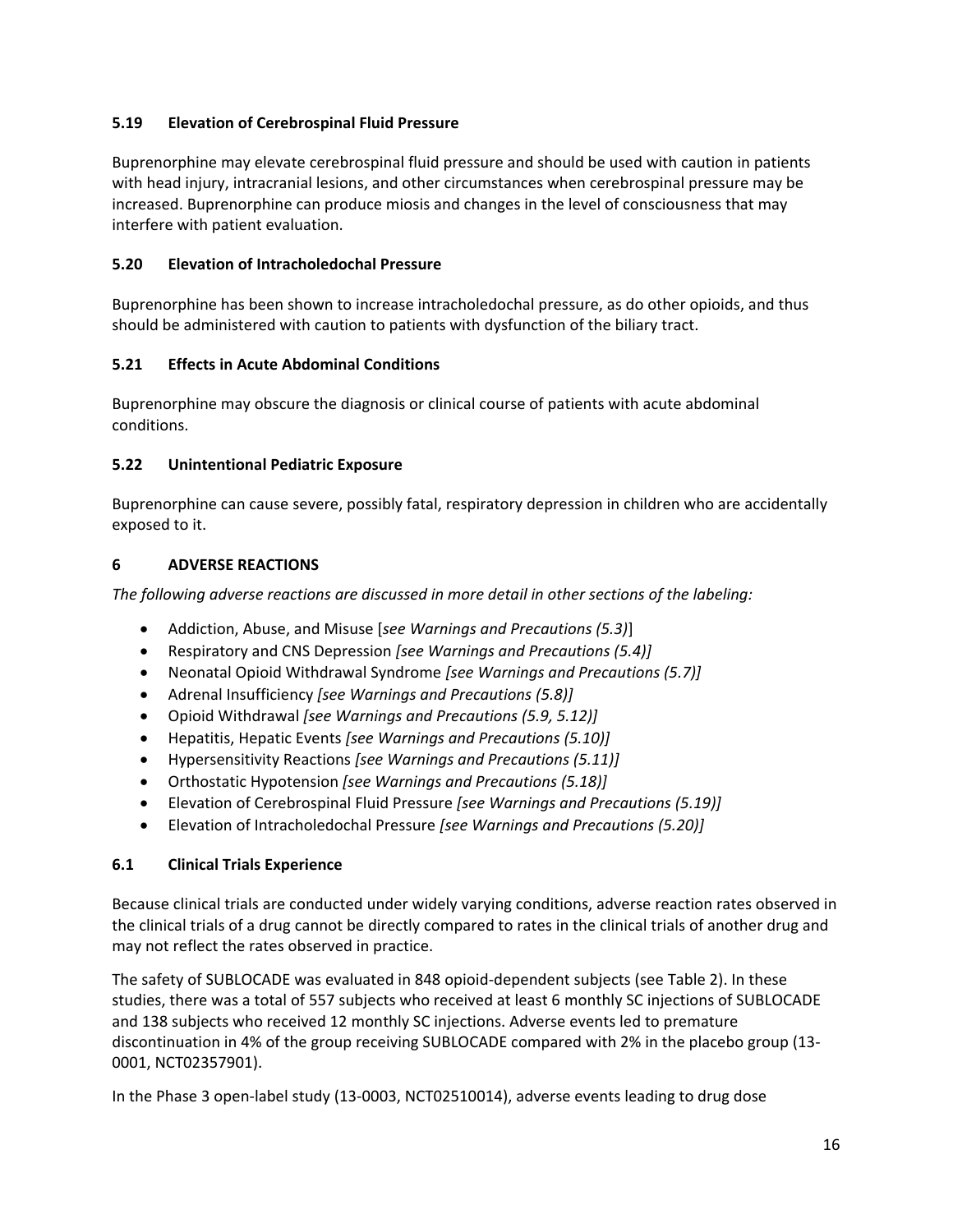### 5.19 Elevation of Cerebrospinal Fluid Pressure

Buprenorphine may elevate cerebrospinal fluid pressure and should be used with caution in patients with head injury, intracranial lesions, and other circumstances when cerebrospinal pressure may be increased. Buprenorphine can produce miosis and changes in the level of consciousness that may interfere with patient evaluation.

### 5.20 Elevation of Intracholedochal Pressure

Buprenorphine has been shown to increase intracholedochal pressure, as do other opioids, and thus should be administered with caution to patients with dysfunction of the biliary tract.

### 5.21 Effects in Acute Abdominal Conditions

Buprenorphine may obscure the diagnosis or clinical course of patients with acute abdominal conditions.

### 5.22 Unintentional Pediatric Exposure

Buprenorphine can cause severe, possibly fatal, respiratory depression in children who are accidentally exposed to it.

## 6 ADVERSE REACTIONS

*The following adverse reactions are discussed in more detail in other sections of the labeling:*

- Addiction, Abuse, and Misuse [*see Warnings and Precautions (5.3)*]
- Respiratory and CNS Depression *[see Warnings and Precautions (5.4)]*
- Neonatal Opioid Withdrawal Syndrome *[see Warnings and Precautions (5.7)]*
- Adrenal Insufficiency *[see Warnings and Precautions (5.8)]*
- Opioid Withdrawal *[see Warnings and Precautions (5.9, 5.12)]*
- Hepatitis, Hepatic Events *[see Warnings and Precautions (5.10)]*
- Hypersensitivity Reactions *[see Warnings and Precautions (5.11)]*
- Orthostatic Hypotension *[see Warnings and Precautions (5.18)]*
- Elevation of Cerebrospinal Fluid Pressure *[see Warnings and Precautions (5.19)]*
- Elevation of Intracholedochal Pressure *[see Warnings and Precautions (5.20)]*

### 6.1 Clinical Trials Experience

Because clinical trials are conducted under widely varying conditions, adverse reaction rates observed in the clinical trials of a drug cannot be directly compared to rates in the clinical trials of another drug and may not reflect the rates observed in practice.

The safety of SUBLOCADE was evaluated in 848 opioid-dependent subjects (see Table 2). In these studies, there was a total of 557 subjects who received at least 6 monthly SC injections of SUBLOCADE and 138 subjects who received 12 monthly SC injections. Adverse events led to premature discontinuation in 4% of the group receiving SUBLOCADE compared with 2% in the placebo group (13-0001, NCT02357901).

In the Phase 3 open-label study (13-0003, NCT02510014), adverse events leading to drug dose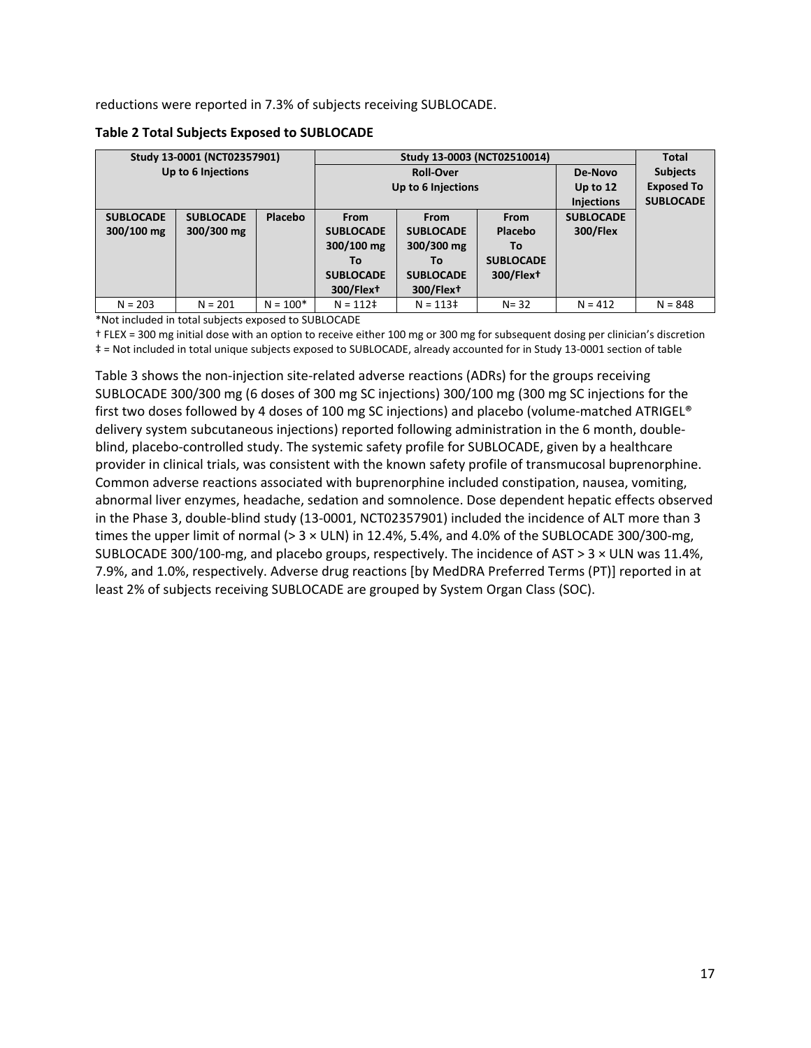reductions were reported in 7.3% of subjects receiving SUBLOCADE.

**Table 2 Total Subjects Exposed to SUBLOCADE**

| Study 13-0001 (NCT02357901) Up to 6 Injections | | | Study 13-0003 (NCT02510014) | | | | Total Subjects Exposed To SUBLOCADE |
|---|---|---|---|---|---|---|---|
| | | | Roll-Over Up to 6 Injections | | | De-Novo Up to 12 Injections | |
| **SUBLOCADE 300/100 mg** | **SUBLOCADE 300/300 mg** | **Placebo** | **From SUBLOCADE 300/100 mg To SUBLOCADE 300/Flex†** | **From SUBLOCADE 300/300 mg To SUBLOCADE 300/Flex†** | **From Placebo To SUBLOCADE 300/Flex†** | **SUBLOCADE 300/Flex** | |
| N = 203 | N = 201 | N = 100* | N = 112‡ | N = 113‡ | N= 32 | N = 412 | N = 848 |

*Not included in total subjects exposed to SUBLOCADE

† FLEX = 300 mg initial dose with an option to receive either 100 mg or 300 mg for subsequent dosing per clinician's discretion

‡ = Not included in total unique subjects exposed to SUBLOCADE, already accounted for in Study 13-0001 section of table

Table 3 shows the non-injection site-related adverse reactions (ADRs) for the groups receiving SUBLOCADE 300/300 mg (6 doses of 300 mg SC injections) 300/100 mg (300 mg SC injections for the first two doses followed by 4 doses of 100 mg SC injections) and placebo (volume-matched ATRIGEL® delivery system subcutaneous injections) reported following administration in the 6 month, double-blind, placebo-controlled study. The systemic safety profile for SUBLOCADE, given by a healthcare provider in clinical trials, was consistent with the known safety profile of transmucosal buprenorphine. Common adverse reactions associated with buprenorphine included constipation, nausea, vomiting, abnormal liver enzymes, headache, sedation and somnolence. Dose dependent hepatic effects observed in the Phase 3, double-blind study (13-0001, NCT02357901) included the incidence of ALT more than 3 times the upper limit of normal (> 3 × ULN) in 12.4%, 5.4%, and 4.0% of the SUBLOCADE 300/300-mg, SUBLOCADE 300/100-mg, and placebo groups, respectively. The incidence of AST > 3 × ULN was 11.4%, 7.9%, and 1.0%, respectively. Adverse drug reactions [by MedDRA Preferred Terms (PT)] reported in at least 2% of subjects receiving SUBLOCADE are grouped by System Organ Class (SOC).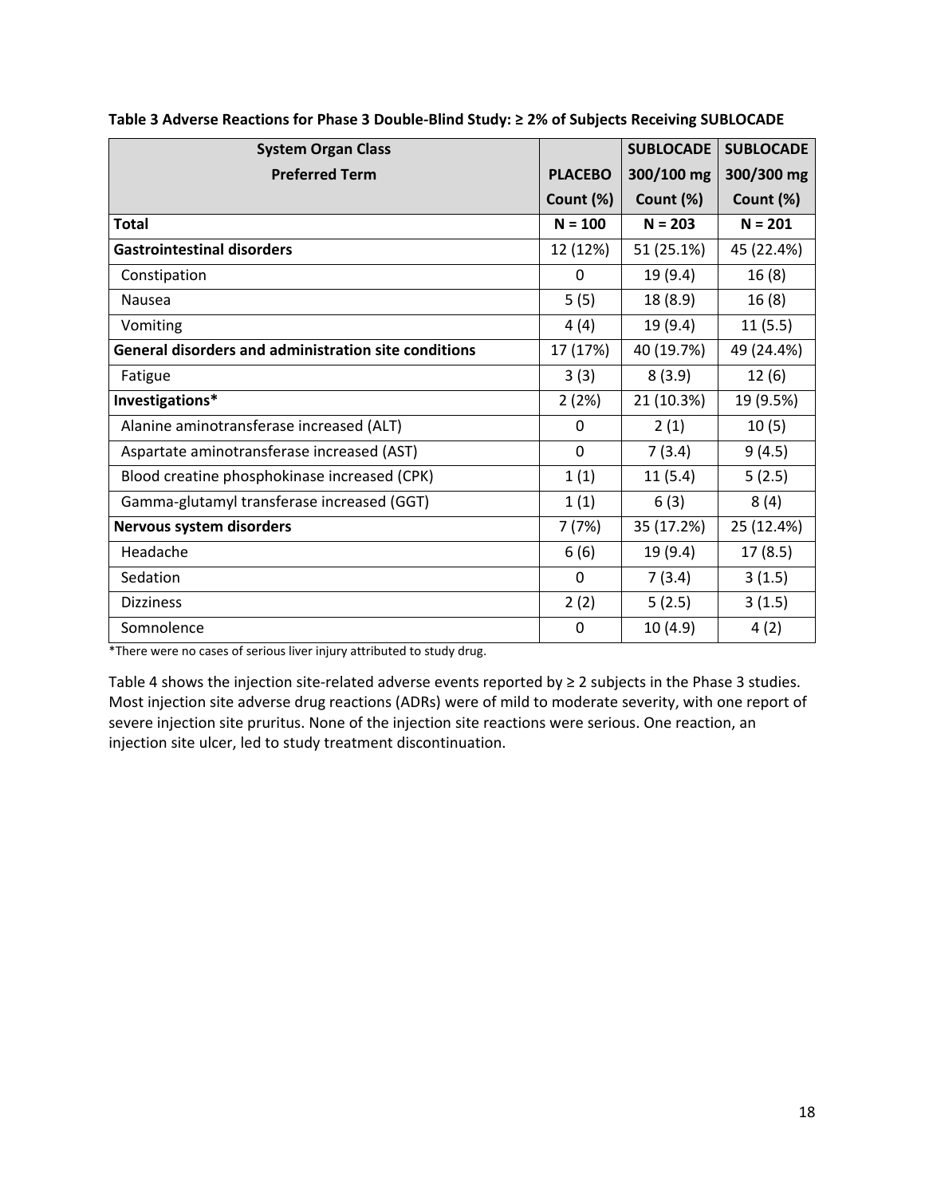**Table 3 Adverse Reactions for Phase 3 Double-Blind Study: ≥ 2% of Subjects Receiving SUBLOCADE**

| System Organ Class<br>Preferred Term | PLACEBO<br>Count (%) | SUBLOCADE<br>300/100 mg<br>Count (%) | SUBLOCADE<br>300/300 mg<br>Count (%) |
|---|---|---|---|
| **Total** | **N = 100** | **N = 203** | **N = 201** |
| **Gastrointestinal disorders** | 12 (12%) | 51 (25.1%) | 45 (22.4%) |
| Constipation | 0 | 19 (9.4) | 16 (8) |
| Nausea | 5 (5) | 18 (8.9) | 16 (8) |
| Vomiting | 4 (4) | 19 (9.4) | 11 (5.5) |
| **General disorders and administration site conditions** | 17 (17%) | 40 (19.7%) | 49 (24.4%) |
| Fatigue | 3 (3) | 8 (3.9) | 12 (6) |
| **Investigations*** | 2 (2%) | 21 (10.3%) | 19 (9.5%) |
| Alanine aminotransferase increased (ALT) | 0 | 2 (1) | 10 (5) |
| Aspartate aminotransferase increased (AST) | 0 | 7 (3.4) | 9 (4.5) |
| Blood creatine phosphokinase increased (CPK) | 1 (1) | 11 (5.4) | 5 (2.5) |
| Gamma-glutamyl transferase increased (GGT) | 1 (1) | 6 (3) | 8 (4) |
| **Nervous system disorders** | 7 (7%) | 35 (17.2%) | 25 (12.4%) |
| Headache | 6 (6) | 19 (9.4) | 17 (8.5) |
| Sedation | 0 | 7 (3.4) | 3 (1.5) |
| Dizziness | 2 (2) | 5 (2.5) | 3 (1.5) |
| Somnolence | 0 | 10 (4.9) | 4 (2) |

*There were no cases of serious liver injury attributed to study drug.

Table 4 shows the injection site-related adverse events reported by ≥ 2 subjects in the Phase 3 studies. Most injection site adverse drug reactions (ADRs) were of mild to moderate severity, with one report of severe injection site pruritus. None of the injection site reactions were serious. One reaction, an injection site ulcer, led to study treatment discontinuation.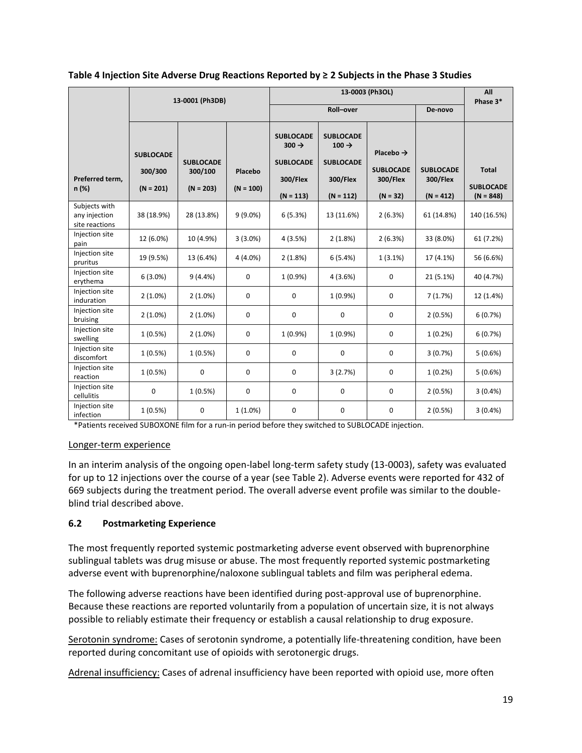**Table 4 Injection Site Adverse Drug Reactions Reported by ≥ 2 Subjects in the Phase 3 Studies**

| | 13-0001 (Ph3DB) | | | 13-0003 (Ph3OL) | | | | All Phase 3* |
|---|---|---|---|---|---|---|---|---|
| | | | | Roll–over | | | De-novo | |
| Preferred term, n (%) | SUBLOCADE 300/300 (N = 201) | SUBLOCADE 300/100 (N = 203) | Placebo (N = 100) | SUBLOCADE 300 → SUBLOCADE 300/Flex (N = 113) | SUBLOCADE 100 → SUBLOCADE 300/Flex (N = 112) | Placebo → SUBLOCADE 300/Flex (N = 32) | SUBLOCADE 300/Flex (N = 412) | Total SUBLOCADE (N = 848) |
| Subjects with any injection site reactions | 38 (18.9%) | 28 (13.8%) | 9 (9.0%) | 6 (5.3%) | 13 (11.6%) | 2 (6.3%) | 61 (14.8%) | 140 (16.5%) |
| Injection site pain | 12 (6.0%) | 10 (4.9%) | 3 (3.0%) | 4 (3.5%) | 2 (1.8%) | 2 (6.3%) | 33 (8.0%) | 61 (7.2%) |
| Injection site pruritus | 19 (9.5%) | 13 (6.4%) | 4 (4.0%) | 2 (1.8%) | 6 (5.4%) | 1 (3.1%) | 17 (4.1%) | 56 (6.6%) |
| Injection site erythema | 6 (3.0%) | 9 (4.4%) | 0 | 1 (0.9%) | 4 (3.6%) | 0 | 21 (5.1%) | 40 (4.7%) |
| Injection site induration | 2 (1.0%) | 2 (1.0%) | 0 | 0 | 1 (0.9%) | 0 | 7 (1.7%) | 12 (1.4%) |
| Injection site bruising | 2 (1.0%) | 2 (1.0%) | 0 | 0 | 0 | 0 | 2 (0.5%) | 6 (0.7%) |
| Injection site swelling | 1 (0.5%) | 2 (1.0%) | 0 | 1 (0.9%) | 1 (0.9%) | 0 | 1 (0.2%) | 6 (0.7%) |
| Injection site discomfort | 1 (0.5%) | 1 (0.5%) | 0 | 0 | 0 | 0 | 3 (0.7%) | 5 (0.6%) |
| Injection site reaction | 1 (0.5%) | 0 | 0 | 0 | 3 (2.7%) | 0 | 1 (0.2%) | 5 (0.6%) |
| Injection site cellulitis | 0 | 1 (0.5%) | 0 | 0 | 0 | 0 | 2 (0.5%) | 3 (0.4%) |
| Injection site infection | 1 (0.5%) | 0 | 1 (1.0%) | 0 | 0 | 0 | 2 (0.5%) | 3 (0.4%) |

*Patients received SUBOXONE film for a run-in period before they switched to SUBLOCADE injection.

Longer-term experience

In an interim analysis of the ongoing open-label long-term safety study (13-0003), safety was evaluated for up to 12 injections over the course of a year (see Table 2). Adverse events were reported for 432 of 669 subjects during the treatment period. The overall adverse event profile was similar to the double-blind trial described above.

## 6.2 Postmarketing Experience

The most frequently reported systemic postmarketing adverse event observed with buprenorphine sublingual tablets was drug misuse or abuse. The most frequently reported systemic postmarketing adverse event with buprenorphine/naloxone sublingual tablets and film was peripheral edema.

The following adverse reactions have been identified during post-approval use of buprenorphine. Because these reactions are reported voluntarily from a population of uncertain size, it is not always possible to reliably estimate their frequency or establish a causal relationship to drug exposure.

Serotonin syndrome: Cases of serotonin syndrome, a potentially life-threatening condition, have been reported during concomitant use of opioids with serotonergic drugs.

Adrenal insufficiency: Cases of adrenal insufficiency have been reported with opioid use, more often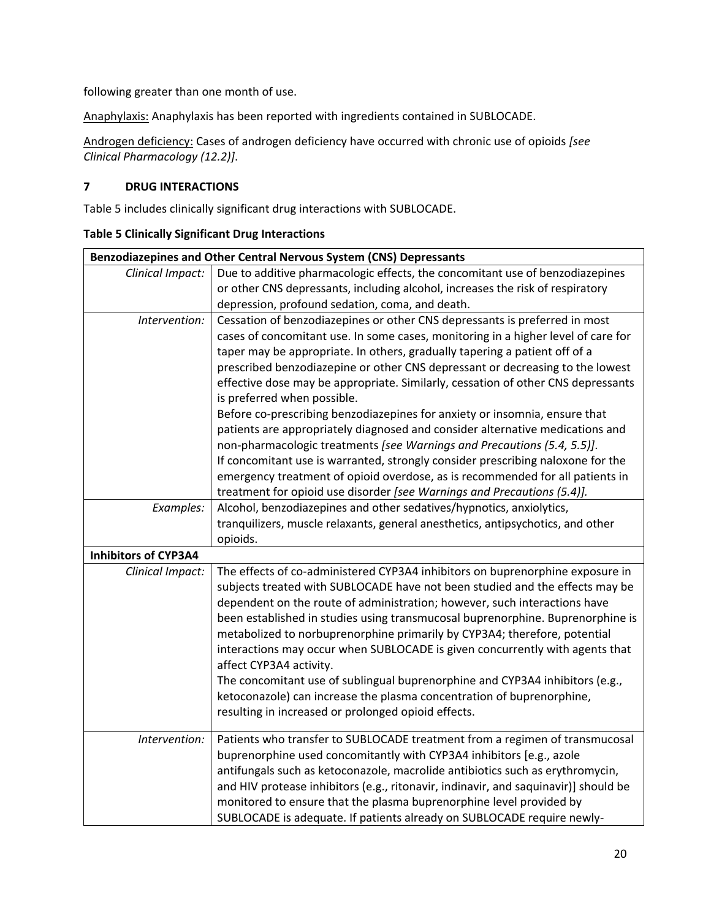following greater than one month of use.

Anaphylaxis: Anaphylaxis has been reported with ingredients contained in SUBLOCADE.

Androgen deficiency: Cases of androgen deficiency have occurred with chronic use of opioids *[see Clinical Pharmacology (12.2)]*.

## 7 DRUG INTERACTIONS

Table 5 includes clinically significant drug interactions with SUBLOCADE.

**Table 5 Clinically Significant Drug Interactions**

| **Benzodiazepines and Other Central Nervous System (CNS) Depressants** | |
|---|---|
| *Clinical Impact:* | Due to additive pharmacologic effects, the concomitant use of benzodiazepines or other CNS depressants, including alcohol, increases the risk of respiratory depression, profound sedation, coma, and death. |
| *Intervention:* | Cessation of benzodiazepines or other CNS depressants is preferred in most cases of concomitant use. In some cases, monitoring in a higher level of care for taper may be appropriate. In others, gradually tapering a patient off of a prescribed benzodiazepine or other CNS depressant or decreasing to the lowest effective dose may be appropriate. Similarly, cessation of other CNS depressants is preferred when possible.<br>Before co-prescribing benzodiazepines for anxiety or insomnia, ensure that patients are appropriately diagnosed and consider alternative medications and non-pharmacologic treatments *[see Warnings and Precautions (5.4, 5.5)]*.<br>If concomitant use is warranted, strongly consider prescribing naloxone for the emergency treatment of opioid overdose, as is recommended for all patients in treatment for opioid use disorder *[see Warnings and Precautions (5.4)].* |
| *Examples:* | Alcohol, benzodiazepines and other sedatives/hypnotics, anxiolytics, tranquilizers, muscle relaxants, general anesthetics, antipsychotics, and other opioids. |
| **Inhibitors of CYP3A4** | |
| *Clinical Impact:* | The effects of co-administered CYP3A4 inhibitors on buprenorphine exposure in subjects treated with SUBLOCADE have not been studied and the effects may be dependent on the route of administration; however, such interactions have been established in studies using transmucosal buprenorphine. Buprenorphine is metabolized to norbuprenorphine primarily by CYP3A4; therefore, potential interactions may occur when SUBLOCADE is given concurrently with agents that affect CYP3A4 activity.<br>The concomitant use of sublingual buprenorphine and CYP3A4 inhibitors (e.g., ketoconazole) can increase the plasma concentration of buprenorphine, resulting in increased or prolonged opioid effects. |
| *Intervention:* | Patients who transfer to SUBLOCADE treatment from a regimen of transmucosal buprenorphine used concomitantly with CYP3A4 inhibitors [e.g., azole antifungals such as ketoconazole, macrolide antibiotics such as erythromycin, and HIV protease inhibitors (e.g., ritonavir, indinavir, and saquinavir)] should be monitored to ensure that the plasma buprenorphine level provided by SUBLOCADE is adequate. If patients already on SUBLOCADE require newly- |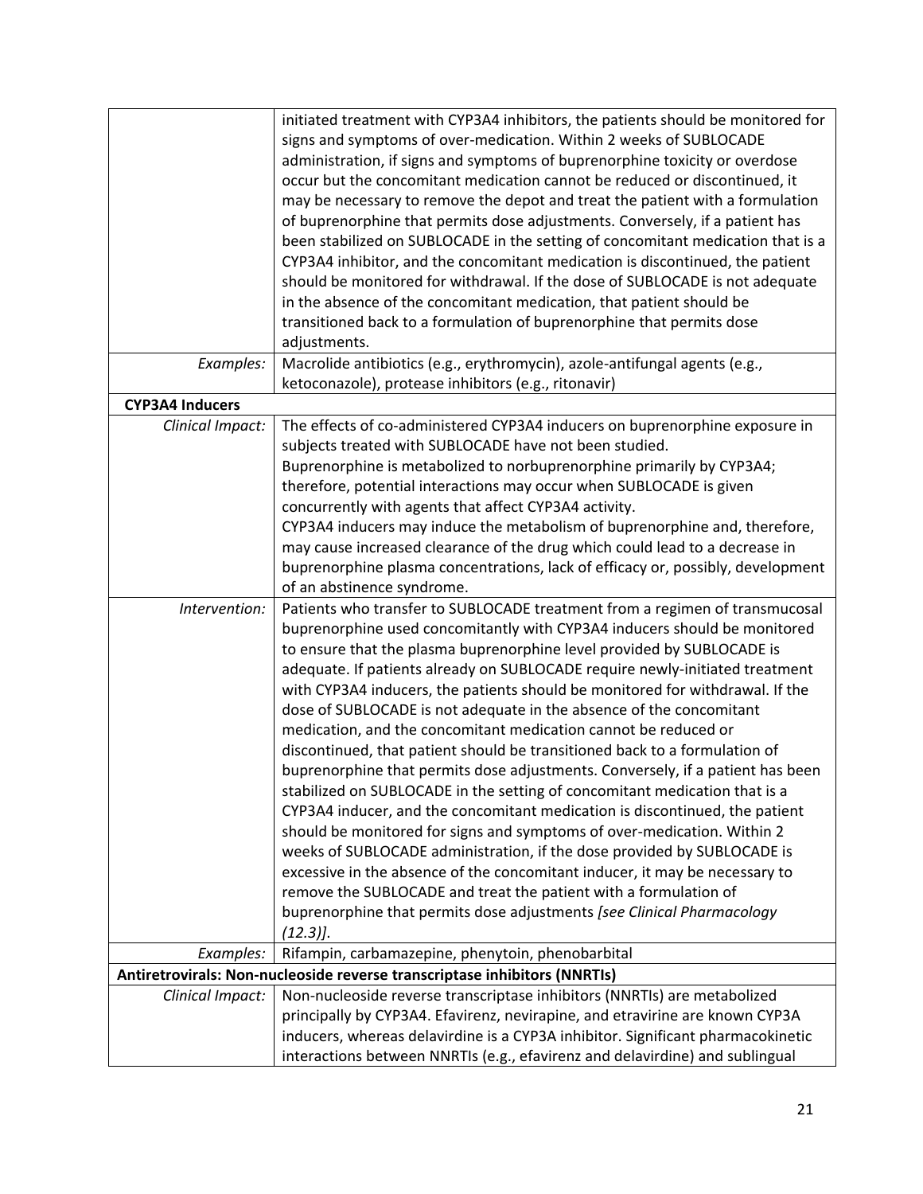| | |
|---|---|
| | initiated treatment with CYP3A4 inhibitors, the patients should be monitored for signs and symptoms of over-medication. Within 2 weeks of SUBLOCADE administration, if signs and symptoms of buprenorphine toxicity or overdose occur but the concomitant medication cannot be reduced or discontinued, it may be necessary to remove the depot and treat the patient with a formulation of buprenorphine that permits dose adjustments. Conversely, if a patient has been stabilized on SUBLOCADE in the setting of concomitant medication that is a CYP3A4 inhibitor, and the concomitant medication is discontinued, the patient should be monitored for withdrawal. If the dose of SUBLOCADE is not adequate in the absence of the concomitant medication, that patient should be transitioned back to a formulation of buprenorphine that permits dose adjustments. |
| *Examples:* | Macrolide antibiotics (e.g., erythromycin), azole-antifungal agents (e.g., ketoconazole), protease inhibitors (e.g., ritonavir) |
| **CYP3A4 Inducers** | |
| *Clinical Impact:* | The effects of co-administered CYP3A4 inducers on buprenorphine exposure in subjects treated with SUBLOCADE have not been studied. Buprenorphine is metabolized to norbuprenorphine primarily by CYP3A4; therefore, potential interactions may occur when SUBLOCADE is given concurrently with agents that affect CYP3A4 activity. CYP3A4 inducers may induce the metabolism of buprenorphine and, therefore, may cause increased clearance of the drug which could lead to a decrease in buprenorphine plasma concentrations, lack of efficacy or, possibly, development of an abstinence syndrome. |
| *Intervention:* | Patients who transfer to SUBLOCADE treatment from a regimen of transmucosal buprenorphine used concomitantly with CYP3A4 inducers should be monitored to ensure that the plasma buprenorphine level provided by SUBLOCADE is adequate. If patients already on SUBLOCADE require newly-initiated treatment with CYP3A4 inducers, the patients should be monitored for withdrawal. If the dose of SUBLOCADE is not adequate in the absence of the concomitant medication, and the concomitant medication cannot be reduced or discontinued, that patient should be transitioned back to a formulation of buprenorphine that permits dose adjustments. Conversely, if a patient has been stabilized on SUBLOCADE in the setting of concomitant medication that is a CYP3A4 inducer, and the concomitant medication is discontinued, the patient should be monitored for signs and symptoms of over-medication. Within 2 weeks of SUBLOCADE administration, if the dose provided by SUBLOCADE is excessive in the absence of the concomitant inducer, it may be necessary to remove the SUBLOCADE and treat the patient with a formulation of buprenorphine that permits dose adjustments *[see Clinical Pharmacology (12.3)]*. |
| *Examples:* | Rifampin, carbamazepine, phenytoin, phenobarbital |
| **Antiretrovirals: Non-nucleoside reverse transcriptase inhibitors (NNRTIs)** | |
| *Clinical Impact:* | Non-nucleoside reverse transcriptase inhibitors (NNRTIs) are metabolized principally by CYP3A4. Efavirenz, nevirapine, and etravirine are known CYP3A inducers, whereas delavirdine is a CYP3A inhibitor. Significant pharmacokinetic interactions between NNRTIs (e.g., efavirenz and delavirdine) and sublingual |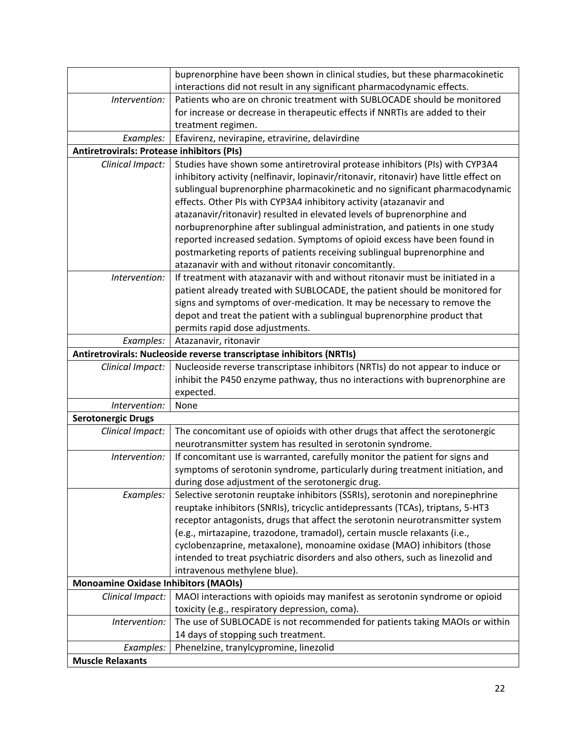| | |
|---|---|
| | buprenorphine have been shown in clinical studies, but these pharmacokinetic interactions did not result in any significant pharmacodynamic effects. |
| *Intervention:* | Patients who are on chronic treatment with SUBLOCADE should be monitored for increase or decrease in therapeutic effects if NNRTIs are added to their treatment regimen. |
| *Examples:* | Efavirenz, nevirapine, etravirine, delavirdine |
| **Antiretrovirals: Protease inhibitors (PIs)** | |
| *Clinical Impact:* | Studies have shown some antiretroviral protease inhibitors (PIs) with CYP3A4 inhibitory activity (nelfinavir, lopinavir/ritonavir, ritonavir) have little effect on sublingual buprenorphine pharmacokinetic and no significant pharmacodynamic effects. Other PIs with CYP3A4 inhibitory activity (atazanavir and atazanavir/ritonavir) resulted in elevated levels of buprenorphine and norbuprenorphine after sublingual administration, and patients in one study reported increased sedation. Symptoms of opioid excess have been found in postmarketing reports of patients receiving sublingual buprenorphine and atazanavir with and without ritonavir concomitantly. |
| *Intervention:* | If treatment with atazanavir with and without ritonavir must be initiated in a patient already treated with SUBLOCADE, the patient should be monitored for signs and symptoms of over-medication. It may be necessary to remove the depot and treat the patient with a sublingual buprenorphine product that permits rapid dose adjustments. |
| *Examples:* | Atazanavir, ritonavir |
| **Antiretrovirals: Nucleoside reverse transcriptase inhibitors (NRTIs)** | |
| *Clinical Impact:* | Nucleoside reverse transcriptase inhibitors (NRTIs) do not appear to induce or inhibit the P450 enzyme pathway, thus no interactions with buprenorphine are expected. |
| *Intervention:* | None |
| **Serotonergic Drugs** | |
| *Clinical Impact:* | The concomitant use of opioids with other drugs that affect the serotonergic neurotransmitter system has resulted in serotonin syndrome. |
| *Intervention:* | If concomitant use is warranted, carefully monitor the patient for signs and symptoms of serotonin syndrome, particularly during treatment initiation, and during dose adjustment of the serotonergic drug. |
| *Examples:* | Selective serotonin reuptake inhibitors (SSRIs), serotonin and norepinephrine reuptake inhibitors (SNRIs), tricyclic antidepressants (TCAs), triptans, 5-HT3 receptor antagonists, drugs that affect the serotonin neurotransmitter system (e.g., mirtazapine, trazodone, tramadol), certain muscle relaxants (i.e., cyclobenzaprine, metaxalone), monoamine oxidase (MAO) inhibitors (those intended to treat psychiatric disorders and also others, such as linezolid and intravenous methylene blue). |
| **Monoamine Oxidase Inhibitors (MAOIs)** | |
| *Clinical Impact:* | MAOI interactions with opioids may manifest as serotonin syndrome or opioid toxicity (e.g., respiratory depression, coma). |
| *Intervention:* | The use of SUBLOCADE is not recommended for patients taking MAOIs or within 14 days of stopping such treatment. |
| *Examples:* | Phenelzine, tranylcypromine, linezolid |
| **Muscle Relaxants** | |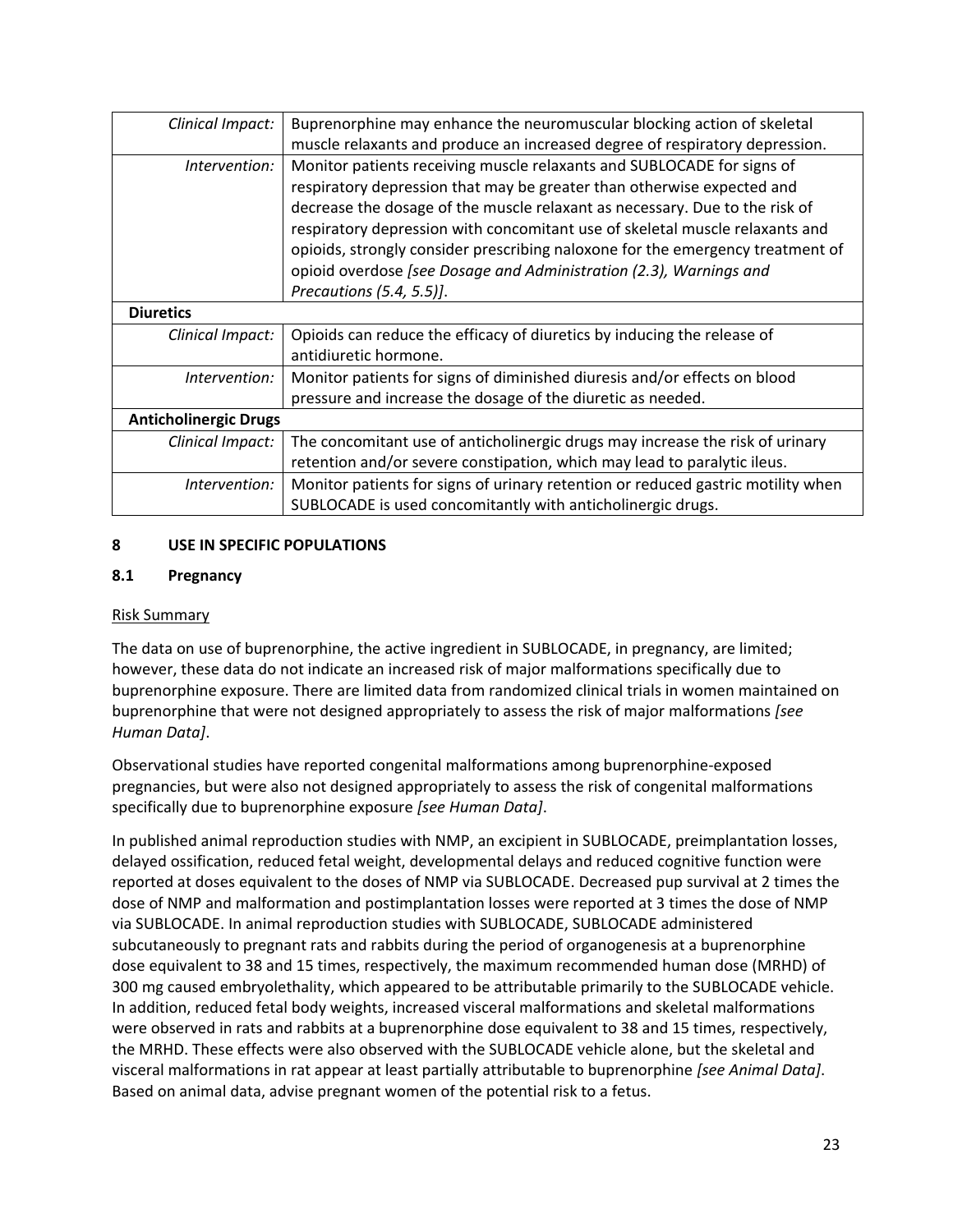| | |
|---|---|
| *Clinical Impact:* | Buprenorphine may enhance the neuromuscular blocking action of skeletal muscle relaxants and produce an increased degree of respiratory depression. |
| *Intervention:* | Monitor patients receiving muscle relaxants and SUBLOCADE for signs of respiratory depression that may be greater than otherwise expected and decrease the dosage of the muscle relaxant as necessary. Due to the risk of respiratory depression with concomitant use of skeletal muscle relaxants and opioids, strongly consider prescribing naloxone for the emergency treatment of opioid overdose *[see Dosage and Administration (2.3), Warnings and Precautions (5.4, 5.5)]*. |
| **Diuretics** | |
| *Clinical Impact:* | Opioids can reduce the efficacy of diuretics by inducing the release of antidiuretic hormone. |
| *Intervention:* | Monitor patients for signs of diminished diuresis and/or effects on blood pressure and increase the dosage of the diuretic as needed. |
| **Anticholinergic Drugs** | |
| *Clinical Impact:* | The concomitant use of anticholinergic drugs may increase the risk of urinary retention and/or severe constipation, which may lead to paralytic ileus. |
| *Intervention:* | Monitor patients for signs of urinary retention or reduced gastric motility when SUBLOCADE is used concomitantly with anticholinergic drugs. |

## 8 USE IN SPECIFIC POPULATIONS

### 8.1 Pregnancy

Risk Summary

The data on use of buprenorphine, the active ingredient in SUBLOCADE, in pregnancy, are limited; however, these data do not indicate an increased risk of major malformations specifically due to buprenorphine exposure. There are limited data from randomized clinical trials in women maintained on buprenorphine that were not designed appropriately to assess the risk of major malformations *[see Human Data]*.

Observational studies have reported congenital malformations among buprenorphine-exposed pregnancies, but were also not designed appropriately to assess the risk of congenital malformations specifically due to buprenorphine exposure *[see Human Data]*.

In published animal reproduction studies with NMP, an excipient in SUBLOCADE, preimplantation losses, delayed ossification, reduced fetal weight, developmental delays and reduced cognitive function were reported at doses equivalent to the doses of NMP via SUBLOCADE. Decreased pup survival at 2 times the dose of NMP and malformation and postimplantation losses were reported at 3 times the dose of NMP via SUBLOCADE. In animal reproduction studies with SUBLOCADE, SUBLOCADE administered subcutaneously to pregnant rats and rabbits during the period of organogenesis at a buprenorphine dose equivalent to 38 and 15 times, respectively, the maximum recommended human dose (MRHD) of 300 mg caused embryolethality, which appeared to be attributable primarily to the SUBLOCADE vehicle. In addition, reduced fetal body weights, increased visceral malformations and skeletal malformations were observed in rats and rabbits at a buprenorphine dose equivalent to 38 and 15 times, respectively, the MRHD. These effects were also observed with the SUBLOCADE vehicle alone, but the skeletal and visceral malformations in rat appear at least partially attributable to buprenorphine *[see Animal Data]*. Based on animal data, advise pregnant women of the potential risk to a fetus.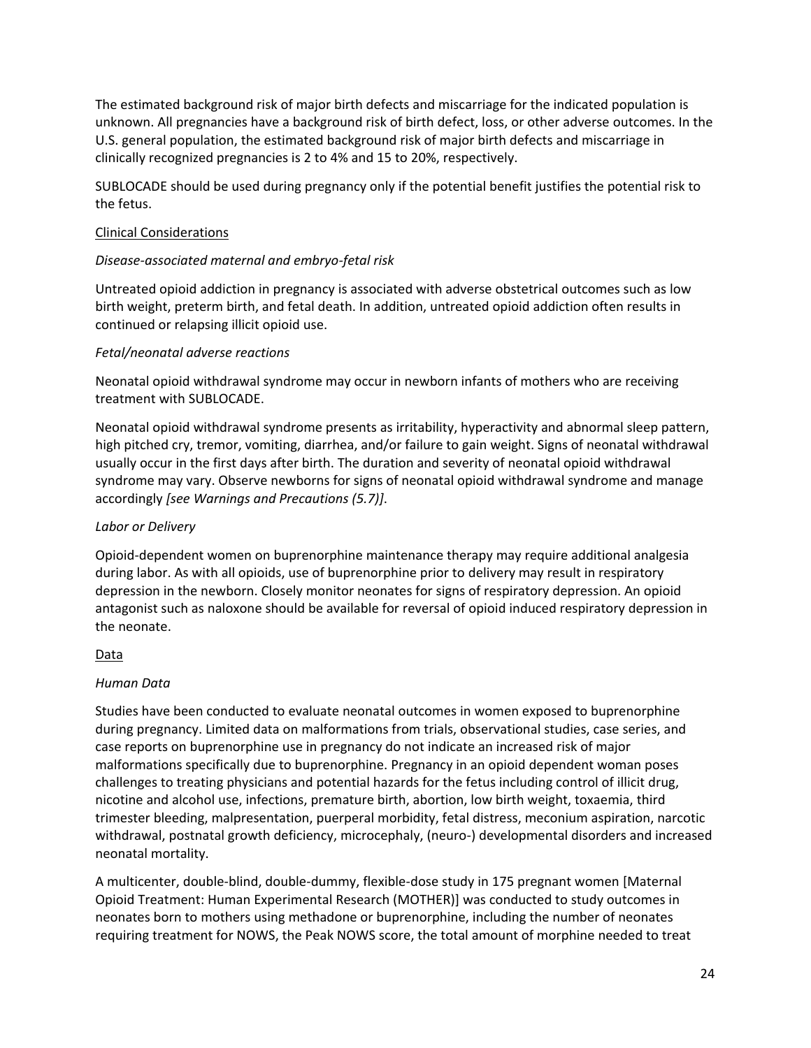The estimated background risk of major birth defects and miscarriage for the indicated population is unknown. All pregnancies have a background risk of birth defect, loss, or other adverse outcomes. In the U.S. general population, the estimated background risk of major birth defects and miscarriage in clinically recognized pregnancies is 2 to 4% and 15 to 20%, respectively.

SUBLOCADE should be used during pregnancy only if the potential benefit justifies the potential risk to the fetus.

Clinical Considerations

*Disease-associated maternal and embryo-fetal risk*

Untreated opioid addiction in pregnancy is associated with adverse obstetrical outcomes such as low birth weight, preterm birth, and fetal death. In addition, untreated opioid addiction often results in continued or relapsing illicit opioid use.

*Fetal/neonatal adverse reactions*

Neonatal opioid withdrawal syndrome may occur in newborn infants of mothers who are receiving treatment with SUBLOCADE.

Neonatal opioid withdrawal syndrome presents as irritability, hyperactivity and abnormal sleep pattern, high pitched cry, tremor, vomiting, diarrhea, and/or failure to gain weight. Signs of neonatal withdrawal usually occur in the first days after birth. The duration and severity of neonatal opioid withdrawal syndrome may vary. Observe newborns for signs of neonatal opioid withdrawal syndrome and manage accordingly *[see Warnings and Precautions (5.7)]*.

*Labor or Delivery*

Opioid-dependent women on buprenorphine maintenance therapy may require additional analgesia during labor. As with all opioids, use of buprenorphine prior to delivery may result in respiratory depression in the newborn. Closely monitor neonates for signs of respiratory depression. An opioid antagonist such as naloxone should be available for reversal of opioid induced respiratory depression in the neonate.

Data

*Human Data*

Studies have been conducted to evaluate neonatal outcomes in women exposed to buprenorphine during pregnancy. Limited data on malformations from trials, observational studies, case series, and case reports on buprenorphine use in pregnancy do not indicate an increased risk of major malformations specifically due to buprenorphine. Pregnancy in an opioid dependent woman poses challenges to treating physicians and potential hazards for the fetus including control of illicit drug, nicotine and alcohol use, infections, premature birth, abortion, low birth weight, toxaemia, third trimester bleeding, malpresentation, puerperal morbidity, fetal distress, meconium aspiration, narcotic withdrawal, postnatal growth deficiency, microcephaly, (neuro-) developmental disorders and increased neonatal mortality.

A multicenter, double-blind, double-dummy, flexible-dose study in 175 pregnant women [Maternal Opioid Treatment: Human Experimental Research (MOTHER)] was conducted to study outcomes in neonates born to mothers using methadone or buprenorphine, including the number of neonates requiring treatment for NOWS, the Peak NOWS score, the total amount of morphine needed to treat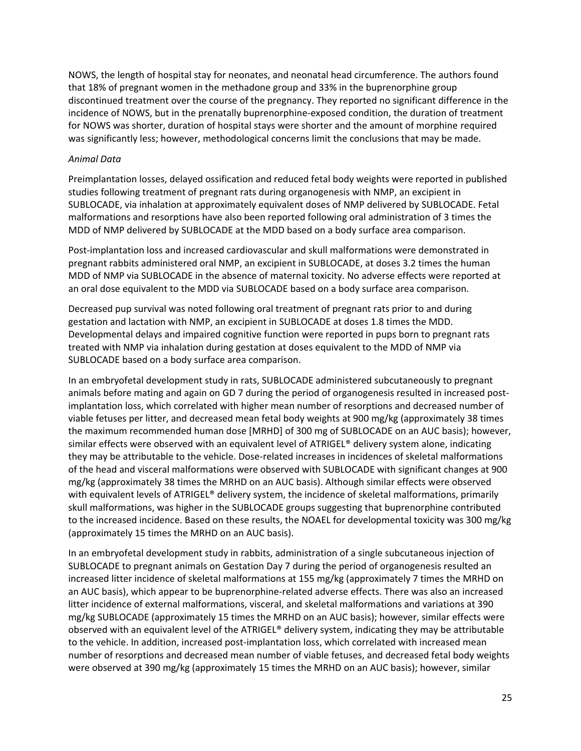NOWS, the length of hospital stay for neonates, and neonatal head circumference. The authors found that 18% of pregnant women in the methadone group and 33% in the buprenorphine group discontinued treatment over the course of the pregnancy. They reported no significant difference in the incidence of NOWS, but in the prenatally buprenorphine-exposed condition, the duration of treatment for NOWS was shorter, duration of hospital stays were shorter and the amount of morphine required was significantly less; however, methodological concerns limit the conclusions that may be made.

*Animal Data*

Preimplantation losses, delayed ossification and reduced fetal body weights were reported in published studies following treatment of pregnant rats during organogenesis with NMP, an excipient in SUBLOCADE, via inhalation at approximately equivalent doses of NMP delivered by SUBLOCADE. Fetal malformations and resorptions have also been reported following oral administration of 3 times the MDD of NMP delivered by SUBLOCADE at the MDD based on a body surface area comparison.

Post-implantation loss and increased cardiovascular and skull malformations were demonstrated in pregnant rabbits administered oral NMP, an excipient in SUBLOCADE, at doses 3.2 times the human MDD of NMP via SUBLOCADE in the absence of maternal toxicity. No adverse effects were reported at an oral dose equivalent to the MDD via SUBLOCADE based on a body surface area comparison.

Decreased pup survival was noted following oral treatment of pregnant rats prior to and during gestation and lactation with NMP, an excipient in SUBLOCADE at doses 1.8 times the MDD. Developmental delays and impaired cognitive function were reported in pups born to pregnant rats treated with NMP via inhalation during gestation at doses equivalent to the MDD of NMP via SUBLOCADE based on a body surface area comparison.

In an embryofetal development study in rats, SUBLOCADE administered subcutaneously to pregnant animals before mating and again on GD 7 during the period of organogenesis resulted in increased post-implantation loss, which correlated with higher mean number of resorptions and decreased number of viable fetuses per litter, and decreased mean fetal body weights at 900 mg/kg (approximately 38 times the maximum recommended human dose [MRHD] of 300 mg of SUBLOCADE on an AUC basis); however, similar effects were observed with an equivalent level of ATRIGEL® delivery system alone, indicating they may be attributable to the vehicle. Dose-related increases in incidences of skeletal malformations of the head and visceral malformations were observed with SUBLOCADE with significant changes at 900 mg/kg (approximately 38 times the MRHD on an AUC basis). Although similar effects were observed with equivalent levels of ATRIGEL® delivery system, the incidence of skeletal malformations, primarily skull malformations, was higher in the SUBLOCADE groups suggesting that buprenorphine contributed to the increased incidence. Based on these results, the NOAEL for developmental toxicity was 300 mg/kg (approximately 15 times the MRHD on an AUC basis).

In an embryofetal development study in rabbits, administration of a single subcutaneous injection of SUBLOCADE to pregnant animals on Gestation Day 7 during the period of organogenesis resulted an increased litter incidence of skeletal malformations at 155 mg/kg (approximately 7 times the MRHD on an AUC basis), which appear to be buprenorphine-related adverse effects. There was also an increased litter incidence of external malformations, visceral, and skeletal malformations and variations at 390 mg/kg SUBLOCADE (approximately 15 times the MRHD on an AUC basis); however, similar effects were observed with an equivalent level of the ATRIGEL® delivery system, indicating they may be attributable to the vehicle. In addition, increased post-implantation loss, which correlated with increased mean number of resorptions and decreased mean number of viable fetuses, and decreased fetal body weights were observed at 390 mg/kg (approximately 15 times the MRHD on an AUC basis); however, similar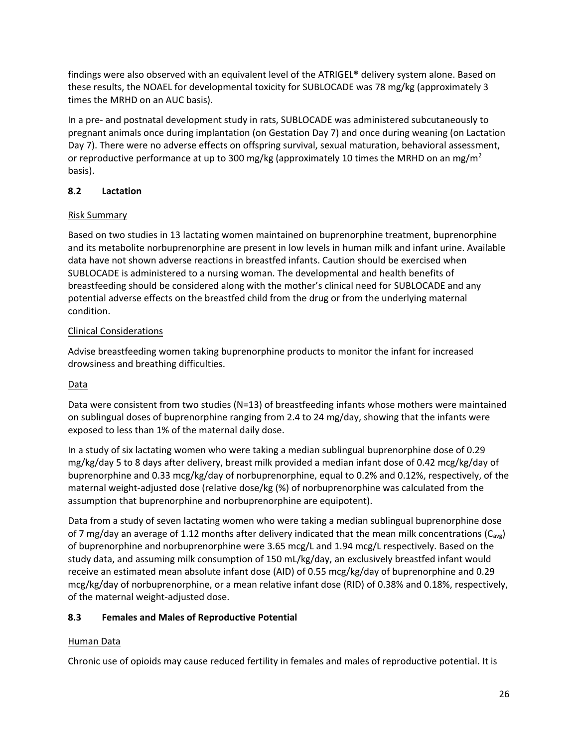findings were also observed with an equivalent level of the ATRIGEL® delivery system alone. Based on these results, the NOAEL for developmental toxicity for SUBLOCADE was 78 mg/kg (approximately 3 times the MRHD on an AUC basis).

In a pre- and postnatal development study in rats, SUBLOCADE was administered subcutaneously to pregnant animals once during implantation (on Gestation Day 7) and once during weaning (on Lactation Day 7). There were no adverse effects on offspring survival, sexual maturation, behavioral assessment, or reproductive performance at up to 300 mg/kg (approximately 10 times the MRHD on an mg/m$^2$ basis).

### 8.2 Lactation

Risk Summary

Based on two studies in 13 lactating women maintained on buprenorphine treatment, buprenorphine and its metabolite norbuprenorphine are present in low levels in human milk and infant urine. Available data have not shown adverse reactions in breastfed infants. Caution should be exercised when SUBLOCADE is administered to a nursing woman. The developmental and health benefits of breastfeeding should be considered along with the mother's clinical need for SUBLOCADE and any potential adverse effects on the breastfed child from the drug or from the underlying maternal condition.

Clinical Considerations

Advise breastfeeding women taking buprenorphine products to monitor the infant for increased drowsiness and breathing difficulties.

Data

Data were consistent from two studies (N=13) of breastfeeding infants whose mothers were maintained on sublingual doses of buprenorphine ranging from 2.4 to 24 mg/day, showing that the infants were exposed to less than 1% of the maternal daily dose.

In a study of six lactating women who were taking a median sublingual buprenorphine dose of 0.29 mg/kg/day 5 to 8 days after delivery, breast milk provided a median infant dose of 0.42 mcg/kg/day of buprenorphine and 0.33 mcg/kg/day of norbuprenorphine, equal to 0.2% and 0.12%, respectively, of the maternal weight-adjusted dose (relative dose/kg (%) of norbuprenorphine was calculated from the assumption that buprenorphine and norbuprenorphine are equipotent).

Data from a study of seven lactating women who were taking a median sublingual buprenorphine dose of 7 mg/day an average of 1.12 months after delivery indicated that the mean milk concentrations ($C_{avg}$) of buprenorphine and norbuprenorphine were 3.65 mcg/L and 1.94 mcg/L respectively. Based on the study data, and assuming milk consumption of 150 mL/kg/day, an exclusively breastfed infant would receive an estimated mean absolute infant dose (AID) of 0.55 mcg/kg/day of buprenorphine and 0.29 mcg/kg/day of norbuprenorphine, or a mean relative infant dose (RID) of 0.38% and 0.18%, respectively, of the maternal weight-adjusted dose.

### 8.3 Females and Males of Reproductive Potential

Human Data

Chronic use of opioids may cause reduced fertility in females and males of reproductive potential. It is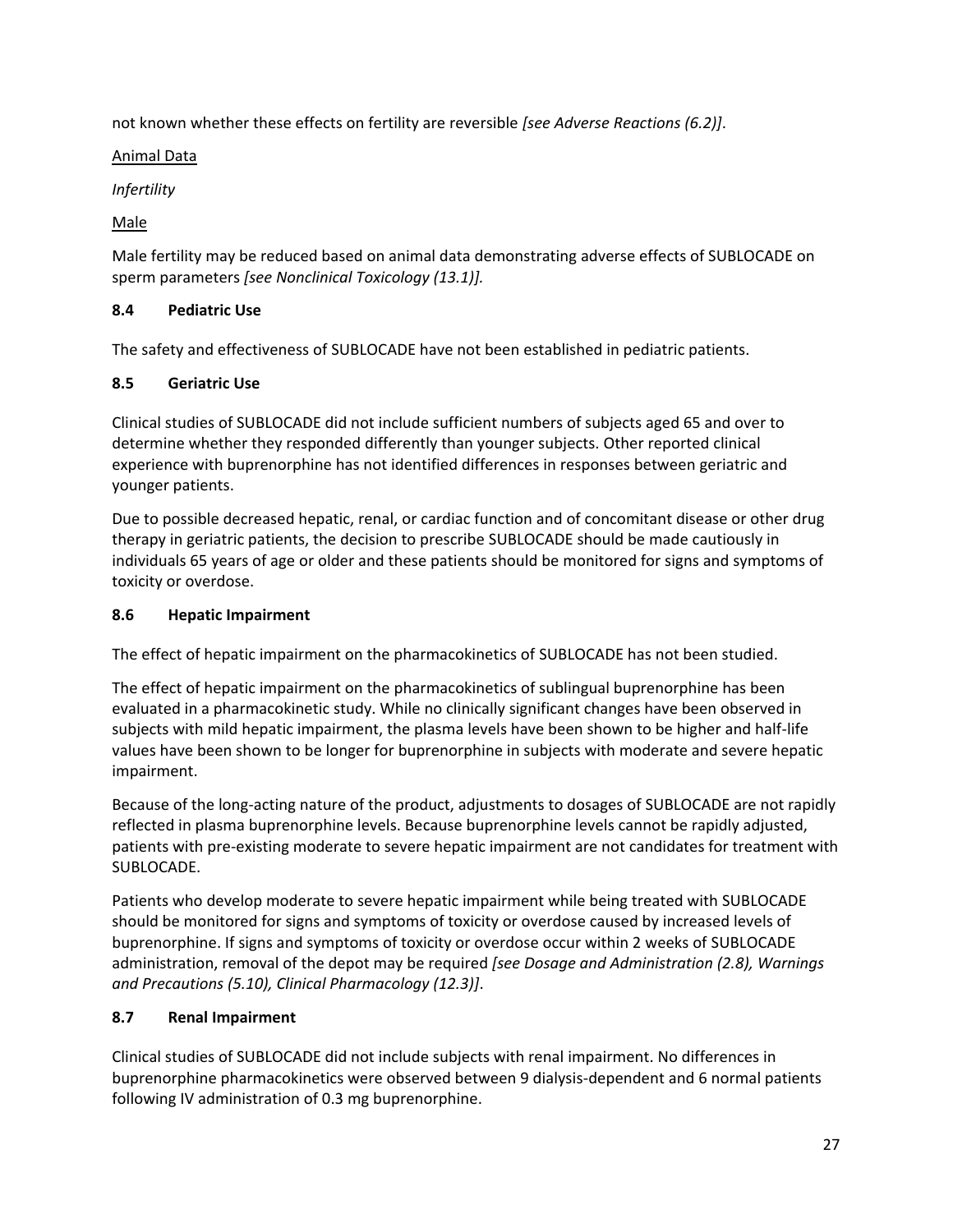not known whether these effects on fertility are reversible *[see Adverse Reactions (6.2)]*.

Animal Data

*Infertility*

Male

Male fertility may be reduced based on animal data demonstrating adverse effects of SUBLOCADE on sperm parameters *[see Nonclinical Toxicology (13.1)].*

### 8.4 Pediatric Use

The safety and effectiveness of SUBLOCADE have not been established in pediatric patients.

### 8.5 Geriatric Use

Clinical studies of SUBLOCADE did not include sufficient numbers of subjects aged 65 and over to determine whether they responded differently than younger subjects. Other reported clinical experience with buprenorphine has not identified differences in responses between geriatric and younger patients.

Due to possible decreased hepatic, renal, or cardiac function and of concomitant disease or other drug therapy in geriatric patients, the decision to prescribe SUBLOCADE should be made cautiously in individuals 65 years of age or older and these patients should be monitored for signs and symptoms of toxicity or overdose.

### 8.6 Hepatic Impairment

The effect of hepatic impairment on the pharmacokinetics of SUBLOCADE has not been studied.

The effect of hepatic impairment on the pharmacokinetics of sublingual buprenorphine has been evaluated in a pharmacokinetic study. While no clinically significant changes have been observed in subjects with mild hepatic impairment, the plasma levels have been shown to be higher and half-life values have been shown to be longer for buprenorphine in subjects with moderate and severe hepatic impairment.

Because of the long-acting nature of the product, adjustments to dosages of SUBLOCADE are not rapidly reflected in plasma buprenorphine levels. Because buprenorphine levels cannot be rapidly adjusted, patients with pre-existing moderate to severe hepatic impairment are not candidates for treatment with SUBLOCADE.

Patients who develop moderate to severe hepatic impairment while being treated with SUBLOCADE should be monitored for signs and symptoms of toxicity or overdose caused by increased levels of buprenorphine. If signs and symptoms of toxicity or overdose occur within 2 weeks of SUBLOCADE administration, removal of the depot may be required *[see Dosage and Administration (2.8), Warnings and Precautions (5.10), Clinical Pharmacology (12.3)]*.

### 8.7 Renal Impairment

Clinical studies of SUBLOCADE did not include subjects with renal impairment. No differences in buprenorphine pharmacokinetics were observed between 9 dialysis-dependent and 6 normal patients following IV administration of 0.3 mg buprenorphine.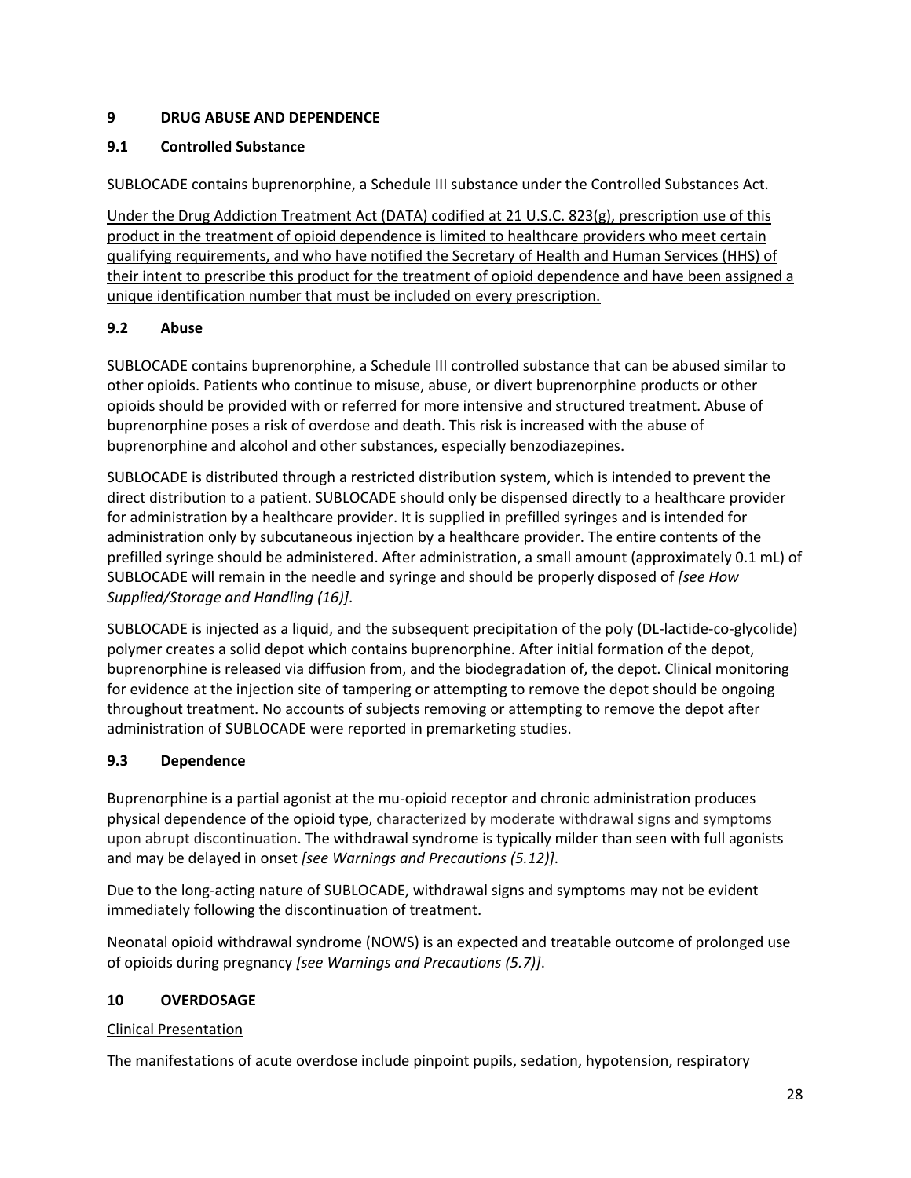## 9 DRUG ABUSE AND DEPENDENCE

### 9.1 Controlled Substance

SUBLOCADE contains buprenorphine, a Schedule III substance under the Controlled Substances Act.

<u>Under the Drug Addiction Treatment Act (DATA) codified at 21 U.S.C. 823(g), prescription use of this product in the treatment of opioid dependence is limited to healthcare providers who meet certain qualifying requirements, and who have notified the Secretary of Health and Human Services (HHS) of their intent to prescribe this product for the treatment of opioid dependence and have been assigned a unique identification number that must be included on every prescription.</u>

### 9.2 Abuse

SUBLOCADE contains buprenorphine, a Schedule III controlled substance that can be abused similar to other opioids. Patients who continue to misuse, abuse, or divert buprenorphine products or other opioids should be provided with or referred for more intensive and structured treatment. Abuse of buprenorphine poses a risk of overdose and death. This risk is increased with the abuse of buprenorphine and alcohol and other substances, especially benzodiazepines.

SUBLOCADE is distributed through a restricted distribution system, which is intended to prevent the direct distribution to a patient. SUBLOCADE should only be dispensed directly to a healthcare provider for administration by a healthcare provider. It is supplied in prefilled syringes and is intended for administration only by subcutaneous injection by a healthcare provider. The entire contents of the prefilled syringe should be administered. After administration, a small amount (approximately 0.1 mL) of SUBLOCADE will remain in the needle and syringe and should be properly disposed of *[see How Supplied/Storage and Handling (16)]*.

SUBLOCADE is injected as a liquid, and the subsequent precipitation of the poly (DL-lactide-co-glycolide) polymer creates a solid depot which contains buprenorphine. After initial formation of the depot, buprenorphine is released via diffusion from, and the biodegradation of, the depot. Clinical monitoring for evidence at the injection site of tampering or attempting to remove the depot should be ongoing throughout treatment. No accounts of subjects removing or attempting to remove the depot after administration of SUBLOCADE were reported in premarketing studies.

### 9.3 Dependence

Buprenorphine is a partial agonist at the mu-opioid receptor and chronic administration produces physical dependence of the opioid type, characterized by moderate withdrawal signs and symptoms upon abrupt discontinuation. The withdrawal syndrome is typically milder than seen with full agonists and may be delayed in onset *[see Warnings and Precautions (5.12)]*.

Due to the long-acting nature of SUBLOCADE, withdrawal signs and symptoms may not be evident immediately following the discontinuation of treatment.

Neonatal opioid withdrawal syndrome (NOWS) is an expected and treatable outcome of prolonged use of opioids during pregnancy *[see Warnings and Precautions (5.7)]*.

## 10 OVERDOSAGE

<u>Clinical Presentation</u>

The manifestations of acute overdose include pinpoint pupils, sedation, hypotension, respiratory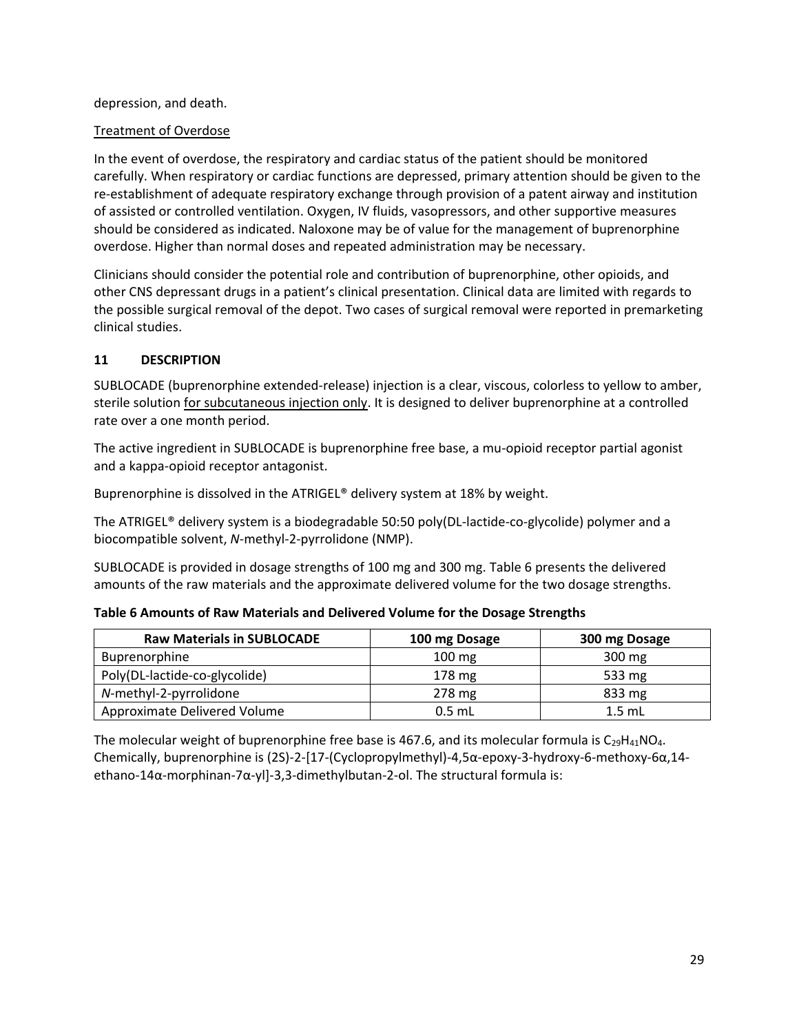depression, and death.

Treatment of Overdose

In the event of overdose, the respiratory and cardiac status of the patient should be monitored carefully. When respiratory or cardiac functions are depressed, primary attention should be given to the re-establishment of adequate respiratory exchange through provision of a patent airway and institution of assisted or controlled ventilation. Oxygen, IV fluids, vasopressors, and other supportive measures should be considered as indicated. Naloxone may be of value for the management of buprenorphine overdose. Higher than normal doses and repeated administration may be necessary.

Clinicians should consider the potential role and contribution of buprenorphine, other opioids, and other CNS depressant drugs in a patient's clinical presentation. Clinical data are limited with regards to the possible surgical removal of the depot. Two cases of surgical removal were reported in premarketing clinical studies.

## 11 DESCRIPTION

SUBLOCADE (buprenorphine extended-release) injection is a clear, viscous, colorless to yellow to amber, sterile solution for subcutaneous injection only. It is designed to deliver buprenorphine at a controlled rate over a one month period.

The active ingredient in SUBLOCADE is buprenorphine free base, a mu-opioid receptor partial agonist and a kappa-opioid receptor antagonist.

Buprenorphine is dissolved in the ATRIGEL® delivery system at 18% by weight.

The ATRIGEL® delivery system is a biodegradable 50:50 poly(DL-lactide-co-glycolide) polymer and a biocompatible solvent, *N*-methyl-2-pyrrolidone (NMP).

SUBLOCADE is provided in dosage strengths of 100 mg and 300 mg. Table 6 presents the delivered amounts of the raw materials and the approximate delivered volume for the two dosage strengths.

**Table 6 Amounts of Raw Materials and Delivered Volume for the Dosage Strengths**

| Raw Materials in SUBLOCADE | 100 mg Dosage | 300 mg Dosage |
|---|---|---|
| Buprenorphine | 100 mg | 300 mg |
| Poly(DL-lactide-co-glycolide) | 178 mg | 533 mg |
| *N*-methyl-2-pyrrolidone | 278 mg | 833 mg |
| Approximate Delivered Volume | 0.5 mL | 1.5 mL |

The molecular weight of buprenorphine free base is 467.6, and its molecular formula is $C_{29}H_{41}NO_4$. Chemically, buprenorphine is (2S)-2-[17-(Cyclopropylmethyl)-4,5α-epoxy-3-hydroxy-6-methoxy-6α,14-ethano-14α-morphinan-7α-yl]-3,3-dimethylbutan-2-ol. The structural formula is: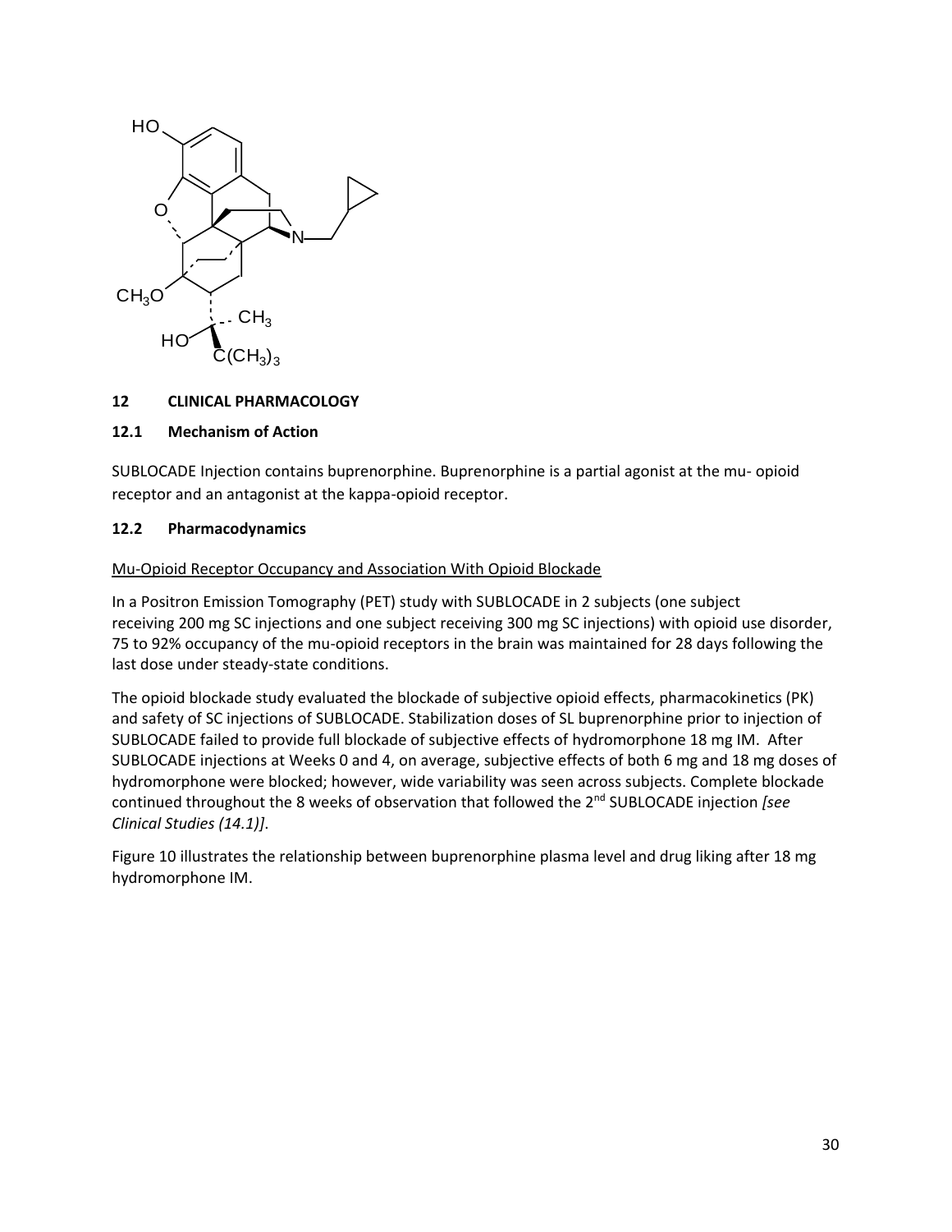## 12 CLINICAL PHARMACOLOGY

### 12.1 Mechanism of Action

SUBLOCADE Injection contains buprenorphine. Buprenorphine is a partial agonist at the mu- opioid receptor and an antagonist at the kappa-opioid receptor.

### 12.2 Pharmacodynamics

Mu-Opioid Receptor Occupancy and Association With Opioid Blockade

In a Positron Emission Tomography (PET) study with SUBLOCADE in 2 subjects (one subject receiving 200 mg SC injections and one subject receiving 300 mg SC injections) with opioid use disorder, 75 to 92% occupancy of the mu-opioid receptors in the brain was maintained for 28 days following the last dose under steady-state conditions.

The opioid blockade study evaluated the blockade of subjective opioid effects, pharmacokinetics (PK) and safety of SC injections of SUBLOCADE. Stabilization doses of SL buprenorphine prior to injection of SUBLOCADE failed to provide full blockade of subjective effects of hydromorphone 18 mg IM. After SUBLOCADE injections at Weeks 0 and 4, on average, subjective effects of both 6 mg and 18 mg doses of hydromorphone were blocked; however, wide variability was seen across subjects. Complete blockade continued throughout the 8 weeks of observation that followed the 2nd SUBLOCADE injection *[see Clinical Studies (14.1)]*.

Figure 10 illustrates the relationship between buprenorphine plasma level and drug liking after 18 mg hydromorphone IM.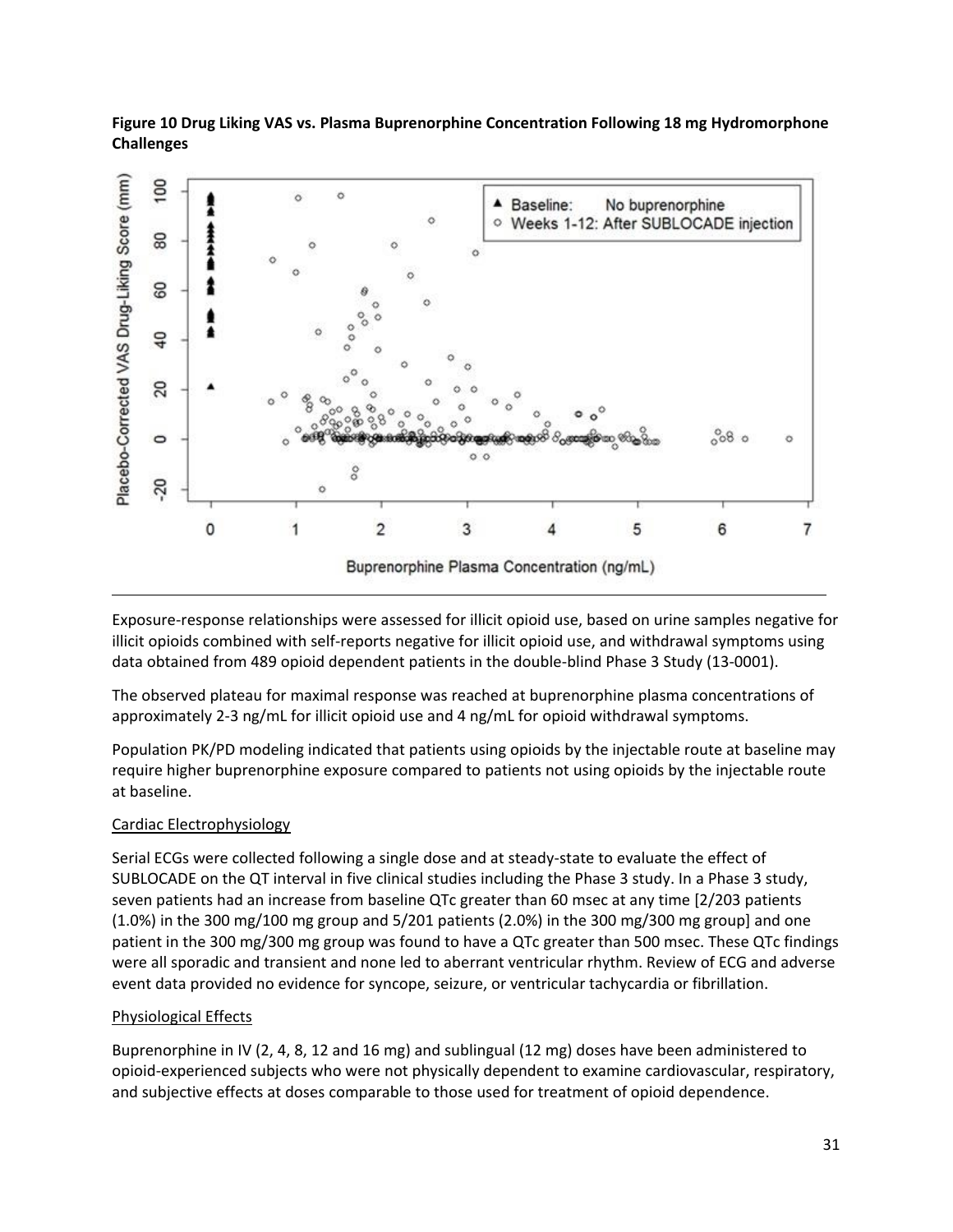**Figure 10 Drug Liking VAS vs. Plasma Buprenorphine Concentration Following 18 mg Hydromorphone Challenges**

Exposure-response relationships were assessed for illicit opioid use, based on urine samples negative for illicit opioids combined with self-reports negative for illicit opioid use, and withdrawal symptoms using data obtained from 489 opioid dependent patients in the double-blind Phase 3 Study (13-0001).

The observed plateau for maximal response was reached at buprenorphine plasma concentrations of approximately 2-3 ng/mL for illicit opioid use and 4 ng/mL for opioid withdrawal symptoms.

Population PK/PD modeling indicated that patients using opioids by the injectable route at baseline may require higher buprenorphine exposure compared to patients not using opioids by the injectable route at baseline.

Cardiac Electrophysiology

Serial ECGs were collected following a single dose and at steady-state to evaluate the effect of SUBLOCADE on the QT interval in five clinical studies including the Phase 3 study. In a Phase 3 study, seven patients had an increase from baseline QTc greater than 60 msec at any time [2/203 patients (1.0%) in the 300 mg/100 mg group and 5/201 patients (2.0%) in the 300 mg/300 mg group] and one patient in the 300 mg/300 mg group was found to have a QTc greater than 500 msec. These QTc findings were all sporadic and transient and none led to aberrant ventricular rhythm. Review of ECG and adverse event data provided no evidence for syncope, seizure, or ventricular tachycardia or fibrillation.

Physiological Effects

Buprenorphine in IV (2, 4, 8, 12 and 16 mg) and sublingual (12 mg) doses have been administered to opioid-experienced subjects who were not physically dependent to examine cardiovascular, respiratory, and subjective effects at doses comparable to those used for treatment of opioid dependence.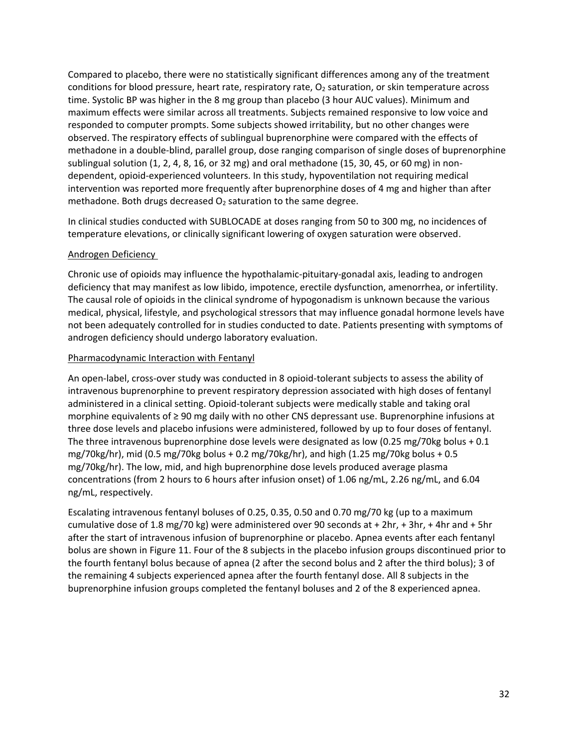Compared to placebo, there were no statistically significant differences among any of the treatment conditions for blood pressure, heart rate, respiratory rate, $O_2$ saturation, or skin temperature across time. Systolic BP was higher in the 8 mg group than placebo (3 hour AUC values). Minimum and maximum effects were similar across all treatments. Subjects remained responsive to low voice and responded to computer prompts. Some subjects showed irritability, but no other changes were observed. The respiratory effects of sublingual buprenorphine were compared with the effects of methadone in a double-blind, parallel group, dose ranging comparison of single doses of buprenorphine sublingual solution (1, 2, 4, 8, 16, or 32 mg) and oral methadone (15, 30, 45, or 60 mg) in non-dependent, opioid-experienced volunteers. In this study, hypoventilation not requiring medical intervention was reported more frequently after buprenorphine doses of 4 mg and higher than after methadone. Both drugs decreased $O_2$ saturation to the same degree.

In clinical studies conducted with SUBLOCADE at doses ranging from 50 to 300 mg, no incidences of temperature elevations, or clinically significant lowering of oxygen saturation were observed.

Androgen Deficiency

Chronic use of opioids may influence the hypothalamic-pituitary-gonadal axis, leading to androgen deficiency that may manifest as low libido, impotence, erectile dysfunction, amenorrhea, or infertility. The causal role of opioids in the clinical syndrome of hypogonadism is unknown because the various medical, physical, lifestyle, and psychological stressors that may influence gonadal hormone levels have not been adequately controlled for in studies conducted to date. Patients presenting with symptoms of androgen deficiency should undergo laboratory evaluation.

Pharmacodynamic Interaction with Fentanyl

An open-label, cross-over study was conducted in 8 opioid-tolerant subjects to assess the ability of intravenous buprenorphine to prevent respiratory depression associated with high doses of fentanyl administered in a clinical setting. Opioid-tolerant subjects were medically stable and taking oral morphine equivalents of ≥ 90 mg daily with no other CNS depressant use. Buprenorphine infusions at three dose levels and placebo infusions were administered, followed by up to four doses of fentanyl. The three intravenous buprenorphine dose levels were designated as low (0.25 mg/70kg bolus + 0.1 mg/70kg/hr), mid (0.5 mg/70kg bolus + 0.2 mg/70kg/hr), and high (1.25 mg/70kg bolus + 0.5 mg/70kg/hr). The low, mid, and high buprenorphine dose levels produced average plasma concentrations (from 2 hours to 6 hours after infusion onset) of 1.06 ng/mL, 2.26 ng/mL, and 6.04 ng/mL, respectively.

Escalating intravenous fentanyl boluses of 0.25, 0.35, 0.50 and 0.70 mg/70 kg (up to a maximum cumulative dose of 1.8 mg/70 kg) were administered over 90 seconds at + 2hr, + 3hr, + 4hr and + 5hr after the start of intravenous infusion of buprenorphine or placebo. Apnea events after each fentanyl bolus are shown in Figure 11. Four of the 8 subjects in the placebo infusion groups discontinued prior to the fourth fentanyl bolus because of apnea (2 after the second bolus and 2 after the third bolus); 3 of the remaining 4 subjects experienced apnea after the fourth fentanyl dose. All 8 subjects in the buprenorphine infusion groups completed the fentanyl boluses and 2 of the 8 experienced apnea.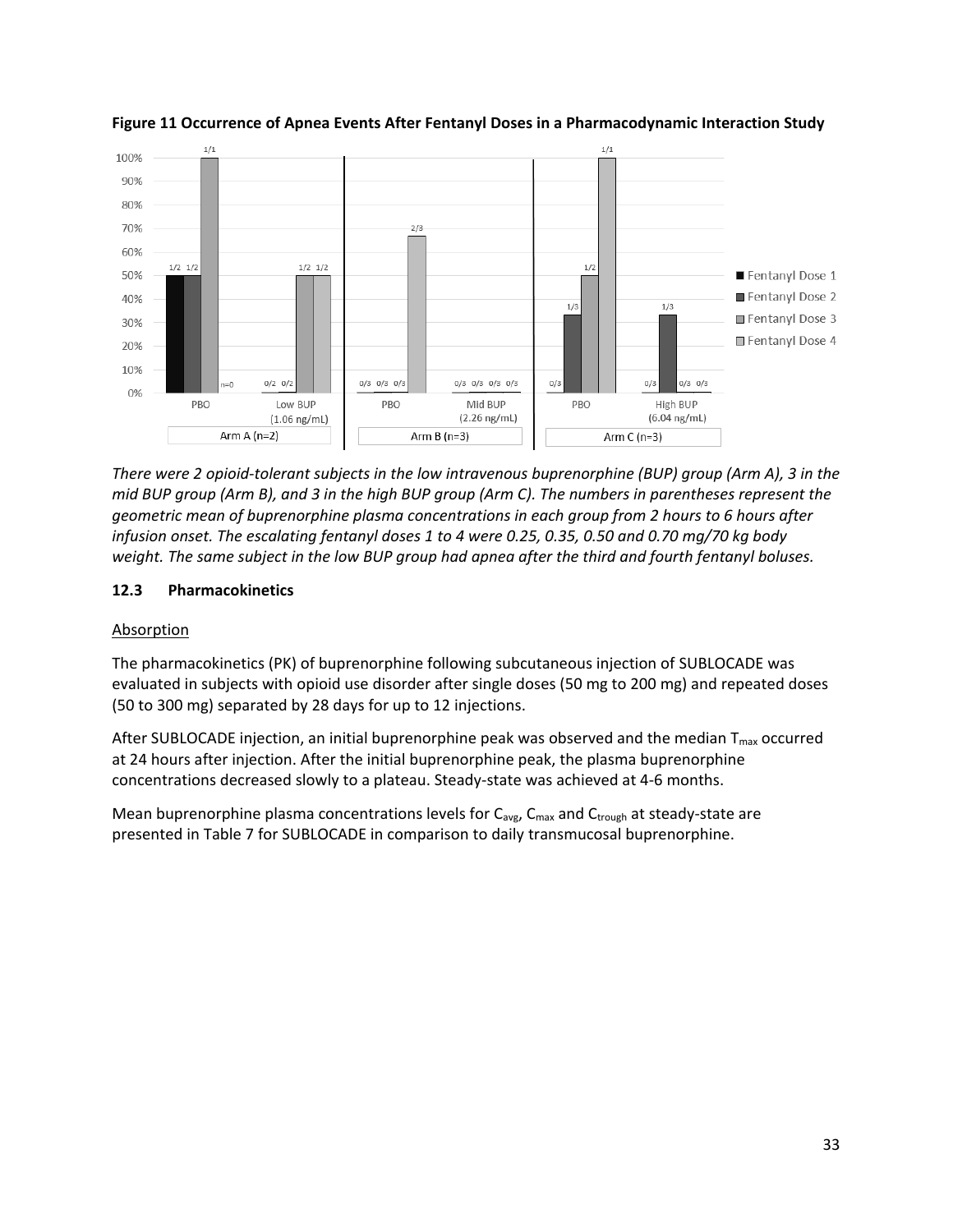**Figure 11 Occurrence of Apnea Events After Fentanyl Doses in a Pharmacodynamic Interaction Study**

*There were 2 opioid-tolerant subjects in the low intravenous buprenorphine (BUP) group (Arm A), 3 in the mid BUP group (Arm B), and 3 in the high BUP group (Arm C). The numbers in parentheses represent the geometric mean of buprenorphine plasma concentrations in each group from 2 hours to 6 hours after infusion onset. The escalating fentanyl doses 1 to 4 were 0.25, 0.35, 0.50 and 0.70 mg/70 kg body weight. The same subject in the low BUP group had apnea after the third and fourth fentanyl boluses.*

### 12.3 Pharmacokinetics

Absorption

The pharmacokinetics (PK) of buprenorphine following subcutaneous injection of SUBLOCADE was evaluated in subjects with opioid use disorder after single doses (50 mg to 200 mg) and repeated doses (50 to 300 mg) separated by 28 days for up to 12 injections.

After SUBLOCADE injection, an initial buprenorphine peak was observed and the median $T_{max}$ occurred at 24 hours after injection. After the initial buprenorphine peak, the plasma buprenorphine concentrations decreased slowly to a plateau. Steady-state was achieved at 4-6 months.

Mean buprenorphine plasma concentrations levels for $C_{avg}$, $C_{max}$ and $C_{trough}$ at steady-state are presented in Table 7 for SUBLOCADE in comparison to daily transmucosal buprenorphine.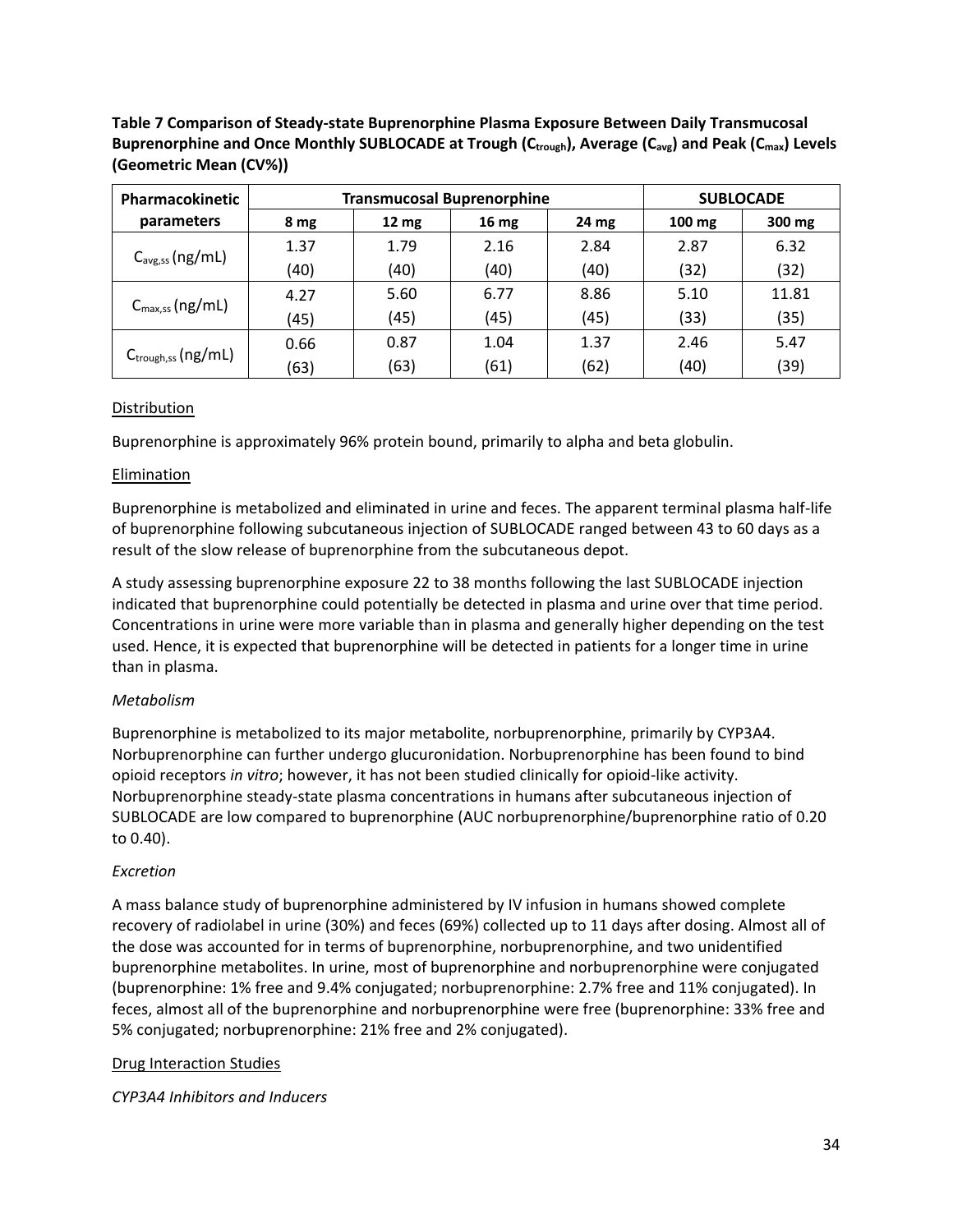**Table 7 Comparison of Steady-state Buprenorphine Plasma Exposure Between Daily Transmucosal Buprenorphine and Once Monthly SUBLOCADE at Trough ($C_{trough}$), Average ($C_{avg}$) and Peak ($C_{max}$) Levels (Geometric Mean (CV%))**

| Pharmacokinetic parameters | Transmucosal Buprenorphine | | | | SUBLOCADE | |
|---|---|---|---|---|---|---|
| | 8 mg | 12 mg | 16 mg | 24 mg | 100 mg | 300 mg |
| $C_{avg,ss}$ (ng/mL) | 1.37 (40) | 1.79 (40) | 2.16 (40) | 2.84 (40) | 2.87 (32) | 6.32 (32) |
| $C_{max,ss}$ (ng/mL) | 4.27 (45) | 5.60 (45) | 6.77 (45) | 8.86 (45) | 5.10 (33) | 11.81 (35) |
| $C_{trough,ss}$ (ng/mL) | 0.66 (63) | 0.87 (63) | 1.04 (61) | 1.37 (62) | 2.46 (40) | 5.47 (39) |

<u>Distribution</u>

Buprenorphine is approximately 96% protein bound, primarily to alpha and beta globulin.

<u>Elimination</u>

Buprenorphine is metabolized and eliminated in urine and feces. The apparent terminal plasma half-life of buprenorphine following subcutaneous injection of SUBLOCADE ranged between 43 to 60 days as a result of the slow release of buprenorphine from the subcutaneous depot.

A study assessing buprenorphine exposure 22 to 38 months following the last SUBLOCADE injection indicated that buprenorphine could potentially be detected in plasma and urine over that time period. Concentrations in urine were more variable than in plasma and generally higher depending on the test used. Hence, it is expected that buprenorphine will be detected in patients for a longer time in urine than in plasma.

*Metabolism*

Buprenorphine is metabolized to its major metabolite, norbuprenorphine, primarily by CYP3A4. Norbuprenorphine can further undergo glucuronidation. Norbuprenorphine has been found to bind opioid receptors *in vitro*; however, it has not been studied clinically for opioid-like activity. Norbuprenorphine steady-state plasma concentrations in humans after subcutaneous injection of SUBLOCADE are low compared to buprenorphine (AUC norbuprenorphine/buprenorphine ratio of 0.20 to 0.40).

*Excretion*

A mass balance study of buprenorphine administered by IV infusion in humans showed complete recovery of radiolabel in urine (30%) and feces (69%) collected up to 11 days after dosing. Almost all of the dose was accounted for in terms of buprenorphine, norbuprenorphine, and two unidentified buprenorphine metabolites. In urine, most of buprenorphine and norbuprenorphine were conjugated (buprenorphine: 1% free and 9.4% conjugated; norbuprenorphine: 2.7% free and 11% conjugated). In feces, almost all of the buprenorphine and norbuprenorphine were free (buprenorphine: 33% free and 5% conjugated; norbuprenorphine: 21% free and 2% conjugated).

<u>Drug Interaction Studies</u>

*CYP3A4 Inhibitors and Inducers*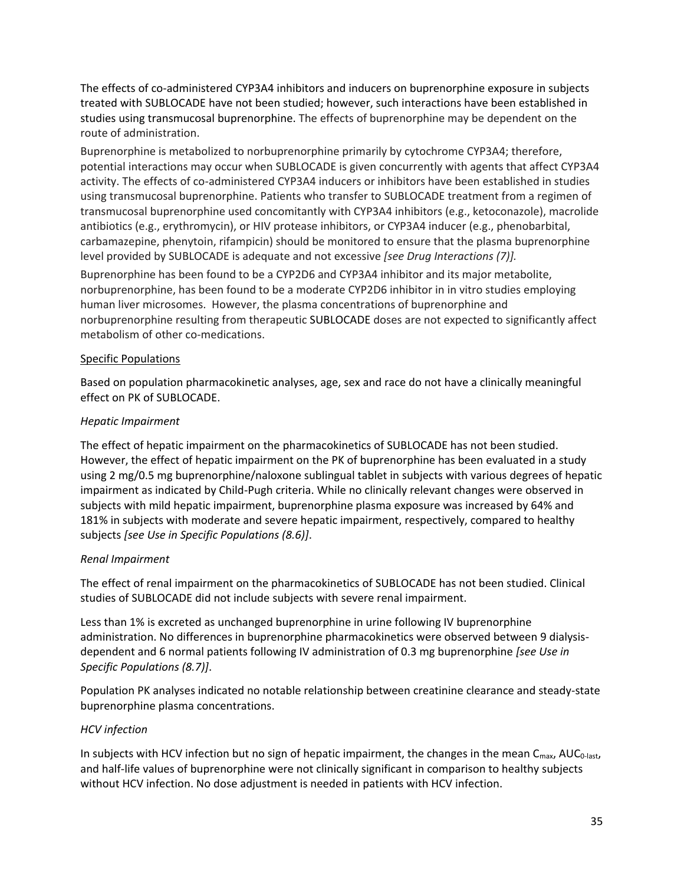The effects of co-administered CYP3A4 inhibitors and inducers on buprenorphine exposure in subjects treated with SUBLOCADE have not been studied; however, such interactions have been established in studies using transmucosal buprenorphine. The effects of buprenorphine may be dependent on the route of administration.

Buprenorphine is metabolized to norbuprenorphine primarily by cytochrome CYP3A4; therefore, potential interactions may occur when SUBLOCADE is given concurrently with agents that affect CYP3A4 activity. The effects of co-administered CYP3A4 inducers or inhibitors have been established in studies using transmucosal buprenorphine. Patients who transfer to SUBLOCADE treatment from a regimen of transmucosal buprenorphine used concomitantly with CYP3A4 inhibitors (e.g., ketoconazole), macrolide antibiotics (e.g., erythromycin), or HIV protease inhibitors, or CYP3A4 inducer (e.g., phenobarbital, carbamazepine, phenytoin, rifampicin) should be monitored to ensure that the plasma buprenorphine level provided by SUBLOCADE is adequate and not excessive *[see Drug Interactions (7)].*

Buprenorphine has been found to be a CYP2D6 and CYP3A4 inhibitor and its major metabolite, norbuprenorphine, has been found to be a moderate CYP2D6 inhibitor in in vitro studies employing human liver microsomes. However, the plasma concentrations of buprenorphine and norbuprenorphine resulting from therapeutic SUBLOCADE doses are not expected to significantly affect metabolism of other co-medications.

Specific Populations

Based on population pharmacokinetic analyses, age, sex and race do not have a clinically meaningful effect on PK of SUBLOCADE.

*Hepatic Impairment*

The effect of hepatic impairment on the pharmacokinetics of SUBLOCADE has not been studied. However, the effect of hepatic impairment on the PK of buprenorphine has been evaluated in a study using 2 mg/0.5 mg buprenorphine/naloxone sublingual tablet in subjects with various degrees of hepatic impairment as indicated by Child-Pugh criteria. While no clinically relevant changes were observed in subjects with mild hepatic impairment, buprenorphine plasma exposure was increased by 64% and 181% in subjects with moderate and severe hepatic impairment, respectively, compared to healthy subjects *[see Use in Specific Populations (8.6)]*.

*Renal Impairment*

The effect of renal impairment on the pharmacokinetics of SUBLOCADE has not been studied. Clinical studies of SUBLOCADE did not include subjects with severe renal impairment.

Less than 1% is excreted as unchanged buprenorphine in urine following IV buprenorphine administration. No differences in buprenorphine pharmacokinetics were observed between 9 dialysis-dependent and 6 normal patients following IV administration of 0.3 mg buprenorphine *[see Use in Specific Populations (8.7)]*.

Population PK analyses indicated no notable relationship between creatinine clearance and steady-state buprenorphine plasma concentrations.

*HCV infection*

In subjects with HCV infection but no sign of hepatic impairment, the changes in the mean $C_{max}$, $AUC_{0\text{-last}}$, and half-life values of buprenorphine were not clinically significant in comparison to healthy subjects without HCV infection. No dose adjustment is needed in patients with HCV infection.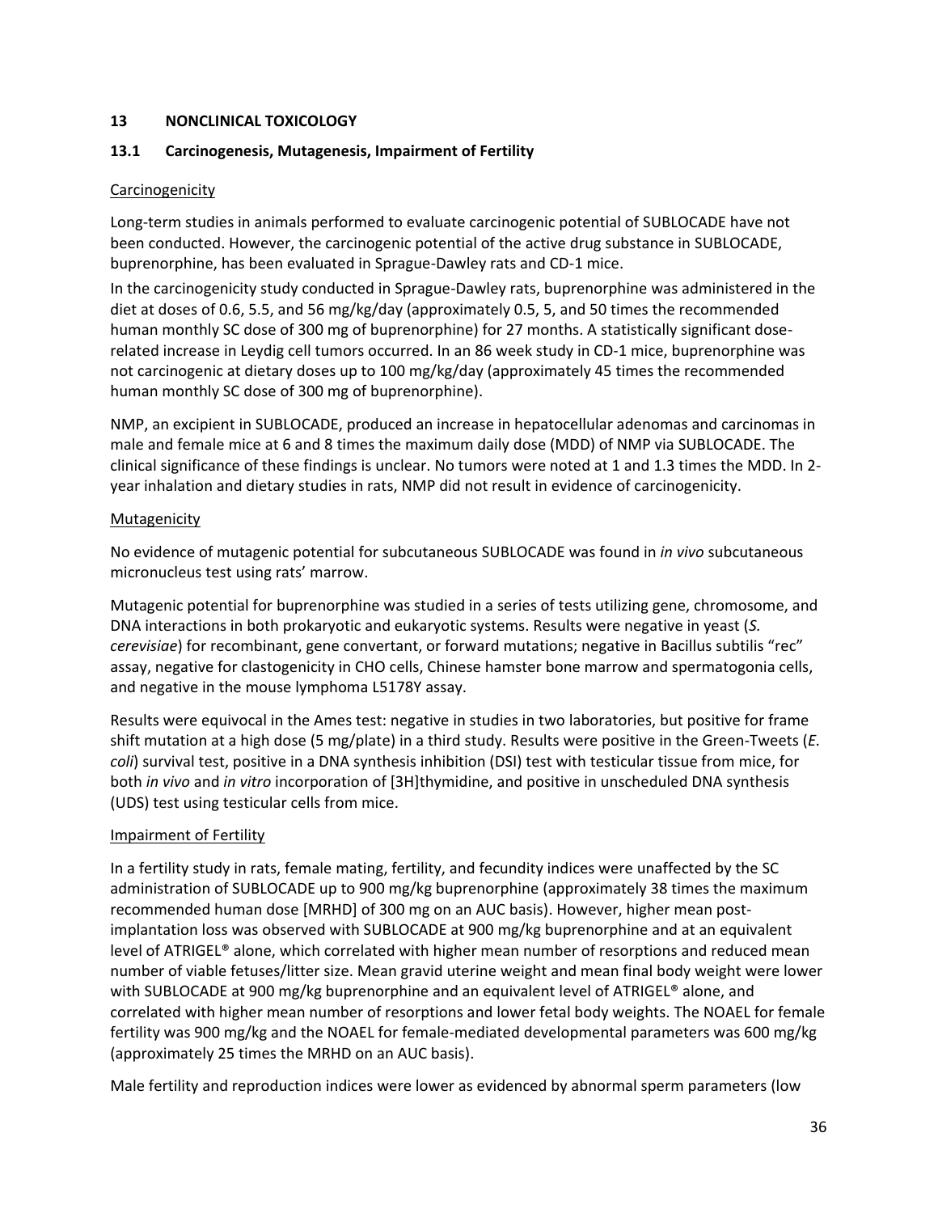## 13 NONCLINICAL TOXICOLOGY

### 13.1 Carcinogenesis, Mutagenesis, Impairment of Fertility

Carcinogenicity

Long-term studies in animals performed to evaluate carcinogenic potential of SUBLOCADE have not been conducted. However, the carcinogenic potential of the active drug substance in SUBLOCADE, buprenorphine, has been evaluated in Sprague-Dawley rats and CD-1 mice.

In the carcinogenicity study conducted in Sprague-Dawley rats, buprenorphine was administered in the diet at doses of 0.6, 5.5, and 56 mg/kg/day (approximately 0.5, 5, and 50 times the recommended human monthly SC dose of 300 mg of buprenorphine) for 27 months. A statistically significant dose-related increase in Leydig cell tumors occurred. In an 86 week study in CD-1 mice, buprenorphine was not carcinogenic at dietary doses up to 100 mg/kg/day (approximately 45 times the recommended human monthly SC dose of 300 mg of buprenorphine).

NMP, an excipient in SUBLOCADE, produced an increase in hepatocellular adenomas and carcinomas in male and female mice at 6 and 8 times the maximum daily dose (MDD) of NMP via SUBLOCADE. The clinical significance of these findings is unclear. No tumors were noted at 1 and 1.3 times the MDD. In 2-year inhalation and dietary studies in rats, NMP did not result in evidence of carcinogenicity.

Mutagenicity

No evidence of mutagenic potential for subcutaneous SUBLOCADE was found in *in vivo* subcutaneous micronucleus test using rats' marrow.

Mutagenic potential for buprenorphine was studied in a series of tests utilizing gene, chromosome, and DNA interactions in both prokaryotic and eukaryotic systems. Results were negative in yeast (*S. cerevisiae*) for recombinant, gene convertant, or forward mutations; negative in Bacillus subtilis "rec" assay, negative for clastogenicity in CHO cells, Chinese hamster bone marrow and spermatogonia cells, and negative in the mouse lymphoma L5178Y assay.

Results were equivocal in the Ames test: negative in studies in two laboratories, but positive for frame shift mutation at a high dose (5 mg/plate) in a third study. Results were positive in the Green-Tweets (*E. coli*) survival test, positive in a DNA synthesis inhibition (DSI) test with testicular tissue from mice, for both *in vivo* and *in vitro* incorporation of [3H]thymidine, and positive in unscheduled DNA synthesis (UDS) test using testicular cells from mice.

Impairment of Fertility

In a fertility study in rats, female mating, fertility, and fecundity indices were unaffected by the SC administration of SUBLOCADE up to 900 mg/kg buprenorphine (approximately 38 times the maximum recommended human dose [MRHD] of 300 mg on an AUC basis). However, higher mean post-implantation loss was observed with SUBLOCADE at 900 mg/kg buprenorphine and at an equivalent level of ATRIGEL® alone, which correlated with higher mean number of resorptions and reduced mean number of viable fetuses/litter size. Mean gravid uterine weight and mean final body weight were lower with SUBLOCADE at 900 mg/kg buprenorphine and an equivalent level of ATRIGEL® alone, and correlated with higher mean number of resorptions and lower fetal body weights. The NOAEL for female fertility was 900 mg/kg and the NOAEL for female-mediated developmental parameters was 600 mg/kg (approximately 25 times the MRHD on an AUC basis).

Male fertility and reproduction indices were lower as evidenced by abnormal sperm parameters (low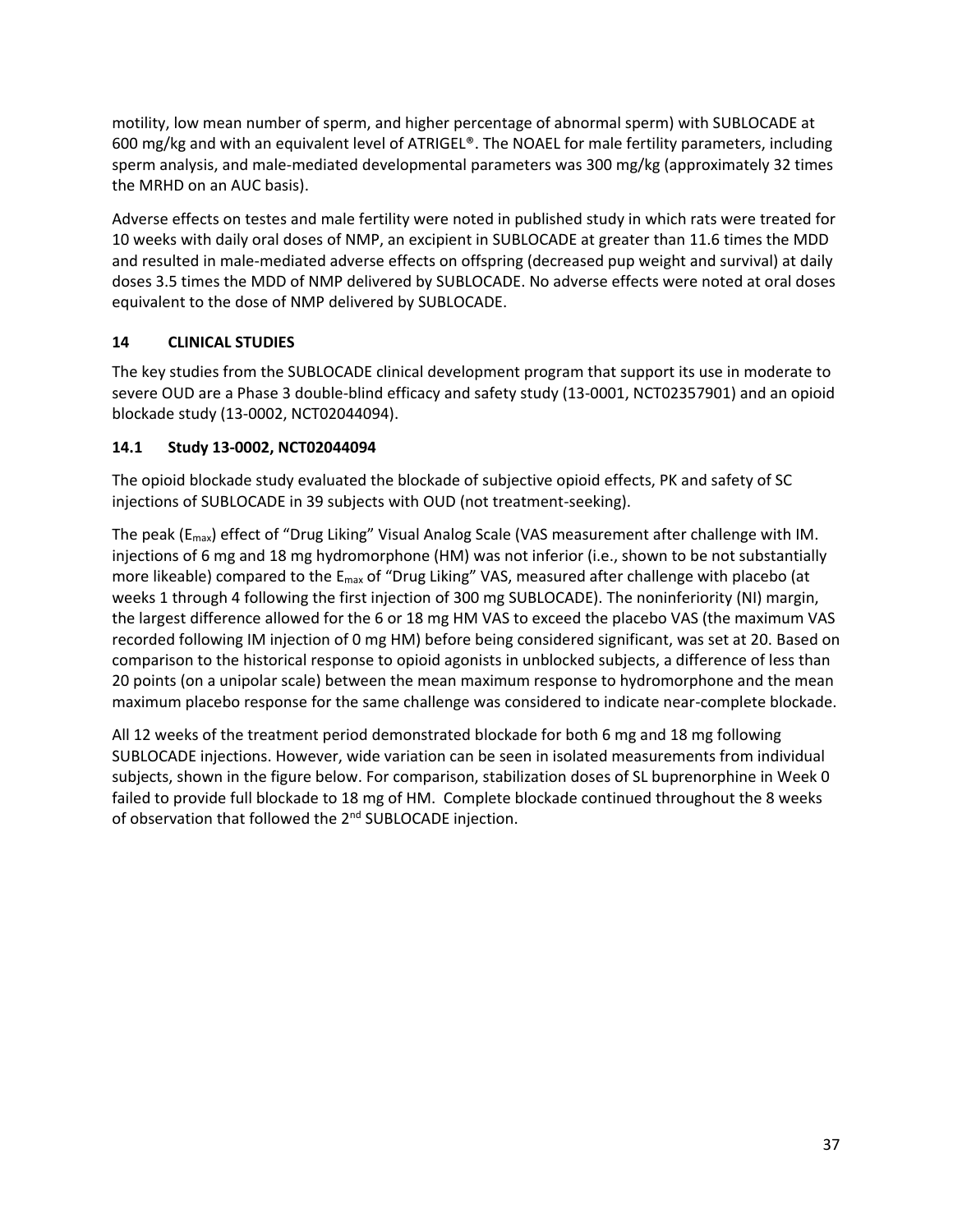motility, low mean number of sperm, and higher percentage of abnormal sperm) with SUBLOCADE at 600 mg/kg and with an equivalent level of ATRIGEL®. The NOAEL for male fertility parameters, including sperm analysis, and male-mediated developmental parameters was 300 mg/kg (approximately 32 times the MRHD on an AUC basis).

Adverse effects on testes and male fertility were noted in published study in which rats were treated for 10 weeks with daily oral doses of NMP, an excipient in SUBLOCADE at greater than 11.6 times the MDD and resulted in male-mediated adverse effects on offspring (decreased pup weight and survival) at daily doses 3.5 times the MDD of NMP delivered by SUBLOCADE. No adverse effects were noted at oral doses equivalent to the dose of NMP delivered by SUBLOCADE.

## 14 CLINICAL STUDIES

The key studies from the SUBLOCADE clinical development program that support its use in moderate to severe OUD are a Phase 3 double-blind efficacy and safety study (13-0001, NCT02357901) and an opioid blockade study (13-0002, NCT02044094).

### 14.1 Study 13-0002, NCT02044094

The opioid blockade study evaluated the blockade of subjective opioid effects, PK and safety of SC injections of SUBLOCADE in 39 subjects with OUD (not treatment-seeking).

The peak ($E_{max}$) effect of "Drug Liking" Visual Analog Scale (VAS measurement after challenge with IM. injections of 6 mg and 18 mg hydromorphone (HM) was not inferior (i.e., shown to be not substantially more likeable) compared to the $E_{max}$ of "Drug Liking" VAS, measured after challenge with placebo (at weeks 1 through 4 following the first injection of 300 mg SUBLOCADE). The noninferiority (NI) margin, the largest difference allowed for the 6 or 18 mg HM VAS to exceed the placebo VAS (the maximum VAS recorded following IM injection of 0 mg HM) before being considered significant, was set at 20. Based on comparison to the historical response to opioid agonists in unblocked subjects, a difference of less than 20 points (on a unipolar scale) between the mean maximum response to hydromorphone and the mean maximum placebo response for the same challenge was considered to indicate near-complete blockade.

All 12 weeks of the treatment period demonstrated blockade for both 6 mg and 18 mg following SUBLOCADE injections. However, wide variation can be seen in isolated measurements from individual subjects, shown in the figure below. For comparison, stabilization doses of SL buprenorphine in Week 0 failed to provide full blockade to 18 mg of HM. Complete blockade continued throughout the 8 weeks of observation that followed the 2nd SUBLOCADE injection.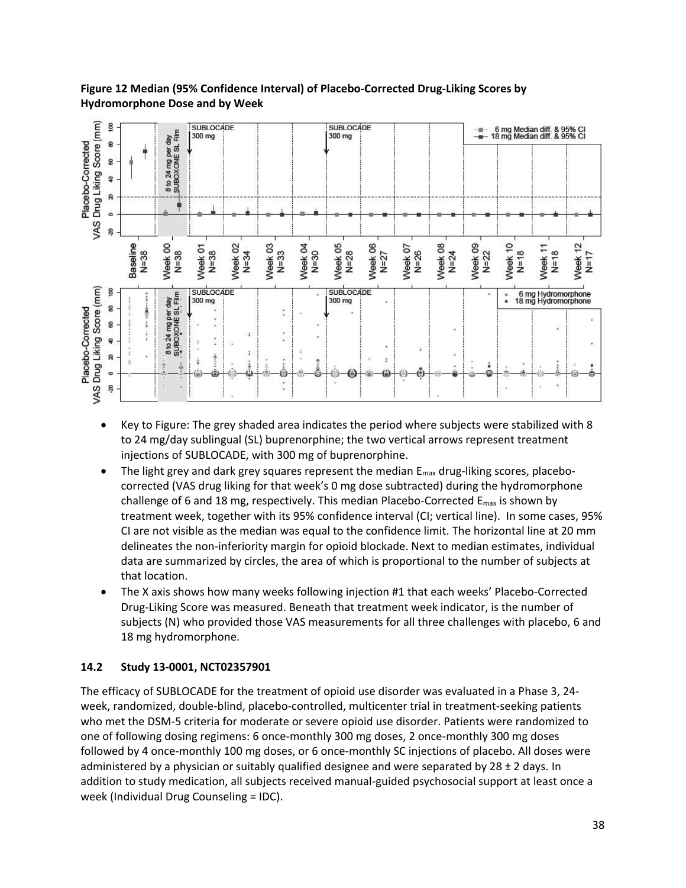**Figure 12 Median (95% Confidence Interval) of Placebo-Corrected Drug-Liking Scores by Hydromorphone Dose and by Week**

- Key to Figure: The grey shaded area indicates the period where subjects were stabilized with 8 to 24 mg/day sublingual (SL) buprenorphine; the two vertical arrows represent treatment injections of SUBLOCADE, with 300 mg of buprenorphine.
- The light grey and dark grey squares represent the median $E_{max}$ drug-liking scores, placebo-corrected (VAS drug liking for that week's 0 mg dose subtracted) during the hydromorphone challenge of 6 and 18 mg, respectively. This median Placebo-Corrected $E_{max}$ is shown by treatment week, together with its 95% confidence interval (CI; vertical line). In some cases, 95% CI are not visible as the median was equal to the confidence limit. The horizontal line at 20 mm delineates the non-inferiority margin for opioid blockade. Next to median estimates, individual data are summarized by circles, the area of which is proportional to the number of subjects at that location.
- The X axis shows how many weeks following injection #1 that each weeks' Placebo-Corrected Drug-Liking Score was measured. Beneath that treatment week indicator, is the number of subjects (N) who provided those VAS measurements for all three challenges with placebo, 6 and 18 mg hydromorphone.

### 14.2 Study 13-0001, NCT02357901

The efficacy of SUBLOCADE for the treatment of opioid use disorder was evaluated in a Phase 3, 24-week, randomized, double-blind, placebo-controlled, multicenter trial in treatment-seeking patients who met the DSM-5 criteria for moderate or severe opioid use disorder. Patients were randomized to one of following dosing regimens: 6 once-monthly 300 mg doses, 2 once-monthly 300 mg doses followed by 4 once-monthly 100 mg doses, or 6 once-monthly SC injections of placebo. All doses were administered by a physician or suitably qualified designee and were separated by 28 ± 2 days. In addition to study medication, all subjects received manual-guided psychosocial support at least once a week (Individual Drug Counseling = IDC).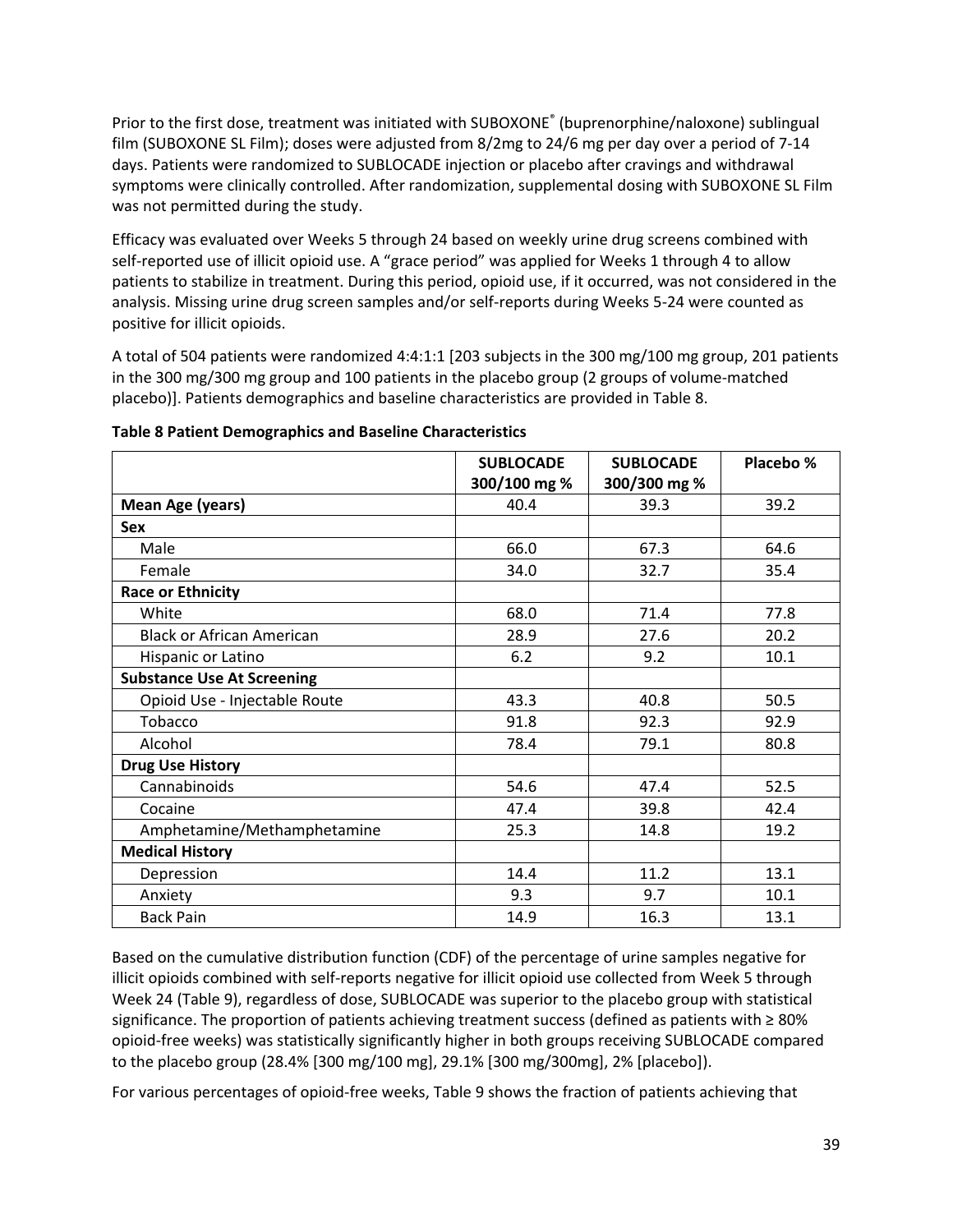Prior to the first dose, treatment was initiated with SUBOXONE® (buprenorphine/naloxone) sublingual film (SUBOXONE SL Film); doses were adjusted from 8/2mg to 24/6 mg per day over a period of 7-14 days. Patients were randomized to SUBLOCADE injection or placebo after cravings and withdrawal symptoms were clinically controlled. After randomization, supplemental dosing with SUBOXONE SL Film was not permitted during the study.

Efficacy was evaluated over Weeks 5 through 24 based on weekly urine drug screens combined with self-reported use of illicit opioid use. A "grace period" was applied for Weeks 1 through 4 to allow patients to stabilize in treatment. During this period, opioid use, if it occurred, was not considered in the analysis. Missing urine drug screen samples and/or self-reports during Weeks 5-24 were counted as positive for illicit opioids.

A total of 504 patients were randomized 4:4:1:1 [203 subjects in the 300 mg/100 mg group, 201 patients in the 300 mg/300 mg group and 100 patients in the placebo group (2 groups of volume-matched placebo)]. Patients demographics and baseline characteristics are provided in Table 8.

**Table 8 Patient Demographics and Baseline Characteristics**

| | SUBLOCADE 300/100 mg % | SUBLOCADE 300/300 mg % | Placebo % |
|---|---|---|---|
| **Mean Age (years)** | 40.4 | 39.3 | 39.2 |
| **Sex** | | | |
| Male | 66.0 | 67.3 | 64.6 |
| Female | 34.0 | 32.7 | 35.4 |
| **Race or Ethnicity** | | | |
| White | 68.0 | 71.4 | 77.8 |
| Black or African American | 28.9 | 27.6 | 20.2 |
| Hispanic or Latino | 6.2 | 9.2 | 10.1 |
| **Substance Use At Screening** | | | |
| Opioid Use - Injectable Route | 43.3 | 40.8 | 50.5 |
| Tobacco | 91.8 | 92.3 | 92.9 |
| Alcohol | 78.4 | 79.1 | 80.8 |
| **Drug Use History** | | | |
| Cannabinoids | 54.6 | 47.4 | 52.5 |
| Cocaine | 47.4 | 39.8 | 42.4 |
| Amphetamine/Methamphetamine | 25.3 | 14.8 | 19.2 |
| **Medical History** | | | |
| Depression | 14.4 | 11.2 | 13.1 |
| Anxiety | 9.3 | 9.7 | 10.1 |
| Back Pain | 14.9 | 16.3 | 13.1 |

Based on the cumulative distribution function (CDF) of the percentage of urine samples negative for illicit opioids combined with self-reports negative for illicit opioid use collected from Week 5 through Week 24 (Table 9), regardless of dose, SUBLOCADE was superior to the placebo group with statistical significance. The proportion of patients achieving treatment success (defined as patients with ≥ 80% opioid-free weeks) was statistically significantly higher in both groups receiving SUBLOCADE compared to the placebo group (28.4% [300 mg/100 mg], 29.1% [300 mg/300mg], 2% [placebo]).

For various percentages of opioid-free weeks, Table 9 shows the fraction of patients achieving that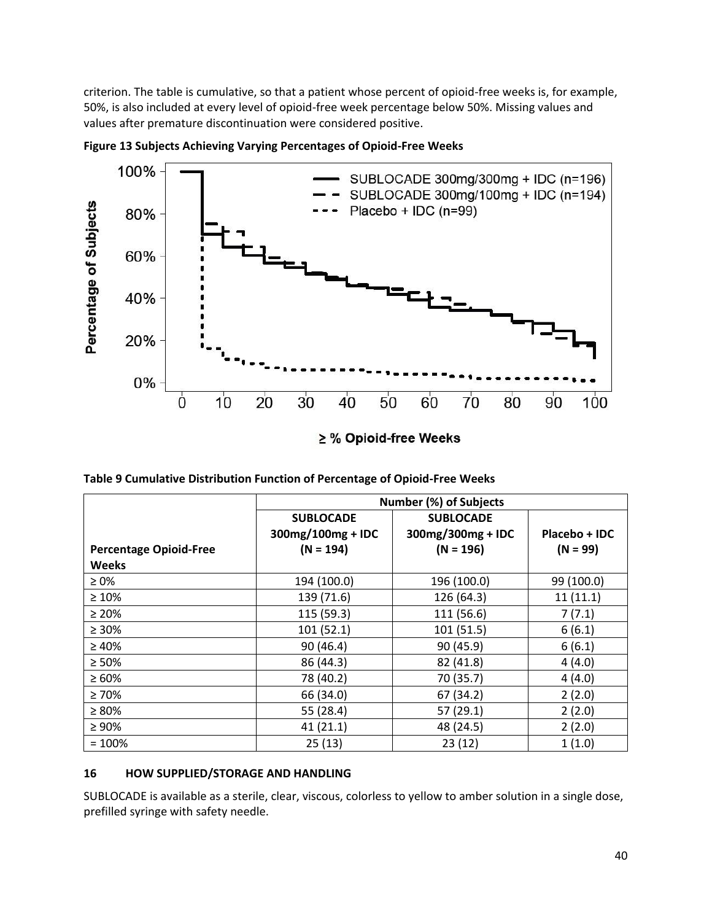criterion. The table is cumulative, so that a patient whose percent of opioid-free weeks is, for example, 50%, is also included at every level of opioid-free week percentage below 50%. Missing values and values after premature discontinuation were considered positive.

**Figure 13 Subjects Achieving Varying Percentages of Opioid-Free Weeks**

**Table 9 Cumulative Distribution Function of Percentage of Opioid-Free Weeks**

| | Number (%) of Subjects | | |
|---|---|---|---|
| **Percentage Opioid-Free Weeks** | **SUBLOCADE 300mg/100mg + IDC (N = 194)** | **SUBLOCADE 300mg/300mg + IDC (N = 196)** | **Placebo + IDC (N = 99)** |
| ≥ 0% | 194 (100.0) | 196 (100.0) | 99 (100.0) |
| ≥ 10% | 139 (71.6) | 126 (64.3) | 11 (11.1) |
| ≥ 20% | 115 (59.3) | 111 (56.6) | 7 (7.1) |
| ≥ 30% | 101 (52.1) | 101 (51.5) | 6 (6.1) |
| ≥ 40% | 90 (46.4) | 90 (45.9) | 6 (6.1) |
| ≥ 50% | 86 (44.3) | 82 (41.8) | 4 (4.0) |
| ≥ 60% | 78 (40.2) | 70 (35.7) | 4 (4.0) |
| ≥ 70% | 66 (34.0) | 67 (34.2) | 2 (2.0) |
| ≥ 80% | 55 (28.4) | 57 (29.1) | 2 (2.0) |
| ≥ 90% | 41 (21.1) | 48 (24.5) | 2 (2.0) |
| = 100% | 25 (13) | 23 (12) | 1 (1.0) |

## 16 HOW SUPPLIED/STORAGE AND HANDLING

SUBLOCADE is available as a sterile, clear, viscous, colorless to yellow to amber solution in a single dose, prefilled syringe with safety needle.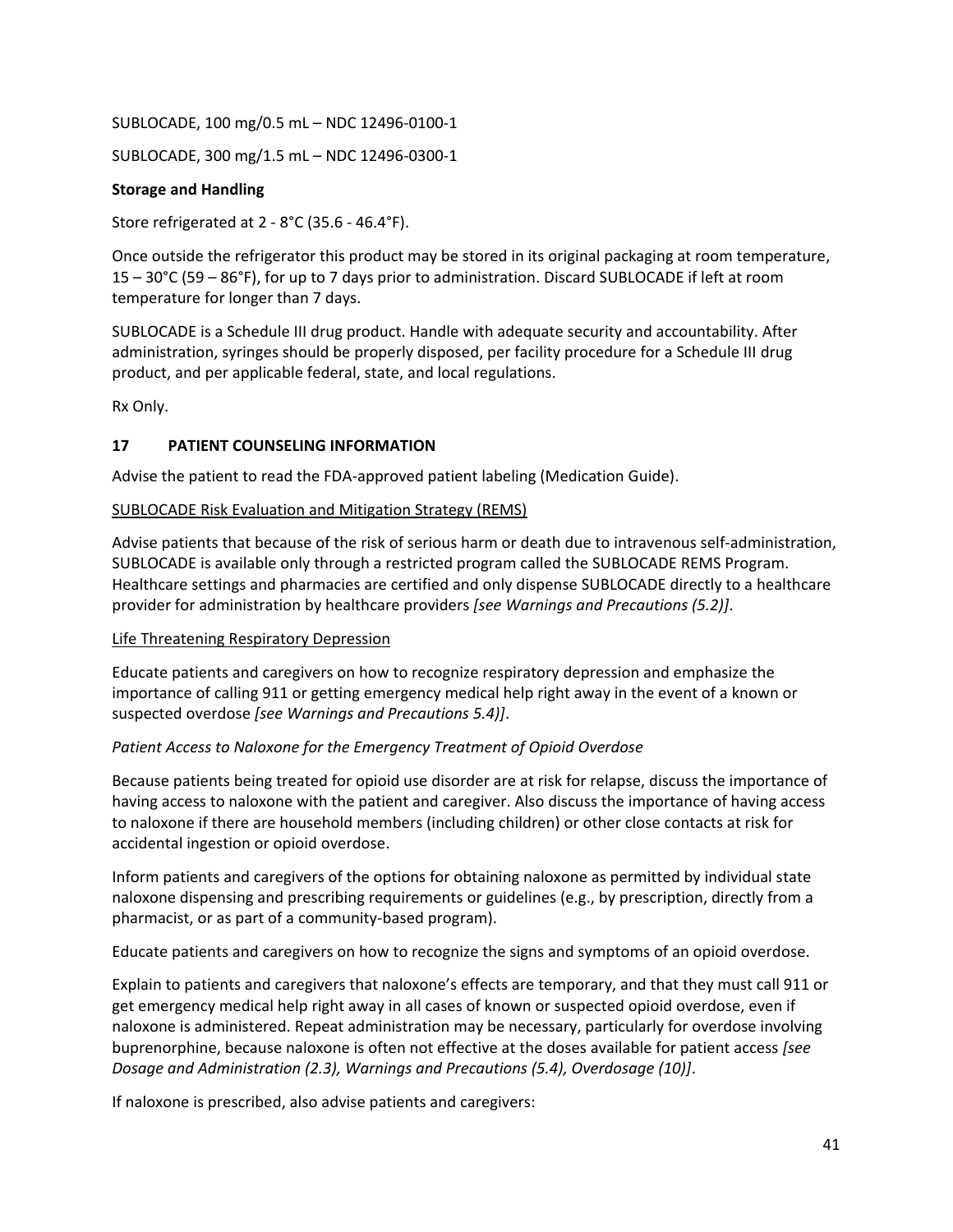SUBLOCADE, 100 mg/0.5 mL – NDC 12496-0100-1

SUBLOCADE, 300 mg/1.5 mL – NDC 12496-0300-1

**Storage and Handling**

Store refrigerated at 2 - 8°C (35.6 - 46.4°F).

Once outside the refrigerator this product may be stored in its original packaging at room temperature, 15 – 30°C (59 – 86°F), for up to 7 days prior to administration. Discard SUBLOCADE if left at room temperature for longer than 7 days.

SUBLOCADE is a Schedule III drug product. Handle with adequate security and accountability. After administration, syringes should be properly disposed, per facility procedure for a Schedule III drug product, and per applicable federal, state, and local regulations.

Rx Only.

## 17 PATIENT COUNSELING INFORMATION

Advise the patient to read the FDA-approved patient labeling (Medication Guide).

SUBLOCADE Risk Evaluation and Mitigation Strategy (REMS)

Advise patients that because of the risk of serious harm or death due to intravenous self-administration, SUBLOCADE is available only through a restricted program called the SUBLOCADE REMS Program. Healthcare settings and pharmacies are certified and only dispense SUBLOCADE directly to a healthcare provider for administration by healthcare providers *[see Warnings and Precautions (5.2)]*.

Life Threatening Respiratory Depression

Educate patients and caregivers on how to recognize respiratory depression and emphasize the importance of calling 911 or getting emergency medical help right away in the event of a known or suspected overdose *[see Warnings and Precautions 5.4)]*.

*Patient Access to Naloxone for the Emergency Treatment of Opioid Overdose*

Because patients being treated for opioid use disorder are at risk for relapse, discuss the importance of having access to naloxone with the patient and caregiver. Also discuss the importance of having access to naloxone if there are household members (including children) or other close contacts at risk for accidental ingestion or opioid overdose.

Inform patients and caregivers of the options for obtaining naloxone as permitted by individual state naloxone dispensing and prescribing requirements or guidelines (e.g., by prescription, directly from a pharmacist, or as part of a community-based program).

Educate patients and caregivers on how to recognize the signs and symptoms of an opioid overdose.

Explain to patients and caregivers that naloxone's effects are temporary, and that they must call 911 or get emergency medical help right away in all cases of known or suspected opioid overdose, even if naloxone is administered. Repeat administration may be necessary, particularly for overdose involving buprenorphine, because naloxone is often not effective at the doses available for patient access *[see Dosage and Administration (2.3), Warnings and Precautions (5.4), Overdosage (10)]*.

If naloxone is prescribed, also advise patients and caregivers: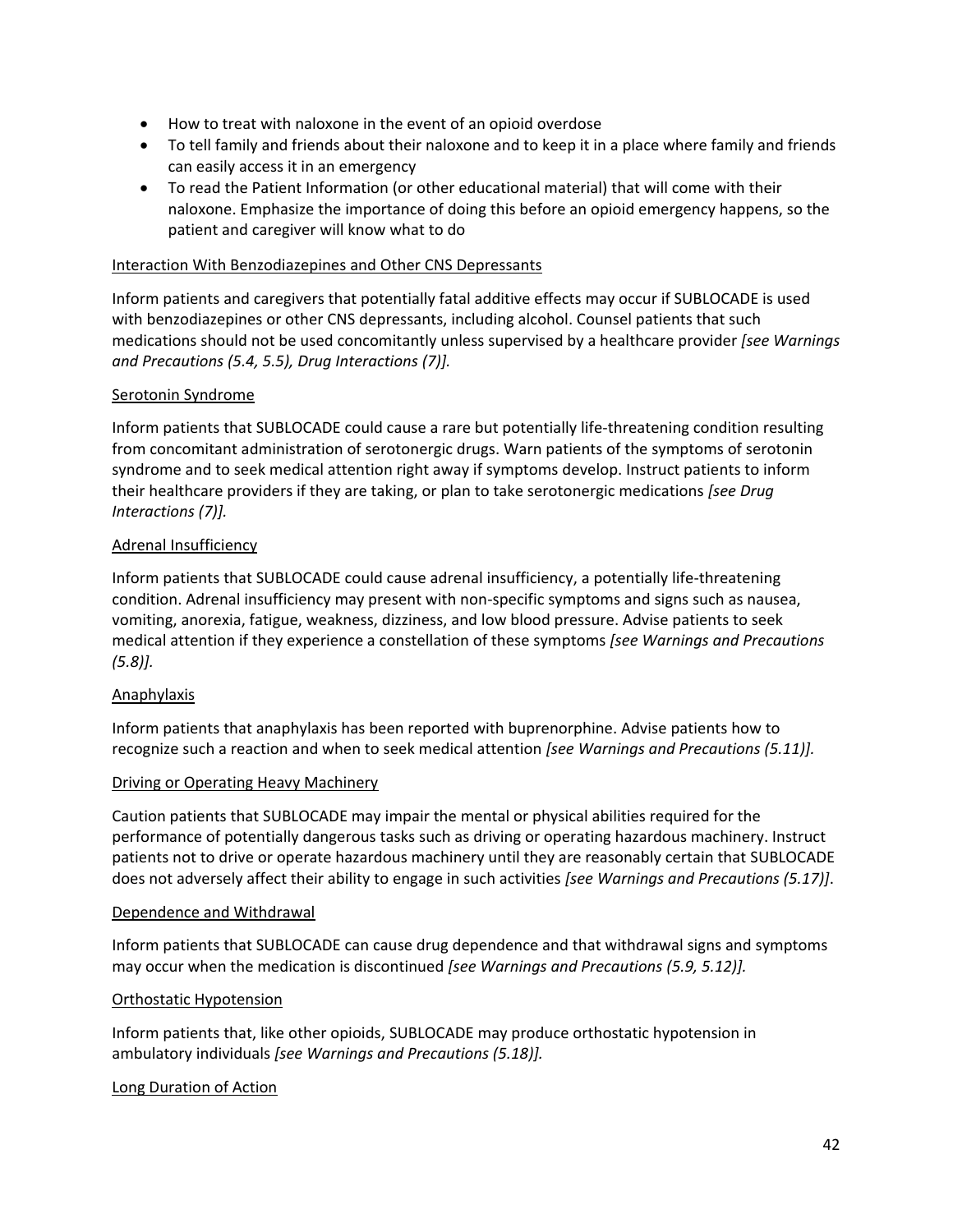- How to treat with naloxone in the event of an opioid overdose
- To tell family and friends about their naloxone and to keep it in a place where family and friends can easily access it in an emergency
- To read the Patient Information (or other educational material) that will come with their naloxone. Emphasize the importance of doing this before an opioid emergency happens, so the patient and caregiver will know what to do

Interaction With Benzodiazepines and Other CNS Depressants

Inform patients and caregivers that potentially fatal additive effects may occur if SUBLOCADE is used with benzodiazepines or other CNS depressants, including alcohol. Counsel patients that such medications should not be used concomitantly unless supervised by a healthcare provider *[see Warnings and Precautions (5.4, 5.5), Drug Interactions (7)].*

Serotonin Syndrome

Inform patients that SUBLOCADE could cause a rare but potentially life-threatening condition resulting from concomitant administration of serotonergic drugs. Warn patients of the symptoms of serotonin syndrome and to seek medical attention right away if symptoms develop. Instruct patients to inform their healthcare providers if they are taking, or plan to take serotonergic medications *[see Drug Interactions (7)].*

Adrenal Insufficiency

Inform patients that SUBLOCADE could cause adrenal insufficiency, a potentially life-threatening condition. Adrenal insufficiency may present with non-specific symptoms and signs such as nausea, vomiting, anorexia, fatigue, weakness, dizziness, and low blood pressure. Advise patients to seek medical attention if they experience a constellation of these symptoms *[see Warnings and Precautions (5.8)].*

Anaphylaxis

Inform patients that anaphylaxis has been reported with buprenorphine. Advise patients how to recognize such a reaction and when to seek medical attention *[see Warnings and Precautions (5.11)].*

Driving or Operating Heavy Machinery

Caution patients that SUBLOCADE may impair the mental or physical abilities required for the performance of potentially dangerous tasks such as driving or operating hazardous machinery. Instruct patients not to drive or operate hazardous machinery until they are reasonably certain that SUBLOCADE does not adversely affect their ability to engage in such activities *[see Warnings and Precautions (5.17)]*.

Dependence and Withdrawal

Inform patients that SUBLOCADE can cause drug dependence and that withdrawal signs and symptoms may occur when the medication is discontinued *[see Warnings and Precautions (5.9, 5.12)].*

Orthostatic Hypotension

Inform patients that, like other opioids, SUBLOCADE may produce orthostatic hypotension in ambulatory individuals *[see Warnings and Precautions (5.18)].*

Long Duration of Action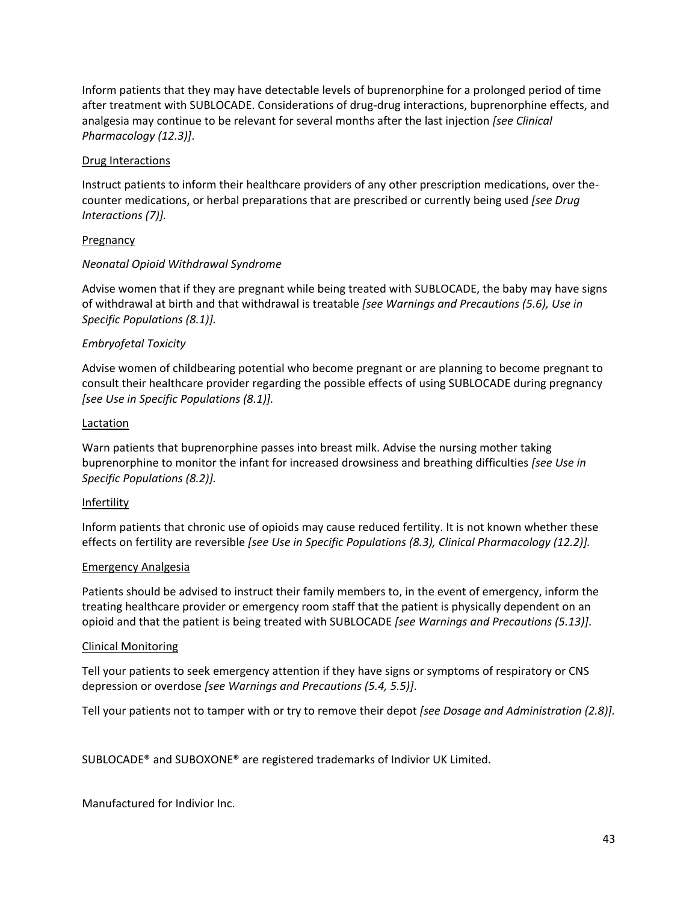Inform patients that they may have detectable levels of buprenorphine for a prolonged period of time after treatment with SUBLOCADE. Considerations of drug-drug interactions, buprenorphine effects, and analgesia may continue to be relevant for several months after the last injection *[see Clinical Pharmacology (12.3)]*.

<u>Drug Interactions</u>

Instruct patients to inform their healthcare providers of any other prescription medications, over the-counter medications, or herbal preparations that are prescribed or currently being used *[see Drug Interactions (7)].*

<u>Pregnancy</u>

*Neonatal Opioid Withdrawal Syndrome*

Advise women that if they are pregnant while being treated with SUBLOCADE, the baby may have signs of withdrawal at birth and that withdrawal is treatable *[see Warnings and Precautions (5.6), Use in Specific Populations (8.1)].*

*Embryofetal Toxicity*

Advise women of childbearing potential who become pregnant or are planning to become pregnant to consult their healthcare provider regarding the possible effects of using SUBLOCADE during pregnancy *[see Use in Specific Populations (8.1)].*

<u>Lactation</u>

Warn patients that buprenorphine passes into breast milk. Advise the nursing mother taking buprenorphine to monitor the infant for increased drowsiness and breathing difficulties *[see Use in Specific Populations (8.2)].*

<u>Infertility</u>

Inform patients that chronic use of opioids may cause reduced fertility. It is not known whether these effects on fertility are reversible *[see Use in Specific Populations (8.3), Clinical Pharmacology (12.2)].*

<u>Emergency Analgesia</u>

Patients should be advised to instruct their family members to, in the event of emergency, inform the treating healthcare provider or emergency room staff that the patient is physically dependent on an opioid and that the patient is being treated with SUBLOCADE *[see Warnings and Precautions (5.13)]*.

<u>Clinical Monitoring</u>

Tell your patients to seek emergency attention if they have signs or symptoms of respiratory or CNS depression or overdose *[see Warnings and Precautions (5.4, 5.5)]*.

Tell your patients not to tamper with or try to remove their depot *[see Dosage and Administration (2.8)].*

SUBLOCADE® and SUBOXONE® are registered trademarks of Indivior UK Limited.

Manufactured for Indivior Inc.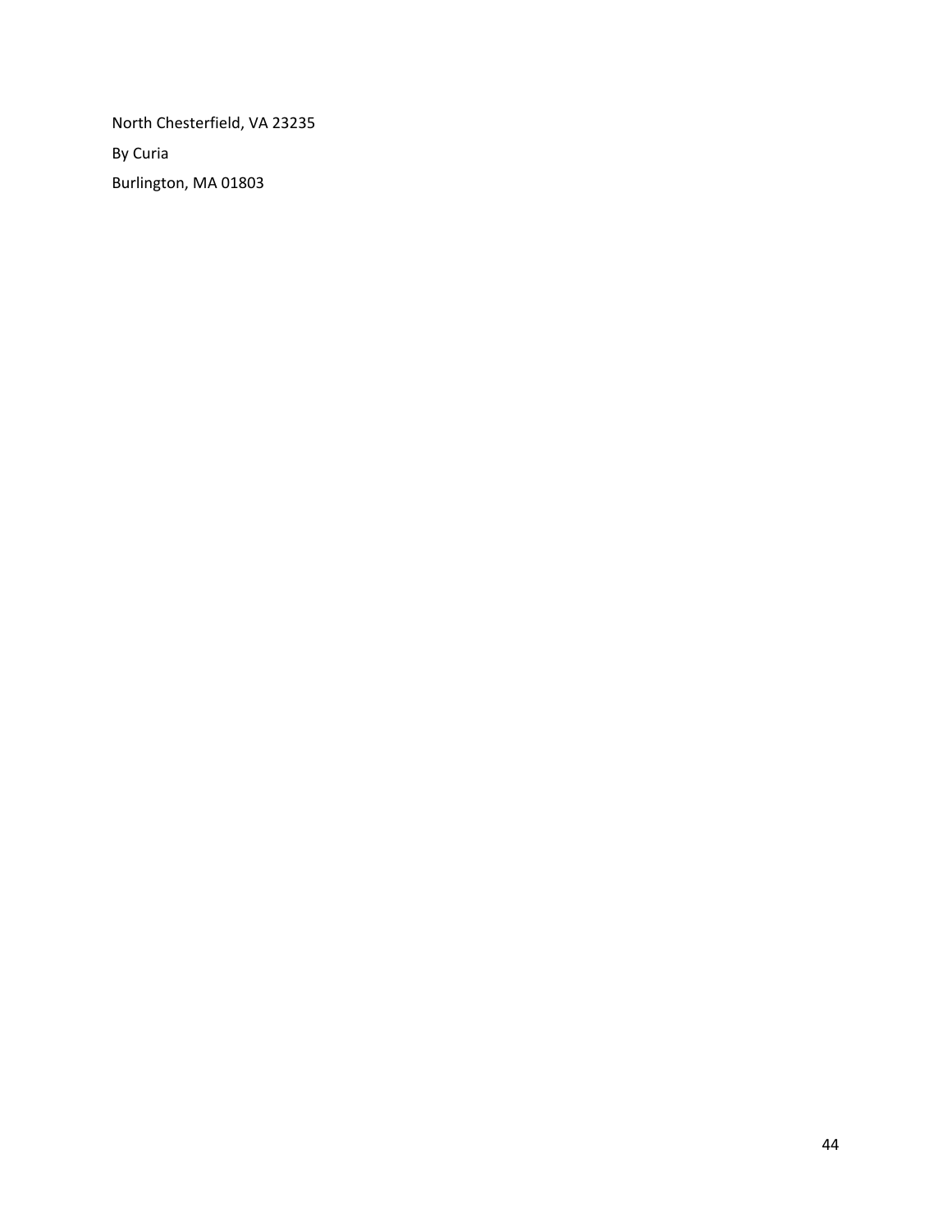North Chesterfield, VA 23235

By Curia

Burlington, MA 01803